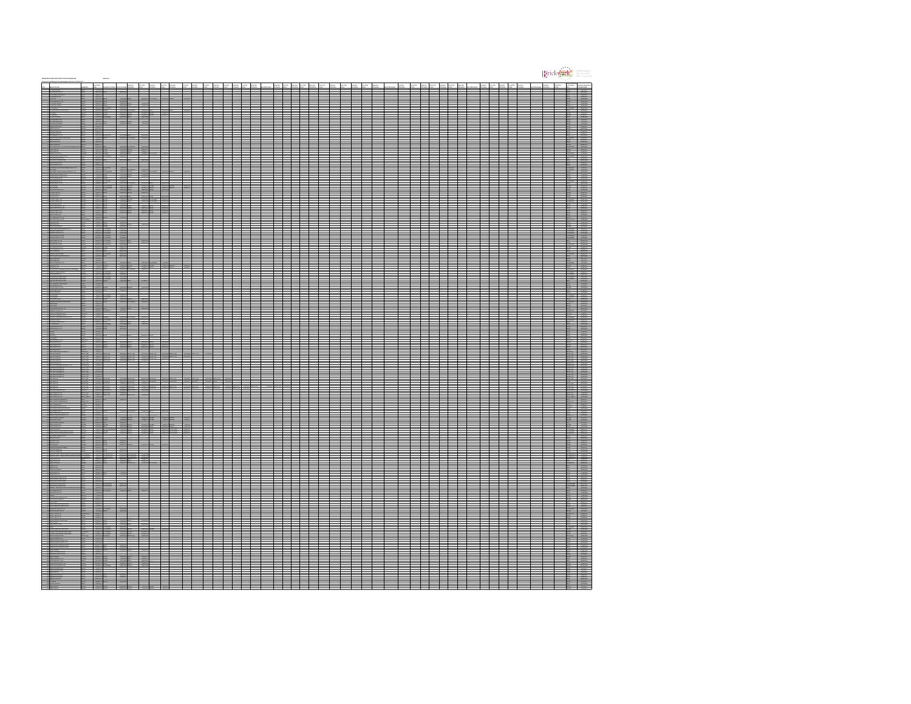|  |  |  | F. |   |        |  |  |  |  |  |  |  |  |  |  | <b>THE REAL</b> |
|--|--|--|----|---|--------|--|--|--|--|--|--|--|--|--|--|-----------------|
|  |  |  |    |   |        |  |  |  |  |  |  |  |  |  |  |                 |
|  |  |  |    |   |        |  |  |  |  |  |  |  |  |  |  |                 |
|  |  |  |    |   |        |  |  |  |  |  |  |  |  |  |  |                 |
|  |  |  |    |   |        |  |  |  |  |  |  |  |  |  |  |                 |
|  |  |  |    |   |        |  |  |  |  |  |  |  |  |  |  |                 |
|  |  |  |    |   |        |  |  |  |  |  |  |  |  |  |  |                 |
|  |  |  |    |   |        |  |  |  |  |  |  |  |  |  |  |                 |
|  |  |  |    |   |        |  |  |  |  |  |  |  |  |  |  |                 |
|  |  |  |    |   |        |  |  |  |  |  |  |  |  |  |  |                 |
|  |  |  |    |   |        |  |  |  |  |  |  |  |  |  |  |                 |
|  |  |  |    |   |        |  |  |  |  |  |  |  |  |  |  |                 |
|  |  |  |    |   |        |  |  |  |  |  |  |  |  |  |  |                 |
|  |  |  |    |   |        |  |  |  |  |  |  |  |  |  |  |                 |
|  |  |  |    |   |        |  |  |  |  |  |  |  |  |  |  |                 |
|  |  |  | ⊨  |   |        |  |  |  |  |  |  |  |  |  |  |                 |
|  |  |  | ╒  |   |        |  |  |  |  |  |  |  |  |  |  |                 |
|  |  |  |    |   |        |  |  |  |  |  |  |  |  |  |  |                 |
|  |  |  |    |   |        |  |  |  |  |  |  |  |  |  |  |                 |
|  |  |  | 華  |   |        |  |  |  |  |  |  |  |  |  |  |                 |
|  |  |  |    |   |        |  |  |  |  |  |  |  |  |  |  |                 |
|  |  |  |    |   |        |  |  |  |  |  |  |  |  |  |  |                 |
|  |  |  |    |   |        |  |  |  |  |  |  |  |  |  |  | HHHHHHH         |
|  |  |  |    |   |        |  |  |  |  |  |  |  |  |  |  |                 |
|  |  |  |    |   |        |  |  |  |  |  |  |  |  |  |  |                 |
|  |  |  |    |   |        |  |  |  |  |  |  |  |  |  |  |                 |
|  |  |  |    |   |        |  |  |  |  |  |  |  |  |  |  |                 |
|  |  |  |    |   |        |  |  |  |  |  |  |  |  |  |  |                 |
|  |  |  |    |   |        |  |  |  |  |  |  |  |  |  |  |                 |
|  |  |  |    |   |        |  |  |  |  |  |  |  |  |  |  |                 |
|  |  |  |    |   |        |  |  |  |  |  |  |  |  |  |  |                 |
|  |  |  |    |   |        |  |  |  |  |  |  |  |  |  |  |                 |
|  |  |  |    |   |        |  |  |  |  |  |  |  |  |  |  |                 |
|  |  |  |    |   |        |  |  |  |  |  |  |  |  |  |  | ≡               |
|  |  |  |    |   |        |  |  |  |  |  |  |  |  |  |  |                 |
|  |  |  |    |   |        |  |  |  |  |  |  |  |  |  |  |                 |
|  |  |  |    |   |        |  |  |  |  |  |  |  |  |  |  |                 |
|  |  |  |    |   |        |  |  |  |  |  |  |  |  |  |  |                 |
|  |  |  |    | Ī |        |  |  |  |  |  |  |  |  |  |  |                 |
|  |  |  |    |   |        |  |  |  |  |  |  |  |  |  |  |                 |
|  |  |  |    |   |        |  |  |  |  |  |  |  |  |  |  |                 |
|  |  |  |    |   |        |  |  |  |  |  |  |  |  |  |  |                 |
|  |  |  |    |   |        |  |  |  |  |  |  |  |  |  |  |                 |
|  |  |  |    |   |        |  |  |  |  |  |  |  |  |  |  |                 |
|  |  |  |    |   |        |  |  |  |  |  |  |  |  |  |  |                 |
|  |  |  |    |   |        |  |  |  |  |  |  |  |  |  |  |                 |
|  |  |  |    |   |        |  |  |  |  |  |  |  |  |  |  |                 |
|  |  |  |    |   |        |  |  |  |  |  |  |  |  |  |  |                 |
|  |  |  |    |   |        |  |  |  |  |  |  |  |  |  |  |                 |
|  |  |  |    |   |        |  |  |  |  |  |  |  |  |  |  |                 |
|  |  |  |    |   |        |  |  |  |  |  |  |  |  |  |  |                 |
|  |  |  |    |   |        |  |  |  |  |  |  |  |  |  |  |                 |
|  |  |  |    |   |        |  |  |  |  |  |  |  |  |  |  |                 |
|  |  |  |    |   |        |  |  |  |  |  |  |  |  |  |  |                 |
|  |  |  |    |   |        |  |  |  |  |  |  |  |  |  |  |                 |
|  |  |  |    |   |        |  |  |  |  |  |  |  |  |  |  |                 |
|  |  |  | ė  |   | Ŧ      |  |  |  |  |  |  |  |  |  |  |                 |
|  |  |  |    |   |        |  |  |  |  |  |  |  |  |  |  |                 |
|  |  |  |    |   |        |  |  |  |  |  |  |  |  |  |  |                 |
|  |  |  |    |   |        |  |  |  |  |  |  |  |  |  |  |                 |
|  |  |  |    |   |        |  |  |  |  |  |  |  |  |  |  |                 |
|  |  |  |    |   |        |  |  |  |  |  |  |  |  |  |  |                 |
|  |  |  |    |   |        |  |  |  |  |  |  |  |  |  |  |                 |
|  |  |  |    |   |        |  |  |  |  |  |  |  |  |  |  |                 |
|  |  |  |    |   |        |  |  |  |  |  |  |  |  |  |  |                 |
|  |  |  |    |   |        |  |  |  |  |  |  |  |  |  |  |                 |
|  |  |  |    |   |        |  |  |  |  |  |  |  |  |  |  |                 |
|  |  |  |    |   |        |  |  |  |  |  |  |  |  |  |  |                 |
|  |  |  |    |   |        |  |  |  |  |  |  |  |  |  |  |                 |
|  |  |  |    |   |        |  |  |  |  |  |  |  |  |  |  |                 |
|  |  |  |    |   |        |  |  |  |  |  |  |  |  |  |  |                 |
|  |  |  |    |   |        |  |  |  |  |  |  |  |  |  |  |                 |
|  |  |  |    |   |        |  |  |  |  |  |  |  |  |  |  |                 |
|  |  |  |    |   |        |  |  |  |  |  |  |  |  |  |  |                 |
|  |  |  |    |   |        |  |  |  |  |  |  |  |  |  |  |                 |
|  |  |  |    |   |        |  |  |  |  |  |  |  |  |  |  |                 |
|  |  |  |    |   |        |  |  |  |  |  |  |  |  |  |  |                 |
|  |  |  |    |   |        |  |  |  |  |  |  |  |  |  |  |                 |
|  |  |  |    |   |        |  |  |  |  |  |  |  |  |  |  |                 |
|  |  |  |    |   |        |  |  |  |  |  |  |  |  |  |  |                 |
|  |  |  |    |   |        |  |  |  |  |  |  |  |  |  |  |                 |
|  |  |  |    |   |        |  |  |  |  |  |  |  |  |  |  |                 |
|  |  |  |    |   |        |  |  |  |  |  |  |  |  |  |  |                 |
|  |  |  |    |   |        |  |  |  |  |  |  |  |  |  |  |                 |
|  |  |  |    |   |        |  |  |  |  |  |  |  |  |  |  |                 |
|  |  |  |    |   |        |  |  |  |  |  |  |  |  |  |  |                 |
|  |  |  |    |   |        |  |  |  |  |  |  |  |  |  |  |                 |
|  |  |  |    |   |        |  |  |  |  |  |  |  |  |  |  |                 |
|  |  |  |    |   |        |  |  |  |  |  |  |  |  |  |  |                 |
|  |  |  |    |   |        |  |  |  |  |  |  |  |  |  |  |                 |
|  |  |  |    |   |        |  |  |  |  |  |  |  |  |  |  |                 |
|  |  |  |    |   |        |  |  |  |  |  |  |  |  |  |  |                 |
|  |  |  |    |   |        |  |  |  |  |  |  |  |  |  |  |                 |
|  |  |  |    |   |        |  |  |  |  |  |  |  |  |  |  |                 |
|  |  |  |    |   |        |  |  |  |  |  |  |  |  |  |  |                 |
|  |  |  |    | I | i<br>I |  |  |  |  |  |  |  |  |  |  |                 |
|  |  |  |    |   |        |  |  |  |  |  |  |  |  |  |  |                 |

**Ratings Outstanding**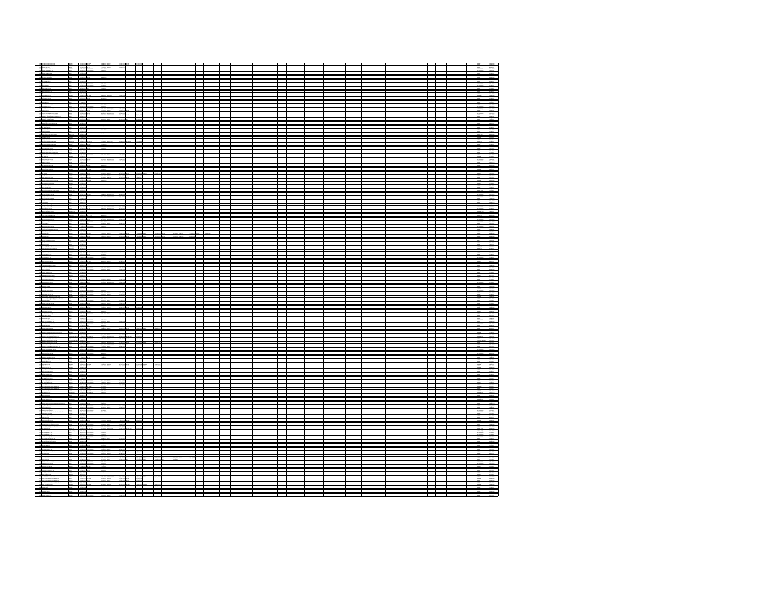|  |  |          |  | $\equiv$ |  |  |  |  |  |  |  |  |  |  |  |  |
|--|--|----------|--|----------|--|--|--|--|--|--|--|--|--|--|--|--|
|  |  |          |  |          |  |  |  |  |  |  |  |  |  |  |  |  |
|  |  |          |  |          |  |  |  |  |  |  |  |  |  |  |  |  |
|  |  |          |  |          |  |  |  |  |  |  |  |  |  |  |  |  |
|  |  |          |  |          |  |  |  |  |  |  |  |  |  |  |  |  |
|  |  |          |  |          |  |  |  |  |  |  |  |  |  |  |  |  |
|  |  |          |  |          |  |  |  |  |  |  |  |  |  |  |  |  |
|  |  |          |  |          |  |  |  |  |  |  |  |  |  |  |  |  |
|  |  |          |  |          |  |  |  |  |  |  |  |  |  |  |  |  |
|  |  |          |  |          |  |  |  |  |  |  |  |  |  |  |  |  |
|  |  |          |  |          |  |  |  |  |  |  |  |  |  |  |  |  |
|  |  |          |  |          |  |  |  |  |  |  |  |  |  |  |  |  |
|  |  |          |  |          |  |  |  |  |  |  |  |  |  |  |  |  |
|  |  |          |  |          |  |  |  |  |  |  |  |  |  |  |  |  |
|  |  |          |  |          |  |  |  |  |  |  |  |  |  |  |  |  |
|  |  |          |  |          |  |  |  |  |  |  |  |  |  |  |  |  |
|  |  |          |  |          |  |  |  |  |  |  |  |  |  |  |  |  |
|  |  |          |  |          |  |  |  |  |  |  |  |  |  |  |  |  |
|  |  |          |  |          |  |  |  |  |  |  |  |  |  |  |  |  |
|  |  |          |  |          |  |  |  |  |  |  |  |  |  |  |  |  |
|  |  |          |  |          |  |  |  |  |  |  |  |  |  |  |  |  |
|  |  |          |  |          |  |  |  |  |  |  |  |  |  |  |  |  |
|  |  |          |  |          |  |  |  |  |  |  |  |  |  |  |  |  |
|  |  |          |  |          |  |  |  |  |  |  |  |  |  |  |  |  |
|  |  |          |  |          |  |  |  |  |  |  |  |  |  |  |  |  |
|  |  |          |  |          |  |  |  |  |  |  |  |  |  |  |  |  |
|  |  |          |  |          |  |  |  |  |  |  |  |  |  |  |  |  |
|  |  |          |  |          |  |  |  |  |  |  |  |  |  |  |  |  |
|  |  |          |  |          |  |  |  |  |  |  |  |  |  |  |  |  |
|  |  |          |  |          |  |  |  |  |  |  |  |  |  |  |  |  |
|  |  |          |  |          |  |  |  |  |  |  |  |  |  |  |  |  |
|  |  |          |  |          |  |  |  |  |  |  |  |  |  |  |  |  |
|  |  |          |  |          |  |  |  |  |  |  |  |  |  |  |  |  |
|  |  |          |  |          |  |  |  |  |  |  |  |  |  |  |  |  |
|  |  |          |  |          |  |  |  |  |  |  |  |  |  |  |  |  |
|  |  |          |  |          |  |  |  |  |  |  |  |  |  |  |  |  |
|  |  |          |  |          |  |  |  |  |  |  |  |  |  |  |  |  |
|  |  |          |  |          |  |  |  |  |  |  |  |  |  |  |  |  |
|  |  |          |  |          |  |  |  |  |  |  |  |  |  |  |  |  |
|  |  |          |  |          |  |  |  |  |  |  |  |  |  |  |  |  |
|  |  |          |  |          |  |  |  |  |  |  |  |  |  |  |  |  |
|  |  |          |  |          |  |  |  |  |  |  |  |  |  |  |  |  |
|  |  |          |  |          |  |  |  |  |  |  |  |  |  |  |  |  |
|  |  |          |  |          |  |  |  |  |  |  |  |  |  |  |  |  |
|  |  |          |  |          |  |  |  |  |  |  |  |  |  |  |  |  |
|  |  |          |  |          |  |  |  |  |  |  |  |  |  |  |  |  |
|  |  |          |  |          |  |  |  |  |  |  |  |  |  |  |  |  |
|  |  |          |  |          |  |  |  |  |  |  |  |  |  |  |  |  |
|  |  |          |  |          |  |  |  |  |  |  |  |  |  |  |  |  |
|  |  |          |  |          |  |  |  |  |  |  |  |  |  |  |  |  |
|  |  |          |  |          |  |  |  |  |  |  |  |  |  |  |  |  |
|  |  |          |  |          |  |  |  |  |  |  |  |  |  |  |  |  |
|  |  |          |  |          |  |  |  |  |  |  |  |  |  |  |  |  |
|  |  |          |  |          |  |  |  |  |  |  |  |  |  |  |  |  |
|  |  |          |  |          |  |  |  |  |  |  |  |  |  |  |  |  |
|  |  |          |  |          |  |  |  |  |  |  |  |  |  |  |  |  |
|  |  |          |  |          |  |  |  |  |  |  |  |  |  |  |  |  |
|  |  |          |  |          |  |  |  |  |  |  |  |  |  |  |  |  |
|  |  | $\equiv$ |  |          |  |  |  |  |  |  |  |  |  |  |  |  |
|  |  |          |  |          |  |  |  |  |  |  |  |  |  |  |  |  |
|  |  |          |  |          |  |  |  |  |  |  |  |  |  |  |  |  |
|  |  |          |  |          |  |  |  |  |  |  |  |  |  |  |  |  |
|  |  |          |  |          |  |  |  |  |  |  |  |  |  |  |  |  |
|  |  |          |  |          |  |  |  |  |  |  |  |  |  |  |  |  |
|  |  |          |  |          |  |  |  |  |  |  |  |  |  |  |  |  |
|  |  |          |  |          |  |  |  |  |  |  |  |  |  |  |  |  |
|  |  |          |  |          |  |  |  |  |  |  |  |  |  |  |  |  |
|  |  |          |  |          |  |  |  |  |  |  |  |  |  |  |  |  |
|  |  |          |  |          |  |  |  |  |  |  |  |  |  |  |  |  |
|  |  |          |  |          |  |  |  |  |  |  |  |  |  |  |  |  |
|  |  |          |  |          |  |  |  |  |  |  |  |  |  |  |  |  |
|  |  |          |  |          |  |  |  |  |  |  |  |  |  |  |  |  |
|  |  |          |  |          |  |  |  |  |  |  |  |  |  |  |  |  |
|  |  |          |  |          |  |  |  |  |  |  |  |  |  |  |  |  |
|  |  |          |  |          |  |  |  |  |  |  |  |  |  |  |  |  |
|  |  |          |  |          |  |  |  |  |  |  |  |  |  |  |  |  |
|  |  |          |  |          |  |  |  |  |  |  |  |  |  |  |  |  |
|  |  |          |  |          |  |  |  |  |  |  |  |  |  |  |  |  |
|  |  |          |  |          |  |  |  |  |  |  |  |  |  |  |  |  |
|  |  |          |  |          |  |  |  |  |  |  |  |  |  |  |  |  |
|  |  |          |  |          |  |  |  |  |  |  |  |  |  |  |  |  |
|  |  |          |  |          |  |  |  |  |  |  |  |  |  |  |  |  |
|  |  |          |  |          |  |  |  |  |  |  |  |  |  |  |  |  |
|  |  |          |  |          |  |  |  |  |  |  |  |  |  |  |  |  |
|  |  |          |  |          |  |  |  |  |  |  |  |  |  |  |  |  |
|  |  |          |  |          |  |  |  |  |  |  |  |  |  |  |  |  |
|  |  |          |  |          |  |  |  |  |  |  |  |  |  |  |  |  |
|  |  |          |  |          |  |  |  |  |  |  |  |  |  |  |  |  |
|  |  |          |  |          |  |  |  |  |  |  |  |  |  |  |  |  |
|  |  |          |  |          |  |  |  |  |  |  |  |  |  |  |  |  |
|  |  |          |  |          |  |  |  |  |  |  |  |  |  |  |  |  |
|  |  |          |  |          |  |  |  |  |  |  |  |  |  |  |  |  |
|  |  |          |  |          |  |  |  |  |  |  |  |  |  |  |  |  |
|  |  |          |  |          |  |  |  |  |  |  |  |  |  |  |  |  |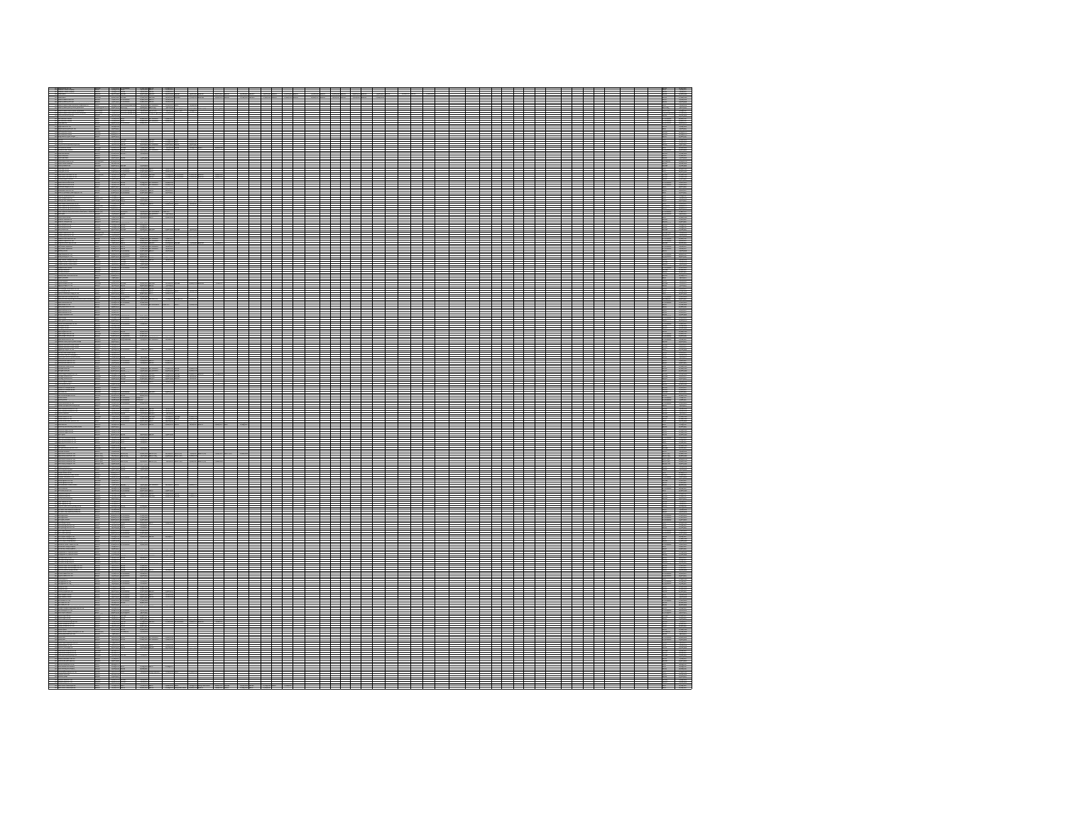|  |  |  |  |  |  |  | == |  |  |  |  |  |
|--|--|--|--|--|--|--|----|--|--|--|--|--|
|  |  |  |  |  |  |  |    |  |  |  |  |  |
|  |  |  |  |  |  |  |    |  |  |  |  |  |
|  |  |  |  |  |  |  |    |  |  |  |  |  |
|  |  |  |  |  |  |  |    |  |  |  |  |  |
|  |  |  |  |  |  |  |    |  |  |  |  |  |
|  |  |  |  |  |  |  |    |  |  |  |  |  |
|  |  |  |  |  |  |  |    |  |  |  |  |  |
|  |  |  |  |  |  |  |    |  |  |  |  |  |
|  |  |  |  |  |  |  |    |  |  |  |  |  |
|  |  |  |  |  |  |  |    |  |  |  |  |  |
|  |  |  |  |  |  |  |    |  |  |  |  |  |
|  |  |  |  |  |  |  |    |  |  |  |  |  |
|  |  |  |  |  |  |  |    |  |  |  |  |  |
|  |  |  |  |  |  |  |    |  |  |  |  |  |
|  |  |  |  |  |  |  |    |  |  |  |  |  |
|  |  |  |  |  |  |  |    |  |  |  |  |  |
|  |  |  |  |  |  |  |    |  |  |  |  |  |
|  |  |  |  |  |  |  |    |  |  |  |  |  |
|  |  |  |  |  |  |  |    |  |  |  |  |  |
|  |  |  |  |  |  |  |    |  |  |  |  |  |
|  |  |  |  |  |  |  |    |  |  |  |  |  |
|  |  |  |  |  |  |  |    |  |  |  |  |  |
|  |  |  |  |  |  |  |    |  |  |  |  |  |
|  |  |  |  |  |  |  |    |  |  |  |  |  |
|  |  |  |  |  |  |  |    |  |  |  |  |  |
|  |  |  |  |  |  |  |    |  |  |  |  |  |
|  |  |  |  |  |  |  |    |  |  |  |  |  |
|  |  |  |  |  |  |  |    |  |  |  |  |  |
|  |  |  |  |  |  |  |    |  |  |  |  |  |
|  |  |  |  |  |  |  |    |  |  |  |  |  |
|  |  |  |  |  |  |  |    |  |  |  |  |  |
|  |  |  |  |  |  |  |    |  |  |  |  |  |
|  |  |  |  |  |  |  |    |  |  |  |  |  |
|  |  |  |  |  |  |  |    |  |  |  |  |  |
|  |  |  |  |  |  |  |    |  |  |  |  |  |
|  |  |  |  |  |  |  |    |  |  |  |  |  |
|  |  |  |  |  |  |  |    |  |  |  |  |  |
|  |  |  |  |  |  |  |    |  |  |  |  |  |
|  |  |  |  |  |  |  |    |  |  |  |  |  |
|  |  |  |  |  |  |  |    |  |  |  |  |  |
|  |  |  |  |  |  |  |    |  |  |  |  |  |
|  |  |  |  |  |  |  |    |  |  |  |  |  |
|  |  |  |  |  |  |  |    |  |  |  |  |  |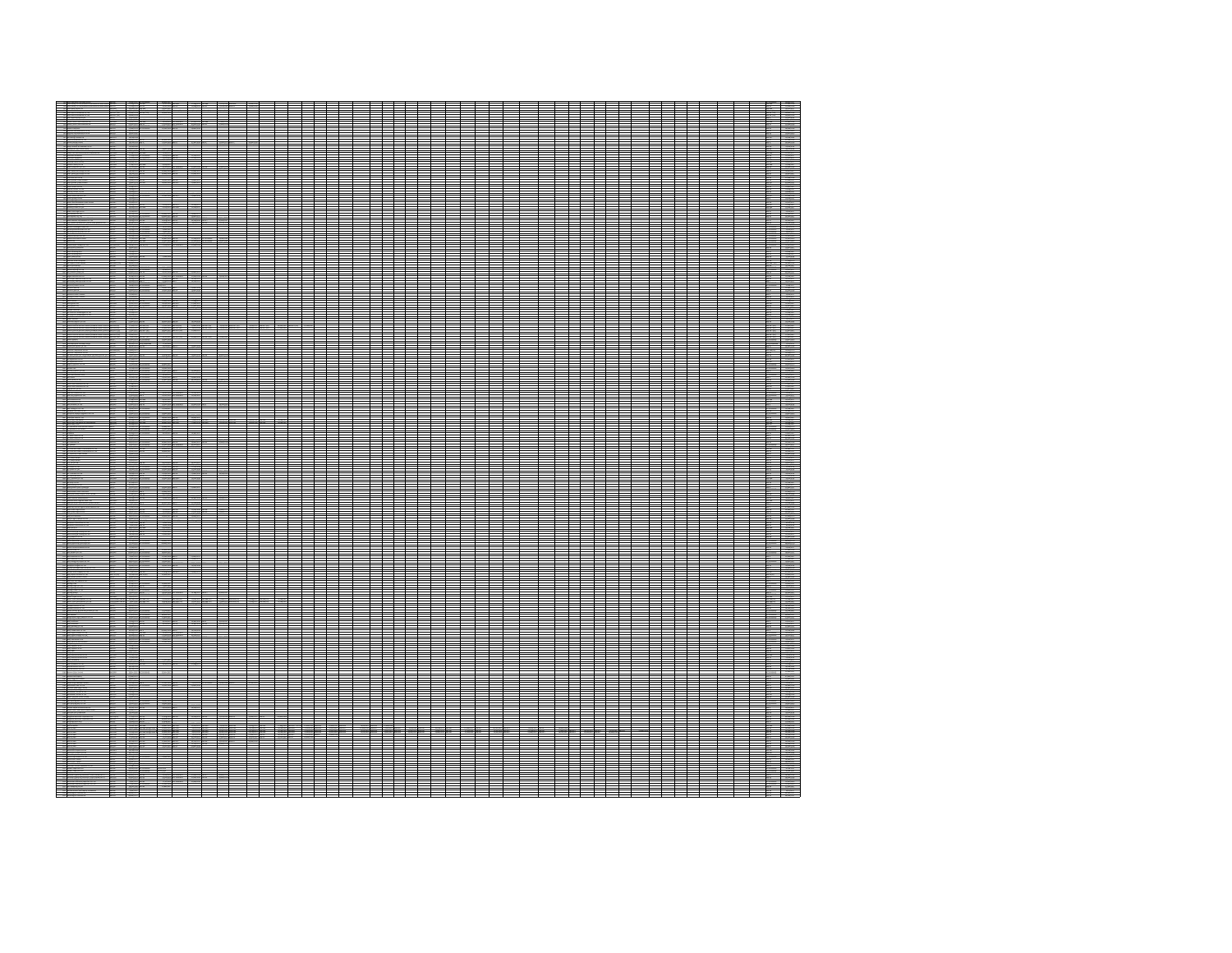| H |   |  |               |  |  |  |  |  |  |    |  |  |   |  |
|---|---|--|---------------|--|--|--|--|--|--|----|--|--|---|--|
|   |   |  |               |  |  |  |  |  |  |    |  |  | ≣ |  |
|   |   |  |               |  |  |  |  |  |  |    |  |  |   |  |
|   |   |  |               |  |  |  |  |  |  |    |  |  |   |  |
|   |   |  |               |  |  |  |  |  |  |    |  |  |   |  |
|   |   |  |               |  |  |  |  |  |  |    |  |  |   |  |
|   |   |  |               |  |  |  |  |  |  |    |  |  |   |  |
|   |   |  |               |  |  |  |  |  |  |    |  |  |   |  |
|   |   |  |               |  |  |  |  |  |  |    |  |  |   |  |
|   |   |  |               |  |  |  |  |  |  |    |  |  |   |  |
|   |   |  |               |  |  |  |  |  |  |    |  |  |   |  |
|   |   |  |               |  |  |  |  |  |  |    |  |  |   |  |
|   |   |  |               |  |  |  |  |  |  |    |  |  |   |  |
|   |   |  |               |  |  |  |  |  |  |    |  |  |   |  |
|   |   |  |               |  |  |  |  |  |  |    |  |  |   |  |
|   |   |  |               |  |  |  |  |  |  |    |  |  |   |  |
|   |   |  |               |  |  |  |  |  |  |    |  |  |   |  |
|   |   |  |               |  |  |  |  |  |  |    |  |  |   |  |
|   |   |  |               |  |  |  |  |  |  |    |  |  |   |  |
|   |   |  |               |  |  |  |  |  |  |    |  |  |   |  |
|   |   |  |               |  |  |  |  |  |  |    |  |  |   |  |
|   |   |  |               |  |  |  |  |  |  |    |  |  |   |  |
|   |   |  |               |  |  |  |  |  |  |    |  |  |   |  |
|   |   |  |               |  |  |  |  |  |  |    |  |  |   |  |
|   |   |  |               |  |  |  |  |  |  |    |  |  |   |  |
|   |   |  |               |  |  |  |  |  |  |    |  |  |   |  |
|   |   |  |               |  |  |  |  |  |  |    |  |  |   |  |
|   |   |  |               |  |  |  |  |  |  |    |  |  |   |  |
|   | N |  | $\frac{1}{2}$ |  |  |  |  |  |  |    |  |  |   |  |
|   |   |  |               |  |  |  |  |  |  |    |  |  |   |  |
|   |   |  |               |  |  |  |  |  |  |    |  |  |   |  |
|   |   |  |               |  |  |  |  |  |  |    |  |  |   |  |
|   |   |  |               |  |  |  |  |  |  |    |  |  |   |  |
|   |   |  |               |  |  |  |  |  |  |    |  |  |   |  |
|   |   |  |               |  |  |  |  |  |  | —— |  |  |   |  |
|   |   |  |               |  |  |  |  |  |  |    |  |  |   |  |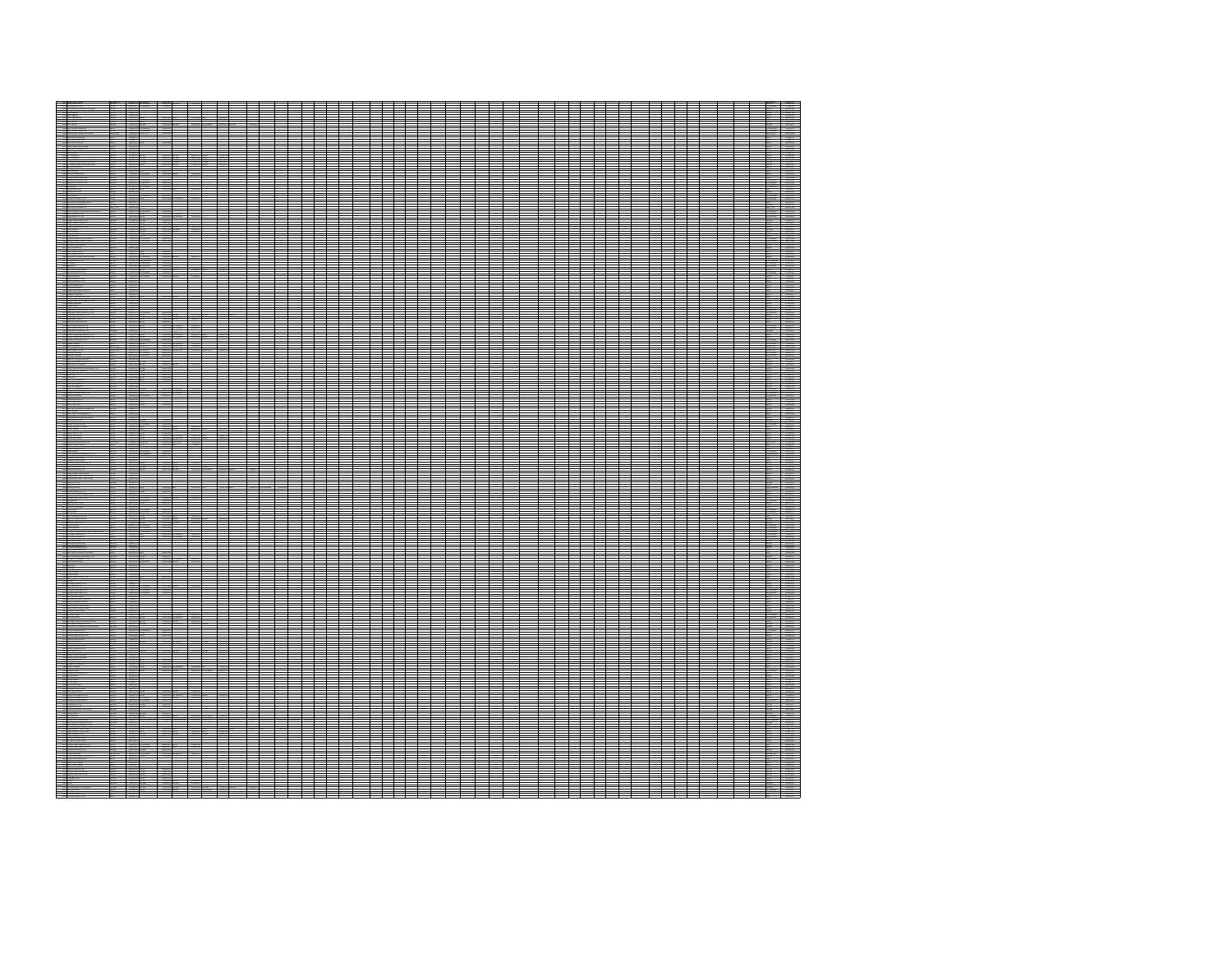| ═ | -22 |  |  |  |  |  |  |  |
|---|-----|--|--|--|--|--|--|--|
|   |     |  |  |  |  |  |  |  |
|   |     |  |  |  |  |  |  |  |
|   |     |  |  |  |  |  |  |  |
|   |     |  |  |  |  |  |  |  |
|   |     |  |  |  |  |  |  |  |
|   |     |  |  |  |  |  |  |  |
|   |     |  |  |  |  |  |  |  |
|   |     |  |  |  |  |  |  |  |
| Ħ |     |  |  |  |  |  |  |  |
|   |     |  |  |  |  |  |  |  |
|   |     |  |  |  |  |  |  |  |
|   |     |  |  |  |  |  |  |  |
|   |     |  |  |  |  |  |  |  |
|   |     |  |  |  |  |  |  |  |
|   |     |  |  |  |  |  |  |  |
|   |     |  |  |  |  |  |  |  |
|   |     |  |  |  |  |  |  |  |
|   |     |  |  |  |  |  |  |  |
|   |     |  |  |  |  |  |  |  |
|   |     |  |  |  |  |  |  |  |
|   |     |  |  |  |  |  |  |  |
|   |     |  |  |  |  |  |  |  |
|   |     |  |  |  |  |  |  |  |
|   |     |  |  |  |  |  |  |  |
|   |     |  |  |  |  |  |  |  |
|   |     |  |  |  |  |  |  |  |
|   |     |  |  |  |  |  |  |  |
|   |     |  |  |  |  |  |  |  |
|   |     |  |  |  |  |  |  |  |
|   |     |  |  |  |  |  |  |  |
|   |     |  |  |  |  |  |  |  |
|   |     |  |  |  |  |  |  |  |
|   |     |  |  |  |  |  |  |  |
|   |     |  |  |  |  |  |  |  |
|   |     |  |  |  |  |  |  |  |
|   |     |  |  |  |  |  |  |  |
|   |     |  |  |  |  |  |  |  |
|   |     |  |  |  |  |  |  |  |
|   |     |  |  |  |  |  |  |  |
|   |     |  |  |  |  |  |  |  |
|   |     |  |  |  |  |  |  |  |
|   |     |  |  |  |  |  |  |  |
|   |     |  |  |  |  |  |  |  |
|   |     |  |  |  |  |  |  |  |
|   |     |  |  |  |  |  |  |  |
|   |     |  |  |  |  |  |  |  |
|   |     |  |  |  |  |  |  |  |
|   |     |  |  |  |  |  |  |  |
|   |     |  |  |  |  |  |  |  |
|   |     |  |  |  |  |  |  |  |
|   |     |  |  |  |  |  |  |  |
|   |     |  |  |  |  |  |  |  |
|   |     |  |  |  |  |  |  |  |
|   |     |  |  |  |  |  |  |  |
|   |     |  |  |  |  |  |  |  |
|   |     |  |  |  |  |  |  |  |
|   |     |  |  |  |  |  |  |  |
|   |     |  |  |  |  |  |  |  |
|   |     |  |  |  |  |  |  |  |
|   |     |  |  |  |  |  |  |  |
|   |     |  |  |  |  |  |  |  |
|   |     |  |  |  |  |  |  |  |
|   |     |  |  |  |  |  |  |  |
|   |     |  |  |  |  |  |  |  |
|   |     |  |  |  |  |  |  |  |
|   |     |  |  |  |  |  |  |  |
|   |     |  |  |  |  |  |  |  |
|   |     |  |  |  |  |  |  |  |
|   |     |  |  |  |  |  |  |  |
|   |     |  |  |  |  |  |  |  |
|   |     |  |  |  |  |  |  |  |
|   |     |  |  |  |  |  |  |  |
|   |     |  |  |  |  |  |  |  |
|   |     |  |  |  |  |  |  |  |
|   |     |  |  |  |  |  |  |  |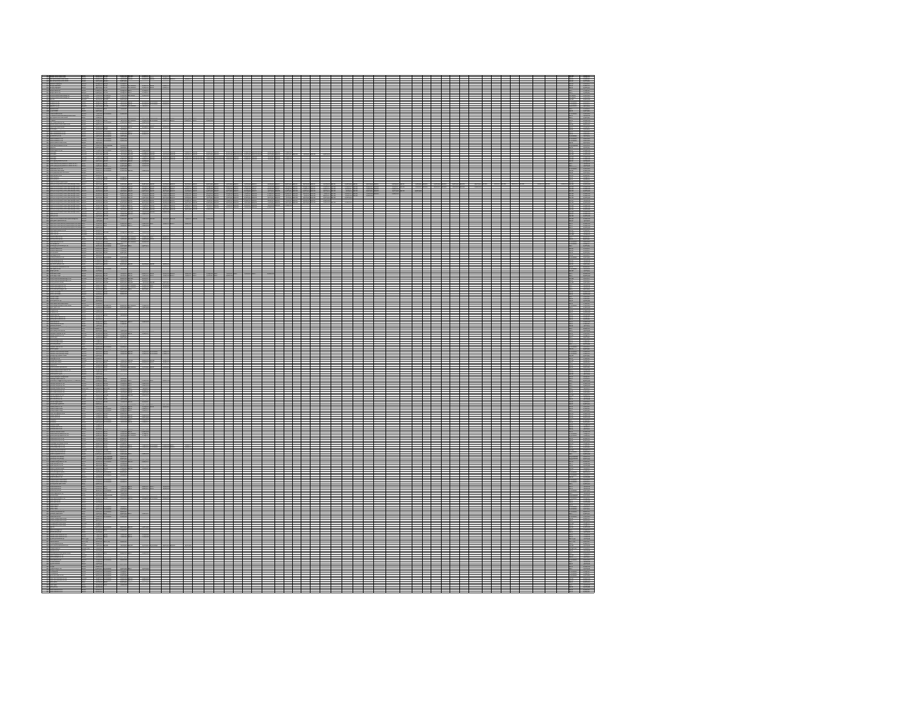|   | <b>Burney Box</b><br>Burney Box<br>Burney Box<br>≕ | ۳ |        |   |  |   |  |  |  |    |  |  |  |
|---|----------------------------------------------------|---|--------|---|--|---|--|--|--|----|--|--|--|
|   |                                                    |   |        |   |  |   |  |  |  |    |  |  |  |
|   |                                                    |   |        |   |  |   |  |  |  |    |  |  |  |
|   |                                                    | ╺ | –<br>╼ | — |  | ▀ |  |  |  |    |  |  |  |
|   |                                                    |   |        |   |  |   |  |  |  |    |  |  |  |
| 蘯 |                                                    |   |        |   |  |   |  |  |  |    |  |  |  |
|   |                                                    |   |        |   |  |   |  |  |  |    |  |  |  |
|   |                                                    |   |        |   |  |   |  |  |  |    |  |  |  |
|   |                                                    |   |        |   |  |   |  |  |  |    |  |  |  |
|   |                                                    |   |        |   |  |   |  |  |  |    |  |  |  |
|   | $\frac{1}{2}$                                      |   |        |   |  |   |  |  |  |    |  |  |  |
|   | æ                                                  |   |        |   |  |   |  |  |  |    |  |  |  |
|   |                                                    | Ц |        |   |  |   |  |  |  |    |  |  |  |
|   |                                                    |   |        |   |  |   |  |  |  |    |  |  |  |
|   |                                                    |   |        |   |  |   |  |  |  |    |  |  |  |
|   |                                                    |   |        |   |  |   |  |  |  |    |  |  |  |
|   |                                                    |   |        |   |  |   |  |  |  |    |  |  |  |
| W |                                                    |   |        |   |  |   |  |  |  |    |  |  |  |
| K |                                                    |   |        |   |  |   |  |  |  | ÷. |  |  |  |
|   |                                                    |   |        |   |  |   |  |  |  |    |  |  |  |
|   |                                                    |   |        |   |  |   |  |  |  |    |  |  |  |
|   |                                                    |   |        |   |  |   |  |  |  |    |  |  |  |
|   |                                                    |   |        |   |  |   |  |  |  |    |  |  |  |
|   |                                                    |   |        |   |  |   |  |  |  |    |  |  |  |
|   |                                                    |   |        |   |  |   |  |  |  |    |  |  |  |
|   |                                                    |   |        |   |  |   |  |  |  |    |  |  |  |
|   |                                                    |   |        |   |  |   |  |  |  |    |  |  |  |
|   |                                                    |   |        |   |  |   |  |  |  |    |  |  |  |
|   |                                                    |   |        |   |  |   |  |  |  |    |  |  |  |
|   |                                                    |   |        |   |  |   |  |  |  |    |  |  |  |
|   |                                                    |   |        |   |  |   |  |  |  |    |  |  |  |
|   |                                                    |   |        |   |  |   |  |  |  |    |  |  |  |
|   |                                                    |   |        |   |  |   |  |  |  |    |  |  |  |
|   |                                                    |   |        |   |  |   |  |  |  |    |  |  |  |
|   |                                                    |   |        |   |  |   |  |  |  |    |  |  |  |
|   |                                                    |   |        |   |  |   |  |  |  |    |  |  |  |
|   |                                                    |   |        |   |  |   |  |  |  |    |  |  |  |
|   |                                                    |   |        |   |  |   |  |  |  |    |  |  |  |
|   |                                                    |   |        |   |  |   |  |  |  |    |  |  |  |
|   |                                                    |   |        |   |  |   |  |  |  |    |  |  |  |
|   |                                                    |   |        |   |  |   |  |  |  |    |  |  |  |
|   |                                                    |   |        |   |  |   |  |  |  |    |  |  |  |
|   |                                                    |   |        |   |  |   |  |  |  |    |  |  |  |
|   |                                                    |   |        |   |  |   |  |  |  |    |  |  |  |
|   |                                                    |   |        |   |  |   |  |  |  |    |  |  |  |
|   |                                                    |   |        |   |  |   |  |  |  |    |  |  |  |
|   |                                                    |   |        |   |  |   |  |  |  |    |  |  |  |
|   |                                                    |   |        |   |  |   |  |  |  |    |  |  |  |
|   |                                                    |   |        |   |  |   |  |  |  |    |  |  |  |
|   |                                                    |   |        |   |  |   |  |  |  |    |  |  |  |
|   |                                                    |   |        |   |  |   |  |  |  |    |  |  |  |
|   |                                                    |   |        |   |  |   |  |  |  |    |  |  |  |
|   |                                                    |   |        |   |  |   |  |  |  |    |  |  |  |
|   |                                                    |   |        |   |  |   |  |  |  |    |  |  |  |
|   |                                                    |   |        |   |  |   |  |  |  |    |  |  |  |
|   |                                                    |   |        |   |  |   |  |  |  |    |  |  |  |
|   |                                                    |   |        |   |  |   |  |  |  |    |  |  |  |
|   |                                                    |   |        |   |  |   |  |  |  |    |  |  |  |
|   |                                                    |   |        |   |  |   |  |  |  |    |  |  |  |
|   |                                                    |   |        |   |  |   |  |  |  |    |  |  |  |
|   |                                                    |   |        |   |  |   |  |  |  |    |  |  |  |
| N |                                                    |   |        |   |  |   |  |  |  |    |  |  |  |
|   |                                                    |   |        |   |  |   |  |  |  |    |  |  |  |
|   |                                                    |   |        |   |  |   |  |  |  |    |  |  |  |
|   |                                                    |   |        |   |  |   |  |  |  |    |  |  |  |
|   |                                                    |   |        |   |  |   |  |  |  |    |  |  |  |
|   |                                                    |   |        |   |  |   |  |  |  |    |  |  |  |
|   |                                                    |   |        |   |  |   |  |  |  |    |  |  |  |
|   |                                                    |   |        |   |  |   |  |  |  |    |  |  |  |
|   |                                                    |   |        |   |  |   |  |  |  |    |  |  |  |
|   |                                                    |   |        |   |  |   |  |  |  |    |  |  |  |
|   |                                                    |   |        |   |  |   |  |  |  |    |  |  |  |
|   |                                                    |   |        |   |  |   |  |  |  |    |  |  |  |
|   |                                                    |   |        |   |  |   |  |  |  |    |  |  |  |
|   |                                                    |   |        |   |  |   |  |  |  |    |  |  |  |
|   |                                                    |   |        |   |  |   |  |  |  |    |  |  |  |
|   |                                                    |   |        |   |  |   |  |  |  |    |  |  |  |
|   |                                                    |   |        |   |  |   |  |  |  |    |  |  |  |
|   |                                                    |   |        |   |  |   |  |  |  |    |  |  |  |
|   |                                                    |   |        |   |  |   |  |  |  |    |  |  |  |
|   |                                                    |   |        |   |  |   |  |  |  |    |  |  |  |
|   |                                                    |   |        |   |  |   |  |  |  |    |  |  |  |
|   |                                                    |   |        |   |  |   |  |  |  |    |  |  |  |
|   |                                                    |   |        |   |  |   |  |  |  |    |  |  |  |
|   |                                                    |   |        |   |  |   |  |  |  |    |  |  |  |
|   |                                                    |   |        |   |  |   |  |  |  |    |  |  |  |
|   |                                                    |   |        |   |  |   |  |  |  |    |  |  |  |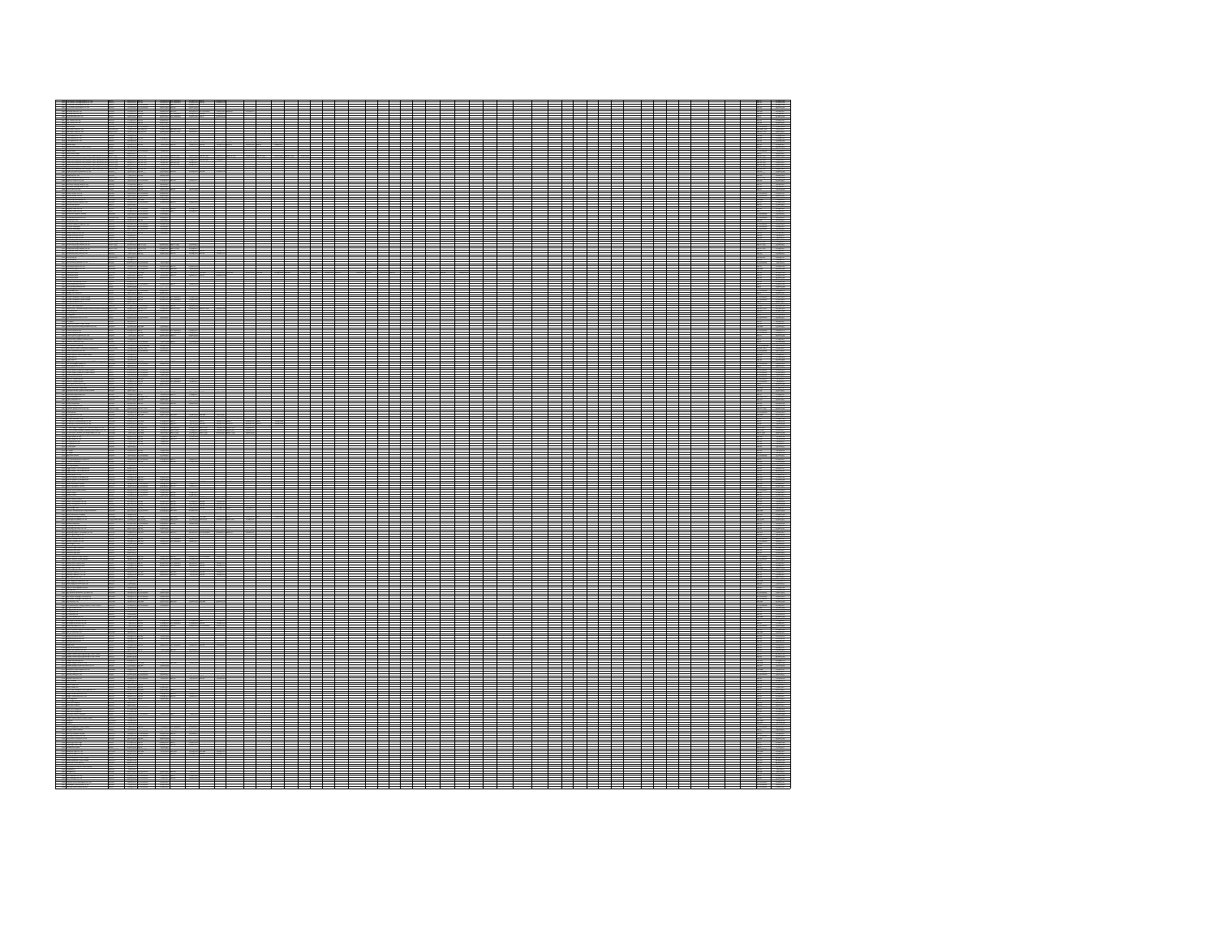| 鱷        |  | <b>Series</b>            | $\overline{\phantom{a}}$ |  |  |  |  |  |  |  |  |  |  |
|----------|--|--------------------------|--------------------------|--|--|--|--|--|--|--|--|--|--|
|          |  |                          |                          |  |  |  |  |  |  |  |  |  |  |
|          |  |                          |                          |  |  |  |  |  |  |  |  |  |  |
|          |  |                          |                          |  |  |  |  |  |  |  |  |  |  |
|          |  |                          |                          |  |  |  |  |  |  |  |  |  |  |
|          |  |                          |                          |  |  |  |  |  |  |  |  |  |  |
|          |  |                          |                          |  |  |  |  |  |  |  |  |  |  |
|          |  |                          |                          |  |  |  |  |  |  |  |  |  |  |
|          |  |                          |                          |  |  |  |  |  |  |  |  |  |  |
|          |  |                          |                          |  |  |  |  |  |  |  |  |  |  |
|          |  |                          |                          |  |  |  |  |  |  |  |  |  |  |
|          |  |                          |                          |  |  |  |  |  |  |  |  |  |  |
|          |  |                          |                          |  |  |  |  |  |  |  |  |  |  |
|          |  |                          |                          |  |  |  |  |  |  |  |  |  |  |
|          |  |                          |                          |  |  |  |  |  |  |  |  |  |  |
|          |  |                          |                          |  |  |  |  |  |  |  |  |  |  |
|          |  |                          |                          |  |  |  |  |  |  |  |  |  |  |
|          |  |                          |                          |  |  |  |  |  |  |  |  |  |  |
|          |  |                          |                          |  |  |  |  |  |  |  |  |  |  |
|          |  |                          |                          |  |  |  |  |  |  |  |  |  |  |
|          |  |                          |                          |  |  |  |  |  |  |  |  |  |  |
| Ξ        |  |                          |                          |  |  |  |  |  |  |  |  |  |  |
|          |  |                          |                          |  |  |  |  |  |  |  |  |  |  |
|          |  |                          |                          |  |  |  |  |  |  |  |  |  |  |
|          |  |                          |                          |  |  |  |  |  |  |  |  |  |  |
|          |  |                          |                          |  |  |  |  |  |  |  |  |  |  |
|          |  |                          |                          |  |  |  |  |  |  |  |  |  |  |
|          |  |                          |                          |  |  |  |  |  |  |  |  |  |  |
|          |  |                          |                          |  |  |  |  |  |  |  |  |  |  |
|          |  | ╕                        |                          |  |  |  |  |  |  |  |  |  |  |
|          |  |                          |                          |  |  |  |  |  |  |  |  |  |  |
|          |  |                          |                          |  |  |  |  |  |  |  |  |  |  |
|          |  |                          |                          |  |  |  |  |  |  |  |  |  |  |
|          |  |                          |                          |  |  |  |  |  |  |  |  |  |  |
|          |  |                          |                          |  |  |  |  |  |  |  |  |  |  |
|          |  |                          |                          |  |  |  |  |  |  |  |  |  |  |
|          |  |                          |                          |  |  |  |  |  |  |  |  |  |  |
|          |  |                          |                          |  |  |  |  |  |  |  |  |  |  |
|          |  |                          |                          |  |  |  |  |  |  |  |  |  |  |
|          |  |                          |                          |  |  |  |  |  |  |  |  |  |  |
|          |  |                          |                          |  |  |  |  |  |  |  |  |  |  |
|          |  |                          |                          |  |  |  |  |  |  |  |  |  |  |
|          |  |                          |                          |  |  |  |  |  |  |  |  |  |  |
|          |  |                          |                          |  |  |  |  |  |  |  |  |  |  |
|          |  |                          |                          |  |  |  |  |  |  |  |  |  |  |
|          |  |                          |                          |  |  |  |  |  |  |  |  |  |  |
|          |  |                          |                          |  |  |  |  |  |  |  |  |  |  |
|          |  |                          |                          |  |  |  |  |  |  |  |  |  |  |
|          |  |                          |                          |  |  |  |  |  |  |  |  |  |  |
|          |  |                          |                          |  |  |  |  |  |  |  |  |  |  |
|          |  |                          |                          |  |  |  |  |  |  |  |  |  |  |
|          |  |                          |                          |  |  |  |  |  |  |  |  |  |  |
|          |  |                          |                          |  |  |  |  |  |  |  |  |  |  |
|          |  |                          |                          |  |  |  |  |  |  |  |  |  |  |
| $\equiv$ |  | $\overline{\phantom{0}}$ | $\blacksquare$           |  |  |  |  |  |  |  |  |  |  |
|          |  |                          |                          |  |  |  |  |  |  |  |  |  |  |
|          |  |                          |                          |  |  |  |  |  |  |  |  |  |  |
|          |  |                          |                          |  |  |  |  |  |  |  |  |  |  |
|          |  |                          |                          |  |  |  |  |  |  |  |  |  |  |
|          |  |                          |                          |  |  |  |  |  |  |  |  |  |  |
|          |  |                          |                          |  |  |  |  |  |  |  |  |  |  |
|          |  |                          |                          |  |  |  |  |  |  |  |  |  |  |
|          |  |                          |                          |  |  |  |  |  |  |  |  |  |  |
|          |  |                          |                          |  |  |  |  |  |  |  |  |  |  |
|          |  |                          |                          |  |  |  |  |  |  |  |  |  |  |
|          |  |                          |                          |  |  |  |  |  |  |  |  |  |  |
|          |  |                          |                          |  |  |  |  |  |  |  |  |  |  |
|          |  |                          |                          |  |  |  |  |  |  |  |  |  |  |
|          |  |                          |                          |  |  |  |  |  |  |  |  |  |  |
|          |  |                          |                          |  |  |  |  |  |  |  |  |  |  |
|          |  |                          |                          |  |  |  |  |  |  |  |  |  |  |
|          |  |                          |                          |  |  |  |  |  |  |  |  |  |  |
|          |  |                          |                          |  |  |  |  |  |  |  |  |  |  |
|          |  |                          |                          |  |  |  |  |  |  |  |  |  |  |
|          |  |                          |                          |  |  |  |  |  |  |  |  |  |  |
|          |  |                          |                          |  |  |  |  |  |  |  |  |  |  |
|          |  |                          |                          |  |  |  |  |  |  |  |  |  |  |
|          |  |                          |                          |  |  |  |  |  |  |  |  |  |  |
|          |  |                          |                          |  |  |  |  |  |  |  |  |  |  |
|          |  |                          |                          |  |  |  |  |  |  |  |  |  |  |
|          |  |                          |                          |  |  |  |  |  |  |  |  |  |  |
|          |  |                          |                          |  |  |  |  |  |  |  |  |  |  |
|          |  |                          |                          |  |  |  |  |  |  |  |  |  |  |
|          |  |                          |                          |  |  |  |  |  |  |  |  |  |  |
|          |  |                          |                          |  |  |  |  |  |  |  |  |  |  |
|          |  |                          |                          |  |  |  |  |  |  |  |  |  |  |
|          |  |                          |                          |  |  |  |  |  |  |  |  |  |  |
|          |  |                          |                          |  |  |  |  |  |  |  |  |  |  |
|          |  |                          |                          |  |  |  |  |  |  |  |  |  |  |
|          |  |                          |                          |  |  |  |  |  |  |  |  |  |  |
|          |  |                          |                          |  |  |  |  |  |  |  |  |  |  |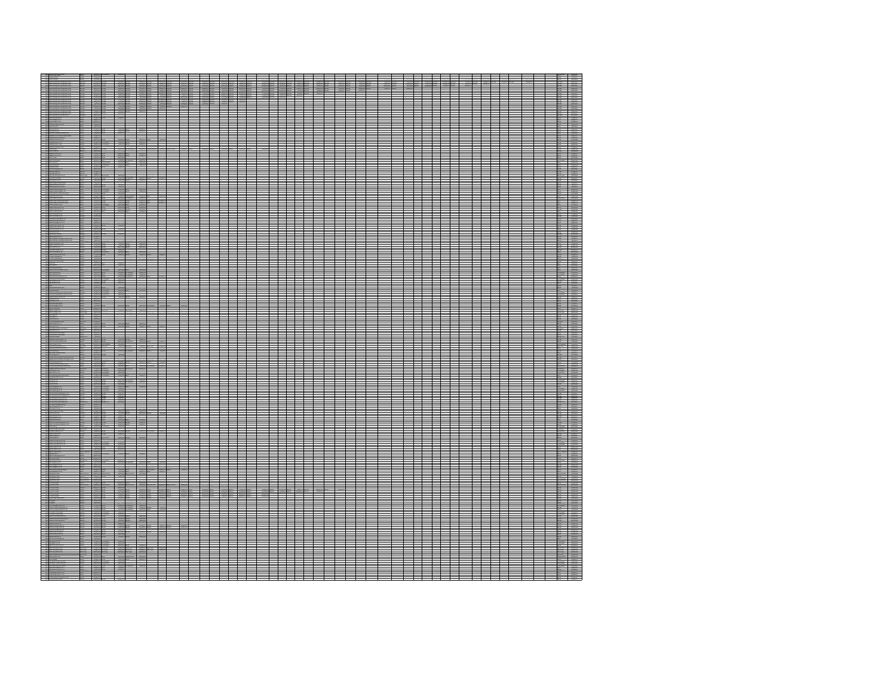| ≕                                   |  |  |  |  |  |
|-------------------------------------|--|--|--|--|--|
|                                     |  |  |  |  |  |
|                                     |  |  |  |  |  |
|                                     |  |  |  |  |  |
|                                     |  |  |  |  |  |
|                                     |  |  |  |  |  |
|                                     |  |  |  |  |  |
|                                     |  |  |  |  |  |
|                                     |  |  |  |  |  |
|                                     |  |  |  |  |  |
| <b>ING</b>                          |  |  |  |  |  |
|                                     |  |  |  |  |  |
|                                     |  |  |  |  |  |
| Milandari<br>Pilandari<br>Pilandari |  |  |  |  |  |
|                                     |  |  |  |  |  |
| $rac{1}{1500}$                      |  |  |  |  |  |
|                                     |  |  |  |  |  |
|                                     |  |  |  |  |  |
|                                     |  |  |  |  |  |
|                                     |  |  |  |  |  |
|                                     |  |  |  |  |  |
|                                     |  |  |  |  |  |
|                                     |  |  |  |  |  |
| $\frac{1}{2}$                       |  |  |  |  |  |
|                                     |  |  |  |  |  |
|                                     |  |  |  |  |  |
|                                     |  |  |  |  |  |
|                                     |  |  |  |  |  |
|                                     |  |  |  |  |  |
|                                     |  |  |  |  |  |
|                                     |  |  |  |  |  |
|                                     |  |  |  |  |  |
|                                     |  |  |  |  |  |
|                                     |  |  |  |  |  |
|                                     |  |  |  |  |  |
|                                     |  |  |  |  |  |
|                                     |  |  |  |  |  |
|                                     |  |  |  |  |  |
|                                     |  |  |  |  |  |
|                                     |  |  |  |  |  |
|                                     |  |  |  |  |  |
|                                     |  |  |  |  |  |
|                                     |  |  |  |  |  |
|                                     |  |  |  |  |  |
|                                     |  |  |  |  |  |
|                                     |  |  |  |  |  |
|                                     |  |  |  |  |  |
|                                     |  |  |  |  |  |
|                                     |  |  |  |  |  |
|                                     |  |  |  |  |  |
|                                     |  |  |  |  |  |
|                                     |  |  |  |  |  |
|                                     |  |  |  |  |  |
|                                     |  |  |  |  |  |
|                                     |  |  |  |  |  |
|                                     |  |  |  |  |  |
|                                     |  |  |  |  |  |
|                                     |  |  |  |  |  |
|                                     |  |  |  |  |  |
|                                     |  |  |  |  |  |
|                                     |  |  |  |  |  |
|                                     |  |  |  |  |  |
|                                     |  |  |  |  |  |
|                                     |  |  |  |  |  |
|                                     |  |  |  |  |  |
|                                     |  |  |  |  |  |
|                                     |  |  |  |  |  |
|                                     |  |  |  |  |  |
|                                     |  |  |  |  |  |
|                                     |  |  |  |  |  |
|                                     |  |  |  |  |  |
|                                     |  |  |  |  |  |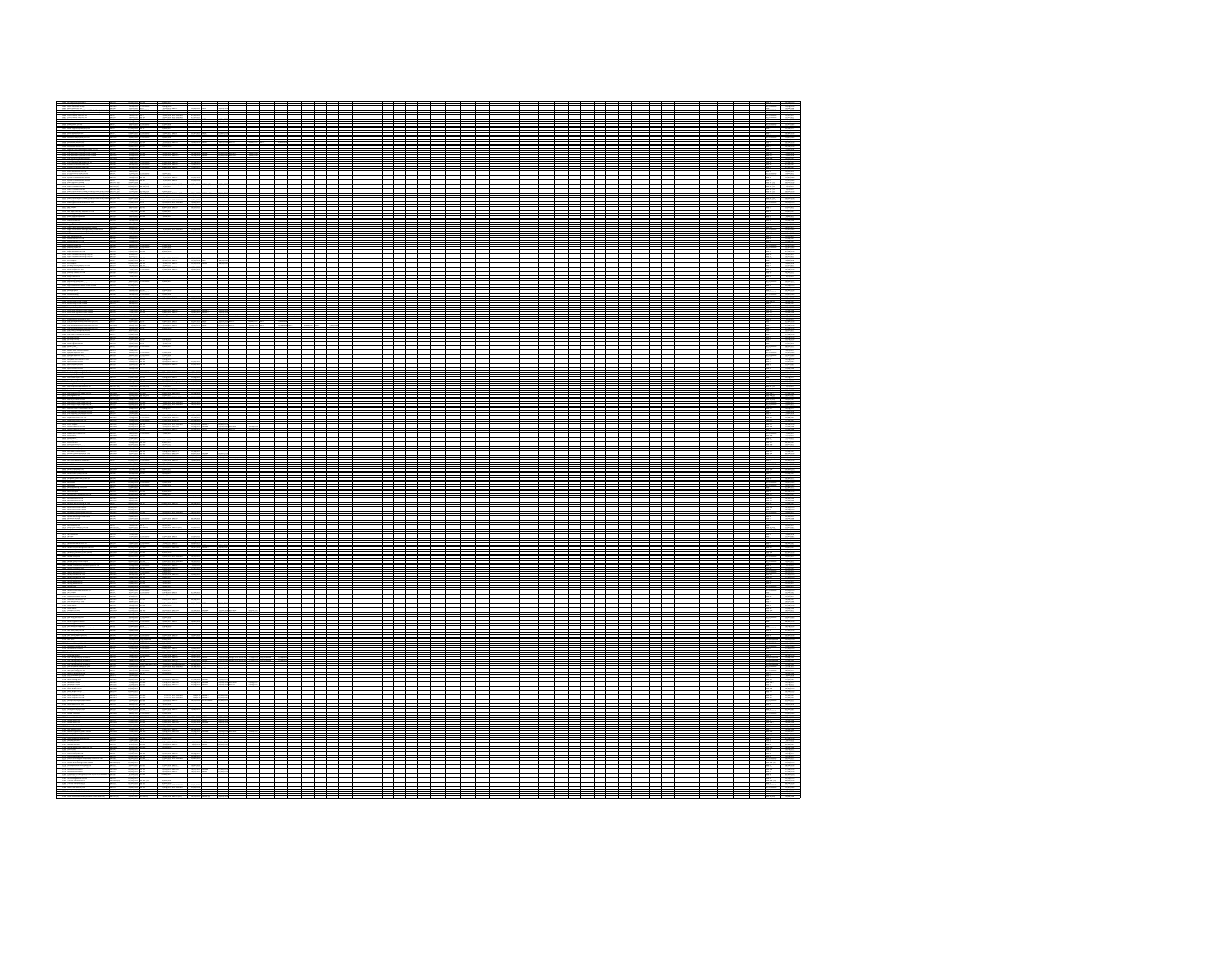| ÷<br>÷         |                                            |                               |                          |   |               |
|----------------|--------------------------------------------|-------------------------------|--------------------------|---|---------------|
|                |                                            | e e                           | $\overline{\phantom{0}}$ |   |               |
|                |                                            |                               |                          |   |               |
|                |                                            |                               |                          |   |               |
|                |                                            |                               |                          |   |               |
|                |                                            |                               |                          |   |               |
|                |                                            |                               |                          |   |               |
| ---            |                                            |                               |                          |   |               |
| Ħ              | ▆<br>Ш                                     | щ                             |                          | H |               |
|                |                                            |                               |                          |   |               |
|                |                                            |                               |                          |   |               |
|                |                                            |                               |                          |   |               |
|                |                                            |                               |                          |   |               |
|                |                                            |                               |                          |   |               |
| $\sim$         |                                            |                               |                          |   | -             |
|                |                                            |                               |                          |   |               |
|                |                                            |                               |                          |   |               |
|                |                                            |                               |                          |   |               |
|                |                                            |                               |                          |   |               |
|                |                                            |                               |                          |   |               |
|                |                                            |                               |                          |   |               |
|                | J<br>⊨                                     |                               |                          |   |               |
|                |                                            |                               |                          |   | ÷             |
|                |                                            |                               |                          |   | €             |
|                |                                            |                               |                          |   |               |
|                |                                            |                               |                          |   |               |
|                |                                            |                               |                          |   |               |
|                |                                            |                               |                          |   |               |
|                |                                            |                               |                          |   |               |
| <b>William</b> |                                            |                               |                          |   | $\frac{1}{2}$ |
|                |                                            |                               |                          |   |               |
|                |                                            |                               |                          |   | ≊             |
|                |                                            |                               |                          |   |               |
|                |                                            |                               |                          |   |               |
|                |                                            |                               |                          |   |               |
| $-$            | — 1<br>__<br>—<br>$\overline{\phantom{a}}$ | —<br>$\overline{\phantom{a}}$ |                          |   | $ -$          |
| <b>ANGER</b>   | <b>ANARY</b>                               |                               |                          |   |               |
|                |                                            |                               |                          |   |               |
|                |                                            |                               |                          |   |               |
|                |                                            |                               |                          |   |               |
|                |                                            |                               |                          |   |               |
|                |                                            |                               |                          |   |               |
|                |                                            |                               |                          |   |               |
| ═              | —                                          |                               |                          |   | $\sim$        |
|                |                                            |                               |                          |   |               |
|                | ╛                                          |                               | ▆<br>⊐                   |   |               |
|                |                                            |                               |                          |   |               |
|                |                                            |                               |                          |   |               |
|                |                                            |                               |                          |   |               |
|                |                                            |                               |                          |   |               |
|                |                                            |                               |                          |   |               |
| $\equiv$       |                                            |                               |                          |   | $\frac{1}{2}$ |
| 體體             | ▆                                          |                               |                          |   |               |
|                |                                            |                               |                          |   |               |
|                |                                            |                               |                          |   |               |
|                |                                            |                               |                          |   |               |
|                |                                            |                               |                          |   |               |
|                |                                            |                               |                          |   |               |
|                |                                            |                               |                          |   |               |
|                |                                            |                               |                          |   |               |
|                |                                            |                               |                          |   |               |
|                |                                            |                               |                          |   |               |
|                |                                            |                               |                          |   |               |
|                |                                            |                               |                          |   |               |
|                |                                            |                               |                          |   |               |
|                |                                            |                               |                          |   |               |
|                |                                            |                               |                          |   |               |
|                |                                            |                               |                          |   |               |
|                |                                            |                               |                          |   |               |
|                |                                            |                               |                          |   |               |
|                |                                            |                               |                          |   |               |
|                |                                            |                               |                          |   |               |
|                |                                            |                               |                          |   |               |
|                |                                            |                               |                          |   |               |
|                |                                            |                               |                          |   |               |
|                |                                            |                               |                          |   |               |
|                |                                            |                               |                          |   |               |
|                |                                            |                               |                          |   |               |
|                |                                            |                               |                          |   | ₩             |
|                |                                            |                               |                          |   |               |
|                |                                            |                               |                          |   |               |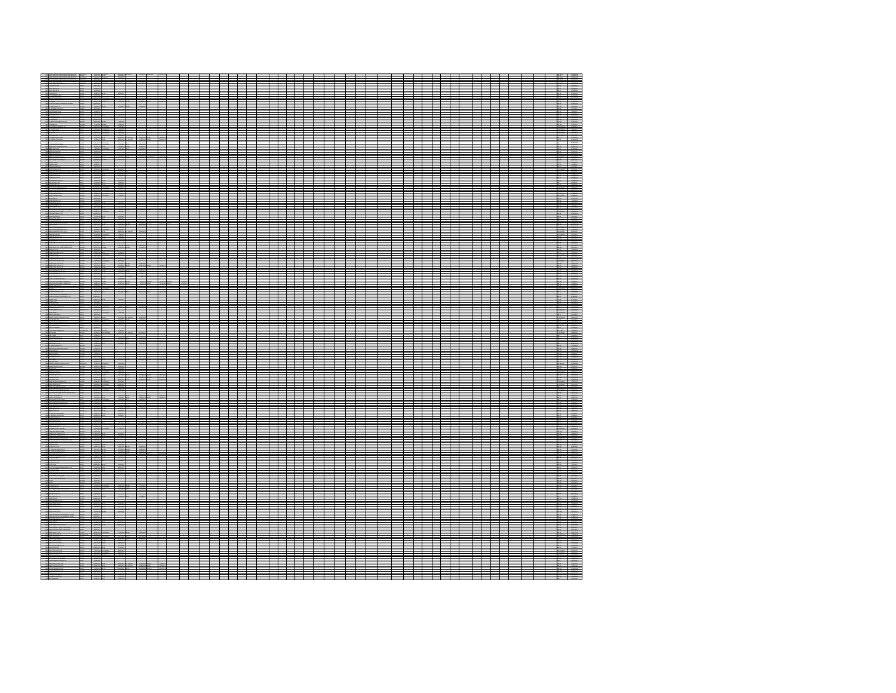|                     | l<br>═                   | =      |  |  |  |  |
|---------------------|--------------------------|--------|--|--|--|--|
|                     |                          |        |  |  |  |  |
|                     |                          |        |  |  |  |  |
|                     |                          |        |  |  |  |  |
|                     |                          |        |  |  |  |  |
|                     |                          |        |  |  |  |  |
|                     |                          |        |  |  |  |  |
|                     |                          |        |  |  |  |  |
| ÷                   |                          |        |  |  |  |  |
|                     |                          |        |  |  |  |  |
|                     |                          |        |  |  |  |  |
|                     |                          |        |  |  |  |  |
|                     |                          |        |  |  |  |  |
| --<br>--            | $\overline{\phantom{0}}$ | –<br>— |  |  |  |  |
|                     |                          |        |  |  |  |  |
|                     |                          |        |  |  |  |  |
|                     |                          |        |  |  |  |  |
|                     |                          |        |  |  |  |  |
|                     |                          |        |  |  |  |  |
|                     |                          |        |  |  |  |  |
|                     |                          |        |  |  |  |  |
|                     |                          |        |  |  |  |  |
| ₿                   |                          |        |  |  |  |  |
|                     |                          |        |  |  |  |  |
|                     |                          |        |  |  |  |  |
|                     |                          |        |  |  |  |  |
|                     |                          |        |  |  |  |  |
|                     |                          |        |  |  |  |  |
|                     |                          |        |  |  |  |  |
|                     |                          |        |  |  |  |  |
| W                   |                          |        |  |  |  |  |
|                     |                          |        |  |  |  |  |
|                     |                          |        |  |  |  |  |
|                     |                          |        |  |  |  |  |
|                     |                          |        |  |  |  |  |
|                     |                          |        |  |  |  |  |
|                     |                          |        |  |  |  |  |
| $\sim$ $\sim$<br>__ | --<br>___                | __     |  |  |  |  |
|                     |                          |        |  |  |  |  |
|                     |                          |        |  |  |  |  |
|                     |                          |        |  |  |  |  |
|                     |                          |        |  |  |  |  |
|                     |                          |        |  |  |  |  |
|                     |                          |        |  |  |  |  |
|                     |                          |        |  |  |  |  |
|                     |                          |        |  |  |  |  |
|                     |                          |        |  |  |  |  |
|                     |                          |        |  |  |  |  |
| 標                   |                          |        |  |  |  |  |
|                     |                          |        |  |  |  |  |
|                     |                          |        |  |  |  |  |
|                     |                          |        |  |  |  |  |
|                     |                          |        |  |  |  |  |
|                     |                          |        |  |  |  |  |
| ═                   |                          |        |  |  |  |  |
|                     |                          |        |  |  |  |  |
|                     |                          |        |  |  |  |  |
|                     |                          |        |  |  |  |  |
|                     |                          |        |  |  |  |  |
|                     |                          |        |  |  |  |  |
|                     |                          |        |  |  |  |  |
|                     |                          |        |  |  |  |  |
|                     |                          |        |  |  |  |  |
|                     |                          |        |  |  |  |  |
|                     |                          |        |  |  |  |  |
|                     |                          |        |  |  |  |  |
|                     |                          |        |  |  |  |  |
|                     |                          |        |  |  |  |  |
|                     |                          |        |  |  |  |  |
|                     |                          |        |  |  |  |  |
|                     |                          |        |  |  |  |  |
| W                   |                          |        |  |  |  |  |
|                     |                          |        |  |  |  |  |
|                     |                          |        |  |  |  |  |
|                     |                          |        |  |  |  |  |
|                     |                          |        |  |  |  |  |
|                     |                          |        |  |  |  |  |
|                     |                          |        |  |  |  |  |
|                     |                          |        |  |  |  |  |
|                     |                          |        |  |  |  |  |
|                     |                          |        |  |  |  |  |
|                     |                          |        |  |  |  |  |
|                     |                          |        |  |  |  |  |
|                     |                          |        |  |  |  |  |
|                     |                          |        |  |  |  |  |
| I                   |                          |        |  |  |  |  |
|                     |                          |        |  |  |  |  |
| ▆<br>$\sim$         |                          |        |  |  |  |  |
|                     |                          |        |  |  |  |  |
|                     |                          |        |  |  |  |  |
|                     |                          |        |  |  |  |  |
|                     |                          |        |  |  |  |  |
|                     |                          |        |  |  |  |  |
|                     |                          |        |  |  |  |  |
|                     |                          |        |  |  |  |  |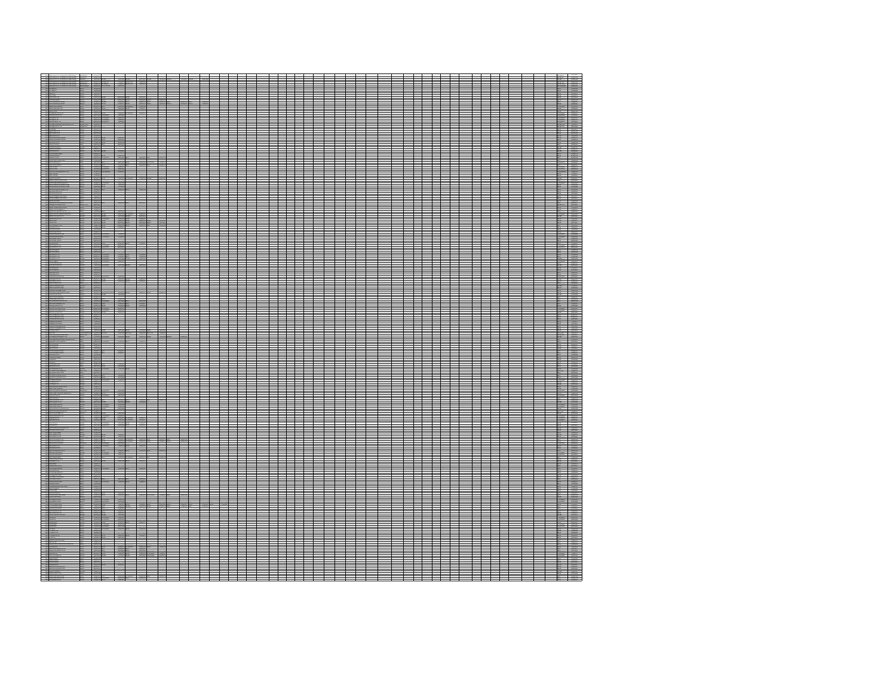|   |                |  | $\sim$ |  |  |  | Ξ |  |  |  |                  |
|---|----------------|--|--------|--|--|--|---|--|--|--|------------------|
|   |                |  |        |  |  |  |   |  |  |  |                  |
|   |                |  |        |  |  |  |   |  |  |  |                  |
|   |                |  |        |  |  |  |   |  |  |  |                  |
|   |                |  |        |  |  |  |   |  |  |  |                  |
|   |                |  |        |  |  |  |   |  |  |  |                  |
|   |                |  |        |  |  |  |   |  |  |  |                  |
|   | 1200101        |  |        |  |  |  |   |  |  |  | $\frac{1}{1564}$ |
|   |                |  |        |  |  |  |   |  |  |  |                  |
|   |                |  |        |  |  |  |   |  |  |  |                  |
|   |                |  |        |  |  |  |   |  |  |  |                  |
|   |                |  |        |  |  |  |   |  |  |  |                  |
|   |                |  |        |  |  |  |   |  |  |  |                  |
| 而 | <b>ASSAULT</b> |  |        |  |  |  |   |  |  |  |                  |
|   |                |  |        |  |  |  |   |  |  |  |                  |
|   |                |  |        |  |  |  |   |  |  |  |                  |
|   |                |  |        |  |  |  |   |  |  |  |                  |
|   |                |  |        |  |  |  |   |  |  |  |                  |
|   |                |  |        |  |  |  |   |  |  |  |                  |
|   |                |  |        |  |  |  |   |  |  |  |                  |
|   |                |  |        |  |  |  |   |  |  |  |                  |
|   |                |  |        |  |  |  |   |  |  |  |                  |
|   |                |  |        |  |  |  |   |  |  |  |                  |
|   |                |  |        |  |  |  |   |  |  |  |                  |
|   |                |  |        |  |  |  |   |  |  |  |                  |
|   |                |  |        |  |  |  |   |  |  |  |                  |
|   |                |  |        |  |  |  |   |  |  |  |                  |
|   |                |  |        |  |  |  |   |  |  |  |                  |
|   |                |  |        |  |  |  |   |  |  |  |                  |
|   |                |  |        |  |  |  |   |  |  |  |                  |
|   |                |  |        |  |  |  |   |  |  |  |                  |
|   |                |  |        |  |  |  |   |  |  |  |                  |
|   |                |  |        |  |  |  |   |  |  |  |                  |
|   |                |  |        |  |  |  |   |  |  |  |                  |
|   |                |  |        |  |  |  |   |  |  |  |                  |
|   |                |  |        |  |  |  |   |  |  |  |                  |
|   |                |  |        |  |  |  |   |  |  |  |                  |
|   |                |  |        |  |  |  |   |  |  |  |                  |
|   |                |  |        |  |  |  |   |  |  |  |                  |
|   |                |  |        |  |  |  |   |  |  |  |                  |
|   |                |  |        |  |  |  |   |  |  |  |                  |
|   |                |  |        |  |  |  |   |  |  |  |                  |
|   |                |  |        |  |  |  |   |  |  |  |                  |
|   |                |  |        |  |  |  |   |  |  |  |                  |
|   |                |  |        |  |  |  |   |  |  |  |                  |
|   |                |  |        |  |  |  |   |  |  |  |                  |
|   |                |  |        |  |  |  |   |  |  |  |                  |
|   |                |  |        |  |  |  |   |  |  |  |                  |
|   |                |  |        |  |  |  |   |  |  |  |                  |
|   |                |  |        |  |  |  |   |  |  |  |                  |
|   |                |  |        |  |  |  |   |  |  |  |                  |
|   |                |  |        |  |  |  |   |  |  |  |                  |
|   |                |  |        |  |  |  |   |  |  |  |                  |
|   |                |  |        |  |  |  |   |  |  |  |                  |
|   |                |  |        |  |  |  |   |  |  |  |                  |
|   |                |  |        |  |  |  |   |  |  |  |                  |
|   |                |  |        |  |  |  |   |  |  |  |                  |
|   |                |  |        |  |  |  |   |  |  |  |                  |
|   |                |  |        |  |  |  |   |  |  |  |                  |
|   |                |  |        |  |  |  |   |  |  |  |                  |
|   |                |  |        |  |  |  |   |  |  |  |                  |
|   |                |  |        |  |  |  |   |  |  |  |                  |
|   |                |  |        |  |  |  |   |  |  |  |                  |
|   |                |  |        |  |  |  |   |  |  |  |                  |
|   |                |  |        |  |  |  |   |  |  |  |                  |
|   |                |  |        |  |  |  |   |  |  |  |                  |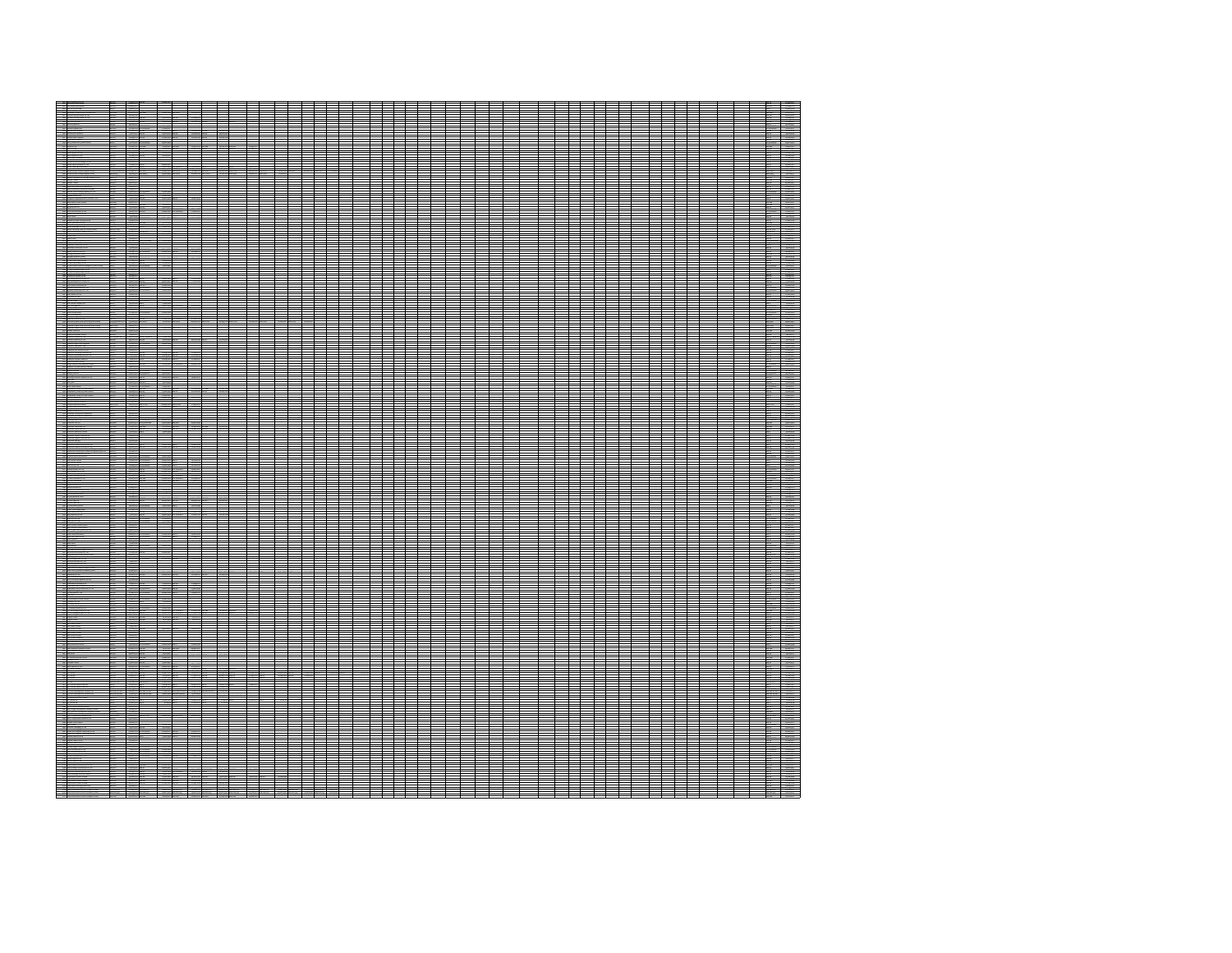|  | $\equiv$ |    |  |  |  |  |  |  |  |  |  |  |
|--|----------|----|--|--|--|--|--|--|--|--|--|--|
|  |          | J, |  |  |  |  |  |  |  |  |  |  |
|  |          |    |  |  |  |  |  |  |  |  |  |  |
|  |          |    |  |  |  |  |  |  |  |  |  |  |
|  |          |    |  |  |  |  |  |  |  |  |  |  |
|  |          |    |  |  |  |  |  |  |  |  |  |  |
|  |          |    |  |  |  |  |  |  |  |  |  |  |
|  |          |    |  |  |  |  |  |  |  |  |  |  |
|  |          |    |  |  |  |  |  |  |  |  |  |  |
|  |          |    |  |  |  |  |  |  |  |  |  |  |
|  |          |    |  |  |  |  |  |  |  |  |  |  |
|  |          |    |  |  |  |  |  |  |  |  |  |  |
|  |          |    |  |  |  |  |  |  |  |  |  |  |
|  |          |    |  |  |  |  |  |  |  |  |  |  |
|  |          |    |  |  |  |  |  |  |  |  |  |  |
|  |          |    |  |  |  |  |  |  |  |  |  |  |
|  |          |    |  |  |  |  |  |  |  |  |  |  |
|  |          |    |  |  |  |  |  |  |  |  |  |  |
|  |          |    |  |  |  |  |  |  |  |  |  |  |
|  |          |    |  |  |  |  |  |  |  |  |  |  |
|  |          |    |  |  |  |  |  |  |  |  |  |  |
|  |          |    |  |  |  |  |  |  |  |  |  |  |
|  |          |    |  |  |  |  |  |  |  |  |  |  |
|  |          |    |  |  |  |  |  |  |  |  |  |  |
|  |          |    |  |  |  |  |  |  |  |  |  |  |
|  |          |    |  |  |  |  |  |  |  |  |  |  |
|  |          |    |  |  |  |  |  |  |  |  |  |  |
|  |          |    |  |  |  |  |  |  |  |  |  |  |
|  |          |    |  |  |  |  |  |  |  |  |  |  |
|  |          |    |  |  |  |  |  |  |  |  |  |  |
|  |          |    |  |  |  |  |  |  |  |  |  |  |
|  |          |    |  |  |  |  |  |  |  |  |  |  |
|  |          |    |  |  |  |  |  |  |  |  |  |  |
|  | 靈        |    |  |  |  |  |  |  |  |  |  |  |
|  |          |    |  |  |  |  |  |  |  |  |  |  |
|  |          |    |  |  |  |  |  |  |  |  |  |  |
|  |          |    |  |  |  |  |  |  |  |  |  |  |
|  |          |    |  |  |  |  |  |  |  |  |  |  |
|  |          |    |  |  |  |  |  |  |  |  |  |  |
|  |          |    |  |  |  |  |  |  |  |  |  |  |
|  |          |    |  |  |  |  |  |  |  |  |  |  |
|  |          |    |  |  |  |  |  |  |  |  |  |  |
|  |          |    |  |  |  |  |  |  |  |  |  |  |
|  |          |    |  |  |  |  |  |  |  |  |  |  |
|  |          |    |  |  |  |  |  |  |  |  |  |  |
|  |          |    |  |  |  |  |  |  |  |  |  |  |
|  |          |    |  |  |  |  |  |  |  |  |  |  |
|  |          |    |  |  |  |  |  |  |  |  |  |  |
|  |          |    |  |  |  |  |  |  |  |  |  |  |
|  |          |    |  |  |  |  |  |  |  |  |  |  |
|  |          |    |  |  |  |  |  |  |  |  |  |  |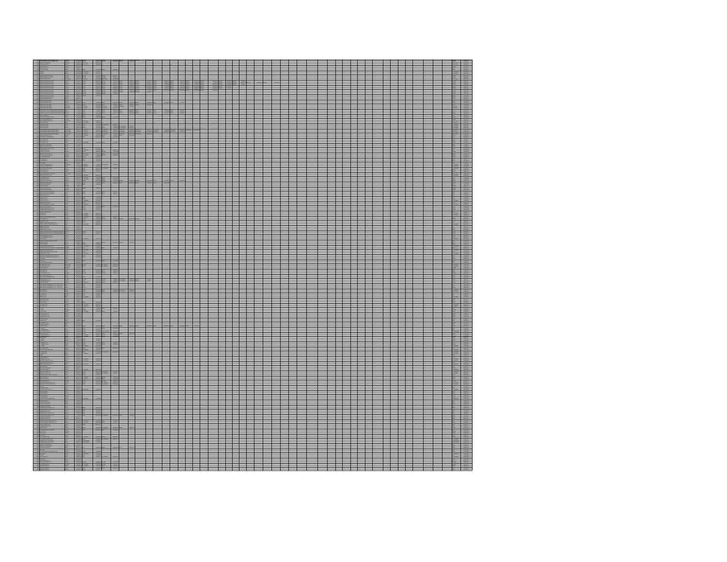|  |  | $\equiv$ |  | and an |  |  |  |  |  |  |  |  |  |  |  |
|--|--|----------|--|--------|--|--|--|--|--|--|--|--|--|--|--|
|  |  |          |  |        |  |  |  |  |  |  |  |  |  |  |  |
|  |  |          |  |        |  |  |  |  |  |  |  |  |  |  |  |
|  |  |          |  |        |  |  |  |  |  |  |  |  |  |  |  |
|  |  |          |  |        |  |  |  |  |  |  |  |  |  |  |  |
|  |  |          |  |        |  |  |  |  |  |  |  |  |  |  |  |
|  |  |          |  |        |  |  |  |  |  |  |  |  |  |  |  |
|  |  |          |  |        |  |  |  |  |  |  |  |  |  |  |  |
|  |  |          |  |        |  |  |  |  |  |  |  |  |  |  |  |
|  |  |          |  |        |  |  |  |  |  |  |  |  |  |  |  |
|  |  |          |  |        |  |  |  |  |  |  |  |  |  |  |  |
|  |  |          |  |        |  |  |  |  |  |  |  |  |  |  |  |
|  |  |          |  |        |  |  |  |  |  |  |  |  |  |  |  |
|  |  |          |  |        |  |  |  |  |  |  |  |  |  |  |  |
|  |  |          |  |        |  |  |  |  |  |  |  |  |  |  |  |
|  |  |          |  |        |  |  |  |  |  |  |  |  |  |  |  |
|  |  |          |  |        |  |  |  |  |  |  |  |  |  |  |  |
|  |  |          |  |        |  |  |  |  |  |  |  |  |  |  |  |
|  |  |          |  |        |  |  |  |  |  |  |  |  |  |  |  |
|  |  |          |  |        |  |  |  |  |  |  |  |  |  |  |  |
|  |  |          |  |        |  |  |  |  |  |  |  |  |  |  |  |
|  |  |          |  |        |  |  |  |  |  |  |  |  |  |  |  |
|  |  |          |  |        |  |  |  |  |  |  |  |  |  |  |  |
|  |  |          |  |        |  |  |  |  |  |  |  |  |  |  |  |
|  |  |          |  |        |  |  |  |  |  |  |  |  |  |  |  |
|  |  |          |  |        |  |  |  |  |  |  |  |  |  |  |  |
|  |  |          |  |        |  |  |  |  |  |  |  |  |  |  |  |
|  |  |          |  |        |  |  |  |  |  |  |  |  |  |  |  |
|  |  |          |  |        |  |  |  |  |  |  |  |  |  |  |  |
|  |  |          |  |        |  |  |  |  |  |  |  |  |  |  |  |
|  |  |          |  |        |  |  |  |  |  |  |  |  |  |  |  |
|  |  |          |  |        |  |  |  |  |  |  |  |  |  |  |  |
|  |  |          |  |        |  |  |  |  |  |  |  |  |  |  |  |
|  |  |          |  |        |  |  |  |  |  |  |  |  |  |  |  |
|  |  |          |  |        |  |  |  |  |  |  |  |  |  |  |  |
|  |  |          |  |        |  |  |  |  |  |  |  |  |  |  |  |
|  |  |          |  |        |  |  |  |  |  |  |  |  |  |  |  |
|  |  |          |  |        |  |  |  |  |  |  |  |  |  |  |  |
|  |  |          |  |        |  |  |  |  |  |  |  |  |  |  |  |
|  |  |          |  |        |  |  |  |  |  |  |  |  |  |  |  |
|  |  |          |  |        |  |  |  |  |  |  |  |  |  |  |  |
|  |  |          |  |        |  |  |  |  |  |  |  |  |  |  |  |
|  |  |          |  |        |  |  |  |  |  |  |  |  |  |  |  |
|  |  |          |  |        |  |  |  |  |  |  |  |  |  |  |  |
|  |  |          |  |        |  |  |  |  |  |  |  |  |  |  |  |
|  |  |          |  |        |  |  |  |  |  |  |  |  |  |  |  |
|  |  |          |  |        |  |  |  |  |  |  |  |  |  |  |  |
|  |  |          |  |        |  |  |  |  |  |  |  |  |  |  |  |
|  |  |          |  |        |  |  |  |  |  |  |  |  |  |  |  |
|  |  |          |  |        |  |  |  |  |  |  |  |  |  |  |  |
|  |  |          |  |        |  |  |  |  |  |  |  |  |  |  |  |
|  |  |          |  |        |  |  |  |  |  |  |  |  |  |  |  |
|  |  |          |  |        |  |  |  |  |  |  |  |  |  |  |  |
|  |  |          |  |        |  |  |  |  |  |  |  |  |  |  |  |
|  |  |          |  |        |  |  |  |  |  |  |  |  |  |  |  |
|  |  |          |  |        |  |  |  |  |  |  |  |  |  |  |  |
|  |  |          |  |        |  |  |  |  |  |  |  |  |  |  |  |
|  |  |          |  |        |  |  |  |  |  |  |  |  |  |  |  |
|  |  |          |  |        |  |  |  |  |  |  |  |  |  |  |  |
|  |  |          |  |        |  |  |  |  |  |  |  |  |  |  |  |
|  |  |          |  |        |  |  |  |  |  |  |  |  |  |  |  |
|  |  |          |  |        |  |  |  |  |  |  |  |  |  |  |  |
|  |  |          |  |        |  |  |  |  |  |  |  |  |  |  |  |
|  |  |          |  |        |  |  |  |  |  |  |  |  |  |  |  |
|  |  |          |  |        |  |  |  |  |  |  |  |  |  |  |  |
|  |  |          |  |        |  |  |  |  |  |  |  |  |  |  |  |
|  |  |          |  |        |  |  |  |  |  |  |  |  |  |  |  |
|  |  |          |  |        |  |  |  |  |  |  |  |  |  |  |  |
|  |  |          |  |        |  |  |  |  |  |  |  |  |  |  |  |
|  |  |          |  |        |  |  |  |  |  |  |  |  |  |  |  |
|  |  |          |  |        |  |  |  |  |  |  |  |  |  |  |  |
|  |  |          |  |        |  |  |  |  |  |  |  |  |  |  |  |
|  |  |          |  |        |  |  |  |  |  |  |  |  |  |  |  |
|  |  |          |  |        |  |  |  |  |  |  |  |  |  |  |  |
|  |  |          |  |        |  |  |  |  |  |  |  |  |  |  |  |
|  |  |          |  |        |  |  |  |  |  |  |  |  |  |  |  |
|  |  |          |  |        |  |  |  |  |  |  |  |  |  |  |  |
|  |  |          |  |        |  |  |  |  |  |  |  |  |  |  |  |
|  |  |          |  |        |  |  |  |  |  |  |  |  |  |  |  |
|  |  |          |  |        |  |  |  |  |  |  |  |  |  |  |  |
|  |  |          |  |        |  |  |  |  |  |  |  |  |  |  |  |
|  |  |          |  |        |  |  |  |  |  |  |  |  |  |  |  |
|  |  |          |  |        |  |  |  |  |  |  |  |  |  |  |  |
|  |  |          |  |        |  |  |  |  |  |  |  |  |  |  |  |
|  |  |          |  |        |  |  |  |  |  |  |  |  |  |  |  |
|  |  |          |  |        |  |  |  |  |  |  |  |  |  |  |  |
|  |  |          |  |        |  |  |  |  |  |  |  |  |  |  |  |
|  |  |          |  |        |  |  |  |  |  |  |  |  |  |  |  |
|  |  |          |  |        |  |  |  |  |  |  |  |  |  |  |  |
|  |  |          |  |        |  |  |  |  |  |  |  |  |  |  |  |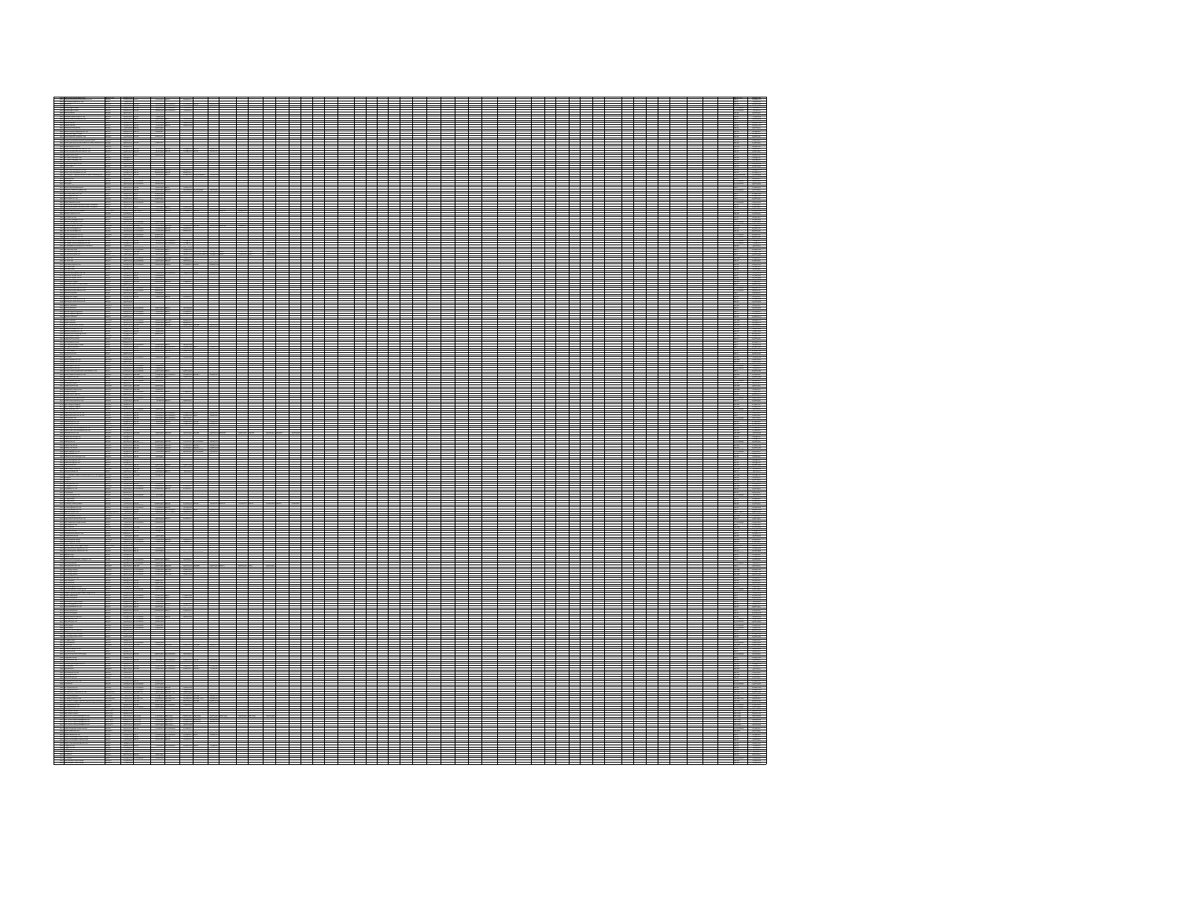|               | <b>Stage</b>  |  |  |  |   |  |  |  |  |  |  |  |
|---------------|---------------|--|--|--|---|--|--|--|--|--|--|--|
|               |               |  |  |  |   |  |  |  |  |  |  |  |
|               |               |  |  |  |   |  |  |  |  |  |  |  |
|               |               |  |  |  |   |  |  |  |  |  |  |  |
|               |               |  |  |  |   |  |  |  |  |  |  |  |
|               |               |  |  |  |   |  |  |  |  |  |  |  |
|               |               |  |  |  |   |  |  |  |  |  |  |  |
|               | <b>COLOR</b>  |  |  |  |   |  |  |  |  |  |  |  |
|               |               |  |  |  |   |  |  |  |  |  |  |  |
|               |               |  |  |  |   |  |  |  |  |  |  |  |
|               |               |  |  |  |   |  |  |  |  |  |  |  |
|               |               |  |  |  |   |  |  |  |  |  |  |  |
|               |               |  |  |  |   |  |  |  |  |  |  |  |
|               |               |  |  |  |   |  |  |  |  |  |  |  |
|               |               |  |  |  |   |  |  |  |  |  |  |  |
|               |               |  |  |  |   |  |  |  |  |  |  |  |
|               |               |  |  |  |   |  |  |  |  |  |  |  |
|               |               |  |  |  |   |  |  |  |  |  |  |  |
|               |               |  |  |  |   |  |  |  |  |  |  |  |
|               |               |  |  |  |   |  |  |  |  |  |  |  |
|               |               |  |  |  |   |  |  |  |  |  |  |  |
|               |               |  |  |  |   |  |  |  |  |  |  |  |
|               |               |  |  |  |   |  |  |  |  |  |  |  |
|               |               |  |  |  |   |  |  |  |  |  |  |  |
|               | $\equiv$      |  |  |  | Ξ |  |  |  |  |  |  |  |
|               |               |  |  |  |   |  |  |  |  |  |  |  |
|               |               |  |  |  |   |  |  |  |  |  |  |  |
|               |               |  |  |  |   |  |  |  |  |  |  |  |
|               |               |  |  |  |   |  |  |  |  |  |  |  |
|               |               |  |  |  |   |  |  |  |  |  |  |  |
|               |               |  |  |  |   |  |  |  |  |  |  |  |
| $\frac{1}{2}$ |               |  |  |  |   |  |  |  |  |  |  |  |
|               |               |  |  |  |   |  |  |  |  |  |  |  |
| ł             | $\frac{1}{2}$ |  |  |  |   |  |  |  |  |  |  |  |
|               |               |  |  |  |   |  |  |  |  |  |  |  |
|               | 闘             |  |  |  |   |  |  |  |  |  |  |  |
|               |               |  |  |  |   |  |  |  |  |  |  |  |
|               |               |  |  |  |   |  |  |  |  |  |  |  |
|               |               |  |  |  |   |  |  |  |  |  |  |  |
|               |               |  |  |  |   |  |  |  |  |  |  |  |
|               |               |  |  |  |   |  |  |  |  |  |  |  |
|               |               |  |  |  |   |  |  |  |  |  |  |  |
| $100 - 100$   | æ             |  |  |  |   |  |  |  |  |  |  |  |
|               |               |  |  |  |   |  |  |  |  |  |  |  |
|               |               |  |  |  |   |  |  |  |  |  |  |  |
|               |               |  |  |  |   |  |  |  |  |  |  |  |
|               |               |  |  |  |   |  |  |  |  |  |  |  |
|               |               |  |  |  |   |  |  |  |  |  |  |  |
|               |               |  |  |  |   |  |  |  |  |  |  |  |
|               |               |  |  |  |   |  |  |  |  |  |  |  |
|               |               |  |  |  |   |  |  |  |  |  |  |  |
|               |               |  |  |  |   |  |  |  |  |  |  |  |
|               |               |  |  |  |   |  |  |  |  |  |  |  |
|               |               |  |  |  |   |  |  |  |  |  |  |  |
|               |               |  |  |  |   |  |  |  |  |  |  |  |
|               |               |  |  |  |   |  |  |  |  |  |  |  |
|               |               |  |  |  |   |  |  |  |  |  |  |  |
|               |               |  |  |  |   |  |  |  |  |  |  |  |
|               |               |  |  |  |   |  |  |  |  |  |  |  |
|               |               |  |  |  |   |  |  |  |  |  |  |  |
|               |               |  |  |  |   |  |  |  |  |  |  |  |
|               |               |  |  |  |   |  |  |  |  |  |  |  |
|               |               |  |  |  |   |  |  |  |  |  |  |  |
|               |               |  |  |  |   |  |  |  |  |  |  |  |
|               |               |  |  |  |   |  |  |  |  |  |  |  |
|               |               |  |  |  |   |  |  |  |  |  |  |  |
|               |               |  |  |  |   |  |  |  |  |  |  |  |
|               |               |  |  |  |   |  |  |  |  |  |  |  |
|               |               |  |  |  |   |  |  |  |  |  |  |  |
|               |               |  |  |  |   |  |  |  |  |  |  |  |
|               |               |  |  |  |   |  |  |  |  |  |  |  |
|               |               |  |  |  |   |  |  |  |  |  |  |  |
|               |               |  |  |  |   |  |  |  |  |  |  |  |
|               |               |  |  |  |   |  |  |  |  |  |  |  |
|               |               |  |  |  |   |  |  |  |  |  |  |  |
|               |               |  |  |  |   |  |  |  |  |  |  |  |
|               |               |  |  |  |   |  |  |  |  |  |  |  |
|               |               |  |  |  |   |  |  |  |  |  |  |  |
|               |               |  |  |  |   |  |  |  |  |  |  |  |
|               |               |  |  |  |   |  |  |  |  |  |  |  |
|               |               |  |  |  |   |  |  |  |  |  |  |  |
|               |               |  |  |  |   |  |  |  |  |  |  |  |
|               |               |  |  |  |   |  |  |  |  |  |  |  |
|               |               |  |  |  |   |  |  |  |  |  |  |  |
|               |               |  |  |  |   |  |  |  |  |  |  |  |
| 雛雛            | 33/20         |  |  |  |   |  |  |  |  |  |  |  |
|               |               |  |  |  |   |  |  |  |  |  |  |  |
|               |               |  |  |  |   |  |  |  |  |  |  |  |
|               |               |  |  |  |   |  |  |  |  |  |  |  |
|               |               |  |  |  |   |  |  |  |  |  |  |  |
|               |               |  |  |  |   |  |  |  |  |  |  |  |
|               |               |  |  |  |   |  |  |  |  |  |  |  |
|               |               |  |  |  |   |  |  |  |  |  |  |  |
|               |               |  |  |  |   |  |  |  |  |  |  |  |
|               |               |  |  |  |   |  |  |  |  |  |  |  |
|               |               |  |  |  |   |  |  |  |  |  |  |  |
|               |               |  |  |  |   |  |  |  |  |  |  |  |
|               |               |  |  |  |   |  |  |  |  |  |  |  |
|               |               |  |  |  |   |  |  |  |  |  |  |  |
|               |               |  |  |  |   |  |  |  |  |  |  |  |
|               |               |  |  |  |   |  |  |  |  |  |  |  |
|               |               |  |  |  |   |  |  |  |  |  |  |  |
|               |               |  |  |  |   |  |  |  |  |  |  |  |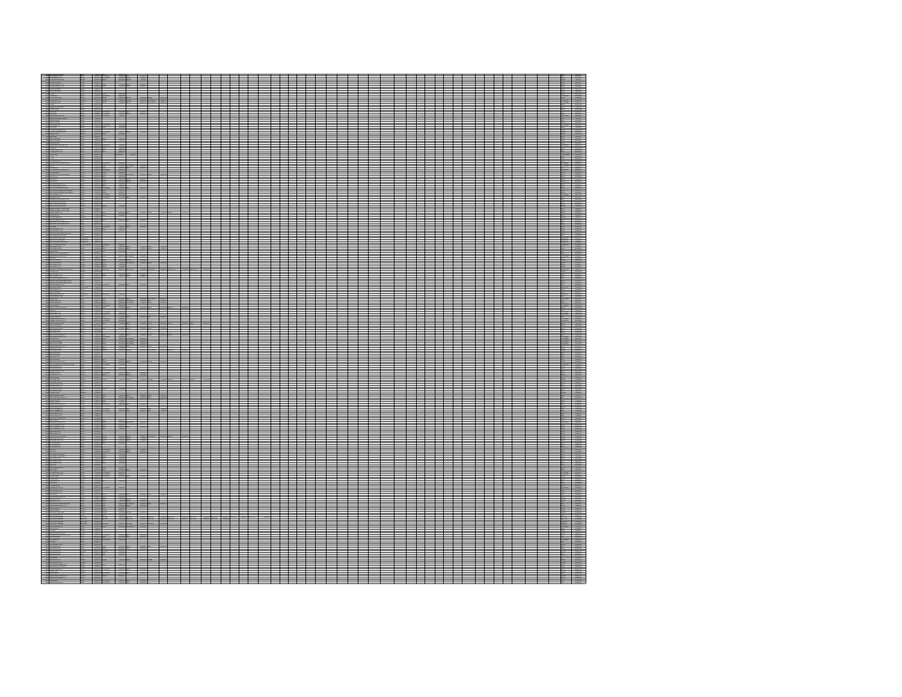|              | —           | __ |  |  | –    |  |  |  |  |  |  |  |
|--------------|-------------|----|--|--|------|--|--|--|--|--|--|--|
|              |             |    |  |  |      |  |  |  |  |  |  |  |
|              |             |    |  |  |      |  |  |  |  |  |  |  |
|              |             |    |  |  |      |  |  |  |  |  |  |  |
|              |             |    |  |  |      |  |  |  |  |  |  |  |
|              |             |    |  |  |      |  |  |  |  |  |  |  |
|              |             |    |  |  |      |  |  |  |  |  |  |  |
|              |             |    |  |  |      |  |  |  |  |  |  |  |
|              |             |    |  |  |      |  |  |  |  |  |  |  |
| 篇            |             |    |  |  | 33 S |  |  |  |  |  |  |  |
|              |             |    |  |  |      |  |  |  |  |  |  |  |
|              |             |    |  |  |      |  |  |  |  |  |  |  |
|              |             |    |  |  |      |  |  |  |  |  |  |  |
|              |             |    |  |  |      |  |  |  |  |  |  |  |
|              |             |    |  |  |      |  |  |  |  |  |  |  |
|              | $rac{1}{1}$ |    |  |  |      |  |  |  |  |  |  |  |
|              |             |    |  |  |      |  |  |  |  |  |  |  |
|              |             |    |  |  |      |  |  |  |  |  |  |  |
|              |             |    |  |  |      |  |  |  |  |  |  |  |
|              |             |    |  |  |      |  |  |  |  |  |  |  |
|              |             |    |  |  |      |  |  |  |  |  |  |  |
|              |             |    |  |  |      |  |  |  |  |  |  |  |
|              |             |    |  |  |      |  |  |  |  |  |  |  |
|              |             |    |  |  |      |  |  |  |  |  |  |  |
|              |             |    |  |  |      |  |  |  |  |  |  |  |
|              |             |    |  |  |      |  |  |  |  |  |  |  |
|              |             |    |  |  |      |  |  |  |  |  |  |  |
|              |             |    |  |  |      |  |  |  |  |  |  |  |
|              |             |    |  |  |      |  |  |  |  |  |  |  |
|              |             |    |  |  |      |  |  |  |  |  |  |  |
|              |             |    |  |  |      |  |  |  |  |  |  |  |
|              |             |    |  |  |      |  |  |  |  |  |  |  |
|              |             |    |  |  |      |  |  |  |  |  |  |  |
|              |             |    |  |  |      |  |  |  |  |  |  |  |
|              |             |    |  |  |      |  |  |  |  |  |  |  |
|              |             |    |  |  |      |  |  |  |  |  |  |  |
|              |             |    |  |  |      |  |  |  |  |  |  |  |
|              |             |    |  |  |      |  |  |  |  |  |  |  |
| <b>ANGEL</b> | ᆕ           |    |  |  |      |  |  |  |  |  |  |  |
|              |             |    |  |  |      |  |  |  |  |  |  |  |
|              |             |    |  |  |      |  |  |  |  |  |  |  |
|              |             |    |  |  |      |  |  |  |  |  |  |  |
|              |             |    |  |  |      |  |  |  |  |  |  |  |
|              |             |    |  |  |      |  |  |  |  |  |  |  |
|              |             |    |  |  |      |  |  |  |  |  |  |  |
|              |             |    |  |  |      |  |  |  |  |  |  |  |
|              | ÷<br>÷      |    |  |  |      |  |  |  |  |  |  |  |
|              |             |    |  |  |      |  |  |  |  |  |  |  |
|              |             |    |  |  |      |  |  |  |  |  |  |  |
|              |             |    |  |  |      |  |  |  |  |  |  |  |
|              |             |    |  |  |      |  |  |  |  |  |  |  |
|              |             |    |  |  |      |  |  |  |  |  |  |  |
|              |             |    |  |  |      |  |  |  |  |  |  |  |
|              |             |    |  |  |      |  |  |  |  |  |  |  |
|              |             |    |  |  |      |  |  |  |  |  |  |  |
|              |             |    |  |  |      |  |  |  |  |  |  |  |
|              |             |    |  |  |      |  |  |  |  |  |  |  |
|              |             |    |  |  |      |  |  |  |  |  |  |  |
|              |             |    |  |  |      |  |  |  |  |  |  |  |
|              |             |    |  |  |      |  |  |  |  |  |  |  |
|              |             |    |  |  |      |  |  |  |  |  |  |  |
|              |             |    |  |  |      |  |  |  |  |  |  |  |
|              |             |    |  |  |      |  |  |  |  |  |  |  |
|              |             |    |  |  |      |  |  |  |  |  |  |  |
|              |             |    |  |  |      |  |  |  |  |  |  |  |
|              |             |    |  |  |      |  |  |  |  |  |  |  |
|              |             |    |  |  |      |  |  |  |  |  |  |  |
|              |             |    |  |  |      |  |  |  |  |  |  |  |
| <b>Show</b>  | 1500        |    |  |  |      |  |  |  |  |  |  |  |
|              |             |    |  |  |      |  |  |  |  |  |  |  |
|              |             |    |  |  |      |  |  |  |  |  |  |  |
|              |             |    |  |  |      |  |  |  |  |  |  |  |
|              |             |    |  |  |      |  |  |  |  |  |  |  |
|              |             |    |  |  |      |  |  |  |  |  |  |  |
|              |             |    |  |  |      |  |  |  |  |  |  |  |
|              |             |    |  |  |      |  |  |  |  |  |  |  |
| ł            |             |    |  |  |      |  |  |  |  |  |  |  |
|              |             |    |  |  |      |  |  |  |  |  |  |  |
|              |             |    |  |  |      |  |  |  |  |  |  |  |
|              |             |    |  |  |      |  |  |  |  |  |  |  |
|              |             |    |  |  |      |  |  |  |  |  |  |  |
|              |             |    |  |  |      |  |  |  |  |  |  |  |
|              |             |    |  |  |      |  |  |  |  |  |  |  |
|              |             |    |  |  |      |  |  |  |  |  |  |  |
|              |             |    |  |  |      |  |  |  |  |  |  |  |
|              |             |    |  |  |      |  |  |  |  |  |  |  |
|              |             |    |  |  |      |  |  |  |  |  |  |  |
|              |             |    |  |  |      |  |  |  |  |  |  |  |
|              |             |    |  |  |      |  |  |  |  |  |  |  |
|              |             |    |  |  |      |  |  |  |  |  |  |  |
|              |             |    |  |  |      |  |  |  |  |  |  |  |
|              |             |    |  |  |      |  |  |  |  |  |  |  |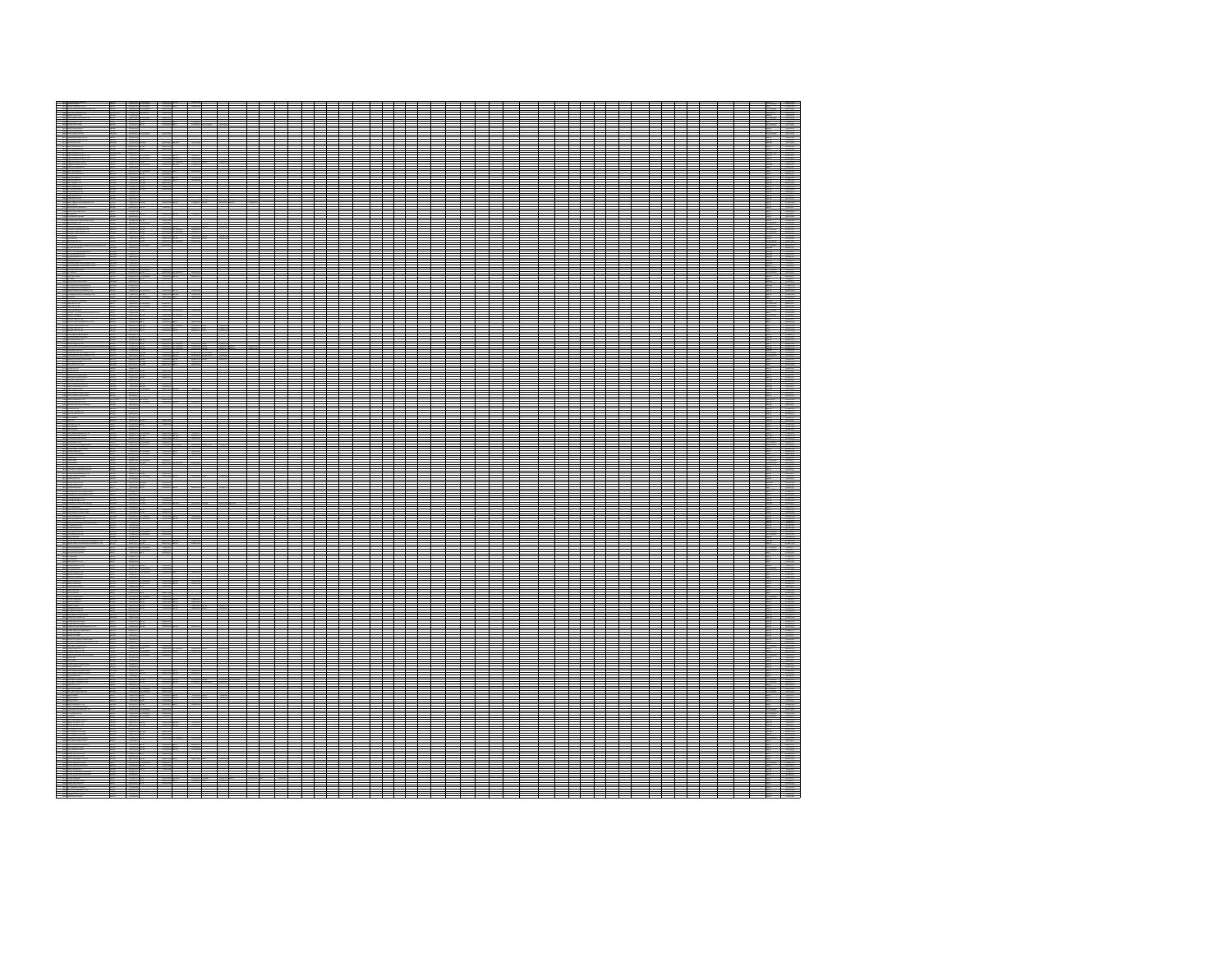|    |                                                                                                                                                                                     |          | ━                        |  |  |  |  |  |  |  |  |  |  |  |
|----|-------------------------------------------------------------------------------------------------------------------------------------------------------------------------------------|----------|--------------------------|--|--|--|--|--|--|--|--|--|--|--|
|    |                                                                                                                                                                                     |          |                          |  |  |  |  |  |  |  |  |  |  |  |
| W  |                                                                                                                                                                                     |          |                          |  |  |  |  |  |  |  |  |  |  |  |
|    |                                                                                                                                                                                     |          |                          |  |  |  |  |  |  |  |  |  |  |  |
|    |                                                                                                                                                                                     |          |                          |  |  |  |  |  |  |  |  |  |  |  |
|    |                                                                                                                                                                                     |          |                          |  |  |  |  |  |  |  |  |  |  |  |
|    |                                                                                                                                                                                     |          |                          |  |  |  |  |  |  |  |  |  |  |  |
|    |                                                                                                                                                                                     |          |                          |  |  |  |  |  |  |  |  |  |  |  |
|    |                                                                                                                                                                                     |          |                          |  |  |  |  |  |  |  |  |  |  |  |
|    |                                                                                                                                                                                     | $\equiv$ |                          |  |  |  |  |  |  |  |  |  |  |  |
|    | $\begin{tabular}{ c c } \hline A B B C B \\ \hline \hline 1500 & 0.0000 \\ \hline 0.0000 & 0.0000 \\ \hline 0.0000 & 0.0000 \\ \hline 0.0000 & 0.0000 \\ \hline \end{tabular}$<br>÷ |          |                          |  |  |  |  |  |  |  |  |  |  |  |
|    |                                                                                                                                                                                     | Ħ        | $\overline{\phantom{0}}$ |  |  |  |  |  |  |  |  |  |  |  |
|    |                                                                                                                                                                                     |          |                          |  |  |  |  |  |  |  |  |  |  |  |
|    |                                                                                                                                                                                     |          |                          |  |  |  |  |  |  |  |  |  |  |  |
|    |                                                                                                                                                                                     |          |                          |  |  |  |  |  |  |  |  |  |  |  |
|    |                                                                                                                                                                                     |          |                          |  |  |  |  |  |  |  |  |  |  |  |
|    |                                                                                                                                                                                     |          |                          |  |  |  |  |  |  |  |  |  |  |  |
|    |                                                                                                                                                                                     |          |                          |  |  |  |  |  |  |  |  |  |  |  |
|    |                                                                                                                                                                                     |          |                          |  |  |  |  |  |  |  |  |  |  |  |
|    |                                                                                                                                                                                     |          |                          |  |  |  |  |  |  |  |  |  |  |  |
| ≣  |                                                                                                                                                                                     |          |                          |  |  |  |  |  |  |  |  |  |  |  |
|    | $\frac{1}{2}$                                                                                                                                                                       |          |                          |  |  |  |  |  |  |  |  |  |  |  |
|    |                                                                                                                                                                                     |          |                          |  |  |  |  |  |  |  |  |  |  |  |
|    |                                                                                                                                                                                     |          |                          |  |  |  |  |  |  |  |  |  |  |  |
|    |                                                                                                                                                                                     |          |                          |  |  |  |  |  |  |  |  |  |  |  |
|    |                                                                                                                                                                                     |          |                          |  |  |  |  |  |  |  |  |  |  |  |
|    |                                                                                                                                                                                     |          |                          |  |  |  |  |  |  |  |  |  |  |  |
|    |                                                                                                                                                                                     |          |                          |  |  |  |  |  |  |  |  |  |  |  |
|    |                                                                                                                                                                                     |          |                          |  |  |  |  |  |  |  |  |  |  |  |
|    |                                                                                                                                                                                     |          |                          |  |  |  |  |  |  |  |  |  |  |  |
|    |                                                                                                                                                                                     | $\equiv$ | $\equiv$                 |  |  |  |  |  |  |  |  |  |  |  |
|    |                                                                                                                                                                                     |          |                          |  |  |  |  |  |  |  |  |  |  |  |
|    |                                                                                                                                                                                     |          |                          |  |  |  |  |  |  |  |  |  |  |  |
|    |                                                                                                                                                                                     |          |                          |  |  |  |  |  |  |  |  |  |  |  |
|    |                                                                                                                                                                                     |          |                          |  |  |  |  |  |  |  |  |  |  |  |
|    |                                                                                                                                                                                     |          |                          |  |  |  |  |  |  |  |  |  |  |  |
|    |                                                                                                                                                                                     |          |                          |  |  |  |  |  |  |  |  |  |  |  |
| m. |                                                                                                                                                                                     |          |                          |  |  |  |  |  |  |  |  |  |  |  |
|    |                                                                                                                                                                                     |          |                          |  |  |  |  |  |  |  |  |  |  |  |
|    |                                                                                                                                                                                     | ▊        |                          |  |  |  |  |  |  |  |  |  |  |  |
|    |                                                                                                                                                                                     |          |                          |  |  |  |  |  |  |  |  |  |  |  |
|    |                                                                                                                                                                                     |          |                          |  |  |  |  |  |  |  |  |  |  |  |
|    |                                                                                                                                                                                     |          |                          |  |  |  |  |  |  |  |  |  |  |  |
|    |                                                                                                                                                                                     |          |                          |  |  |  |  |  |  |  |  |  |  |  |
|    |                                                                                                                                                                                     |          |                          |  |  |  |  |  |  |  |  |  |  |  |
|    |                                                                                                                                                                                     |          |                          |  |  |  |  |  |  |  |  |  |  |  |
|    |                                                                                                                                                                                     |          |                          |  |  |  |  |  |  |  |  |  |  |  |
|    |                                                                                                                                                                                     |          |                          |  |  |  |  |  |  |  |  |  |  |  |
|    |                                                                                                                                                                                     |          |                          |  |  |  |  |  |  |  |  |  |  |  |
|    |                                                                                                                                                                                     |          |                          |  |  |  |  |  |  |  |  |  |  |  |
|    |                                                                                                                                                                                     |          |                          |  |  |  |  |  |  |  |  |  |  |  |
|    |                                                                                                                                                                                     |          |                          |  |  |  |  |  |  |  |  |  |  |  |
|    |                                                                                                                                                                                     |          |                          |  |  |  |  |  |  |  |  |  |  |  |
|    |                                                                                                                                                                                     |          |                          |  |  |  |  |  |  |  |  |  |  |  |
|    |                                                                                                                                                                                     |          |                          |  |  |  |  |  |  |  |  |  |  |  |
|    |                                                                                                                                                                                     |          |                          |  |  |  |  |  |  |  |  |  |  |  |
|    |                                                                                                                                                                                     |          |                          |  |  |  |  |  |  |  |  |  |  |  |
|    |                                                                                                                                                                                     |          |                          |  |  |  |  |  |  |  |  |  |  |  |
|    |                                                                                                                                                                                     |          |                          |  |  |  |  |  |  |  |  |  |  |  |
|    |                                                                                                                                                                                     |          |                          |  |  |  |  |  |  |  |  |  |  |  |
|    |                                                                                                                                                                                     |          |                          |  |  |  |  |  |  |  |  |  |  |  |
|    |                                                                                                                                                                                     |          |                          |  |  |  |  |  |  |  |  |  |  |  |
|    |                                                                                                                                                                                     |          |                          |  |  |  |  |  |  |  |  |  |  |  |
|    |                                                                                                                                                                                     |          |                          |  |  |  |  |  |  |  |  |  |  |  |
|    |                                                                                                                                                                                     |          |                          |  |  |  |  |  |  |  |  |  |  |  |
|    |                                                                                                                                                                                     |          |                          |  |  |  |  |  |  |  |  |  |  |  |
|    |                                                                                                                                                                                     |          |                          |  |  |  |  |  |  |  |  |  |  |  |
|    |                                                                                                                                                                                     |          |                          |  |  |  |  |  |  |  |  |  |  |  |
|    |                                                                                                                                                                                     |          |                          |  |  |  |  |  |  |  |  |  |  |  |
|    |                                                                                                                                                                                     |          |                          |  |  |  |  |  |  |  |  |  |  |  |
|    |                                                                                                                                                                                     |          |                          |  |  |  |  |  |  |  |  |  |  |  |
|    |                                                                                                                                                                                     |          |                          |  |  |  |  |  |  |  |  |  |  |  |
|    |                                                                                                                                                                                     |          |                          |  |  |  |  |  |  |  |  |  |  |  |
|    |                                                                                                                                                                                     |          |                          |  |  |  |  |  |  |  |  |  |  |  |
|    |                                                                                                                                                                                     |          |                          |  |  |  |  |  |  |  |  |  |  |  |
|    |                                                                                                                                                                                     |          |                          |  |  |  |  |  |  |  |  |  |  |  |
|    |                                                                                                                                                                                     |          |                          |  |  |  |  |  |  |  |  |  |  |  |
|    |                                                                                                                                                                                     |          |                          |  |  |  |  |  |  |  |  |  |  |  |
|    |                                                                                                                                                                                     |          |                          |  |  |  |  |  |  |  |  |  |  |  |
|    |                                                                                                                                                                                     |          |                          |  |  |  |  |  |  |  |  |  |  |  |
|    |                                                                                                                                                                                     |          |                          |  |  |  |  |  |  |  |  |  |  |  |
|    |                                                                                                                                                                                     |          |                          |  |  |  |  |  |  |  |  |  |  |  |
|    |                                                                                                                                                                                     |          |                          |  |  |  |  |  |  |  |  |  |  |  |
|    |                                                                                                                                                                                     |          |                          |  |  |  |  |  |  |  |  |  |  |  |
|    |                                                                                                                                                                                     |          |                          |  |  |  |  |  |  |  |  |  |  |  |
|    |                                                                                                                                                                                     |          |                          |  |  |  |  |  |  |  |  |  |  |  |
|    |                                                                                                                                                                                     |          |                          |  |  |  |  |  |  |  |  |  |  |  |
|    |                                                                                                                                                                                     |          |                          |  |  |  |  |  |  |  |  |  |  |  |
|    |                                                                                                                                                                                     |          |                          |  |  |  |  |  |  |  |  |  |  |  |
|    |                                                                                                                                                                                     |          |                          |  |  |  |  |  |  |  |  |  |  |  |
|    |                                                                                                                                                                                     |          |                          |  |  |  |  |  |  |  |  |  |  |  |
|    |                                                                                                                                                                                     |          |                          |  |  |  |  |  |  |  |  |  |  |  |
|    |                                                                                                                                                                                     |          |                          |  |  |  |  |  |  |  |  |  |  |  |
|    |                                                                                                                                                                                     |          |                          |  |  |  |  |  |  |  |  |  |  |  |
|    |                                                                                                                                                                                     |          |                          |  |  |  |  |  |  |  |  |  |  |  |
|    |                                                                                                                                                                                     |          |                          |  |  |  |  |  |  |  |  |  |  |  |
|    |                                                                                                                                                                                     |          |                          |  |  |  |  |  |  |  |  |  |  |  |
|    |                                                                                                                                                                                     |          |                          |  |  |  |  |  |  |  |  |  |  |  |
|    |                                                                                                                                                                                     |          |                          |  |  |  |  |  |  |  |  |  |  |  |
|    |                                                                                                                                                                                     |          |                          |  |  |  |  |  |  |  |  |  |  |  |
|    |                                                                                                                                                                                     |          |                          |  |  |  |  |  |  |  |  |  |  |  |
|    |                                                                                                                                                                                     |          |                          |  |  |  |  |  |  |  |  |  |  |  |
|    |                                                                                                                                                                                     |          |                          |  |  |  |  |  |  |  |  |  |  |  |
|    |                                                                                                                                                                                     |          |                          |  |  |  |  |  |  |  |  |  |  |  |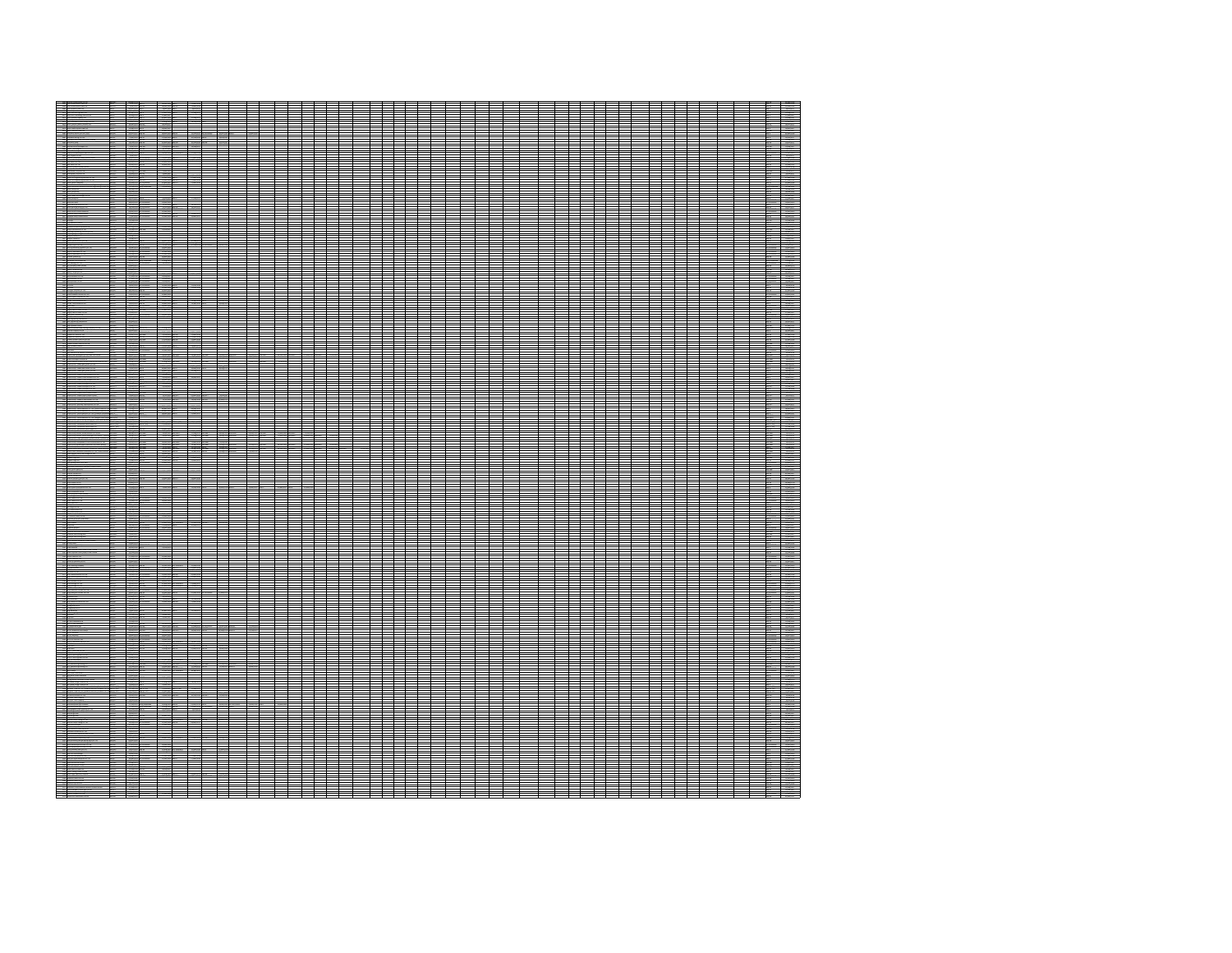|  |  |  | == |  |  |  |  |  |  |  |  |
|--|--|--|----|--|--|--|--|--|--|--|--|
|  |  |  |    |  |  |  |  |  |  |  |  |
|  |  |  |    |  |  |  |  |  |  |  |  |
|  |  |  |    |  |  |  |  |  |  |  |  |
|  |  |  |    |  |  |  |  |  |  |  |  |
|  |  |  |    |  |  |  |  |  |  |  |  |
|  |  |  |    |  |  |  |  |  |  |  |  |
|  |  |  |    |  |  |  |  |  |  |  |  |
|  |  |  |    |  |  |  |  |  |  |  |  |
|  |  |  |    |  |  |  |  |  |  |  |  |
|  |  |  |    |  |  |  |  |  |  |  |  |
|  |  |  |    |  |  |  |  |  |  |  |  |
|  |  |  |    |  |  |  |  |  |  |  |  |
|  |  |  |    |  |  |  |  |  |  |  |  |
|  |  |  |    |  |  |  |  |  |  |  |  |
|  |  |  |    |  |  |  |  |  |  |  |  |
|  |  |  |    |  |  |  |  |  |  |  |  |
|  |  |  |    |  |  |  |  |  |  |  |  |
|  |  |  |    |  |  |  |  |  |  |  |  |
|  |  |  |    |  |  |  |  |  |  |  |  |
|  |  |  |    |  |  |  |  |  |  |  |  |
|  |  |  |    |  |  |  |  |  |  |  |  |
|  |  |  |    |  |  |  |  |  |  |  |  |
|  |  |  |    |  |  |  |  |  |  |  |  |
|  |  |  |    |  |  |  |  |  |  |  |  |
|  |  |  |    |  |  |  |  |  |  |  |  |
|  |  |  |    |  |  |  |  |  |  |  |  |
|  |  |  |    |  |  |  |  |  |  |  |  |
|  |  |  |    |  |  |  |  |  |  |  |  |
|  |  |  |    |  |  |  |  |  |  |  |  |
|  |  |  |    |  |  |  |  |  |  |  |  |
|  |  |  |    |  |  |  |  |  |  |  |  |
|  |  |  |    |  |  |  |  |  |  |  |  |
|  |  |  |    |  |  |  |  |  |  |  |  |
|  |  |  |    |  |  |  |  |  |  |  |  |
|  |  |  |    |  |  |  |  |  |  |  |  |
|  |  |  |    |  |  |  |  |  |  |  |  |
|  |  |  |    |  |  |  |  |  |  |  |  |
|  |  |  |    |  |  |  |  |  |  |  |  |
|  |  |  |    |  |  |  |  |  |  |  |  |
|  |  |  |    |  |  |  |  |  |  |  |  |
|  |  |  |    |  |  |  |  |  |  |  |  |
|  |  |  |    |  |  |  |  |  |  |  |  |
|  |  |  |    |  |  |  |  |  |  |  |  |
|  |  |  |    |  |  |  |  |  |  |  |  |
|  |  |  |    |  |  |  |  |  |  |  |  |
|  |  |  |    |  |  |  |  |  |  |  |  |
|  |  |  |    |  |  |  |  |  |  |  |  |
|  |  |  |    |  |  |  |  |  |  |  |  |
|  |  |  |    |  |  |  |  |  |  |  |  |
|  |  |  |    |  |  |  |  |  |  |  |  |
|  |  |  |    |  |  |  |  |  |  |  |  |
|  |  |  |    |  |  |  |  |  |  |  |  |
|  |  |  |    |  |  |  |  |  |  |  |  |
|  |  |  |    |  |  |  |  |  |  |  |  |
|  |  |  |    |  |  |  |  |  |  |  |  |
|  |  |  |    |  |  |  |  |  |  |  |  |
|  |  |  |    |  |  |  |  |  |  |  |  |
|  |  |  |    |  |  |  |  |  |  |  |  |
|  |  |  |    |  |  |  |  |  |  |  |  |
|  |  |  |    |  |  |  |  |  |  |  |  |
|  |  |  |    |  |  |  |  |  |  |  |  |
|  |  |  |    |  |  |  |  |  |  |  |  |
|  |  |  |    |  |  |  |  |  |  |  |  |
|  |  |  |    |  |  |  |  |  |  |  |  |
|  |  |  |    |  |  |  |  |  |  |  |  |
|  |  |  |    |  |  |  |  |  |  |  |  |
|  |  |  |    |  |  |  |  |  |  |  |  |
|  |  |  |    |  |  |  |  |  |  |  |  |
|  |  |  |    |  |  |  |  |  |  |  |  |
|  |  |  |    |  |  |  |  |  |  |  |  |
|  |  |  |    |  |  |  |  |  |  |  |  |
|  |  |  |    |  |  |  |  |  |  |  |  |
|  |  |  |    |  |  |  |  |  |  |  |  |
|  |  |  |    |  |  |  |  |  |  |  |  |
|  |  |  |    |  |  |  |  |  |  |  |  |
|  |  |  |    |  |  |  |  |  |  |  |  |
|  |  |  |    |  |  |  |  |  |  |  |  |
|  |  |  |    |  |  |  |  |  |  |  |  |
|  |  |  |    |  |  |  |  |  |  |  |  |
|  |  |  |    |  |  |  |  |  |  |  |  |
|  |  |  |    |  |  |  |  |  |  |  |  |
|  |  |  |    |  |  |  |  |  |  |  |  |
|  |  |  |    |  |  |  |  |  |  |  |  |
|  |  |  |    |  |  |  |  |  |  |  |  |
|  |  |  |    |  |  |  |  |  |  |  |  |
|  |  |  |    |  |  |  |  |  |  |  |  |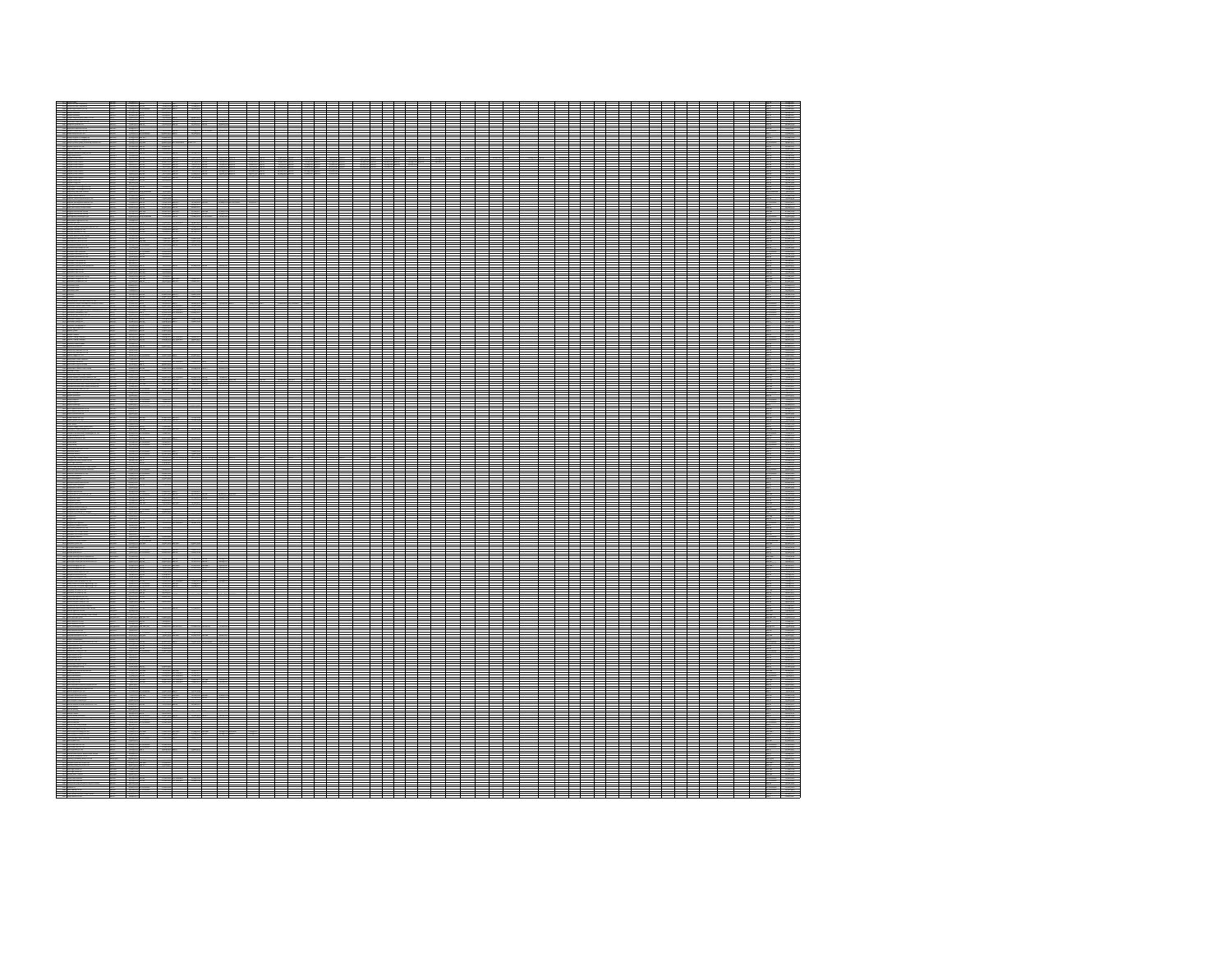|  | $^{480}$ |  |  |  |  |  |  |  |  |  |  |  |  |  |
|--|----------|--|--|--|--|--|--|--|--|--|--|--|--|--|
|  |          |  |  |  |  |  |  |  |  |  |  |  |  |  |
|  |          |  |  |  |  |  |  |  |  |  |  |  |  |  |
|  |          |  |  |  |  |  |  |  |  |  |  |  |  |  |
|  |          |  |  |  |  |  |  |  |  |  |  |  |  |  |
|  |          |  |  |  |  |  |  |  |  |  |  |  |  |  |
|  |          |  |  |  |  |  |  |  |  |  |  |  |  |  |
|  |          |  |  |  |  |  |  |  |  |  |  |  |  |  |
|  |          |  |  |  |  |  |  |  |  |  |  |  |  |  |
|  |          |  |  |  |  |  |  |  |  |  |  |  |  |  |
|  |          |  |  |  |  |  |  |  |  |  |  |  |  |  |
|  |          |  |  |  |  |  |  |  |  |  |  |  |  |  |
|  |          |  |  |  |  |  |  |  |  |  |  |  |  |  |
|  |          |  |  |  |  |  |  |  |  |  |  |  |  |  |
|  |          |  |  |  |  |  |  |  |  |  |  |  |  |  |
|  |          |  |  |  |  |  |  |  |  |  |  |  |  |  |
|  |          |  |  |  |  |  |  |  |  |  |  |  |  |  |
|  |          |  |  |  |  |  |  |  |  |  |  |  |  |  |
|  |          |  |  |  |  |  |  |  |  |  |  |  |  |  |
|  |          |  |  |  |  |  |  |  |  |  |  |  |  |  |
|  |          |  |  |  |  |  |  |  |  |  |  |  |  |  |
|  |          |  |  |  |  |  |  |  |  |  |  |  |  |  |
|  |          |  |  |  |  |  |  |  |  |  |  |  |  |  |
|  |          |  |  |  |  |  |  |  |  |  |  |  |  |  |
|  |          |  |  |  |  |  |  |  |  |  |  |  |  |  |
|  |          |  |  |  |  |  |  |  |  |  |  |  |  |  |
|  |          |  |  |  |  |  |  |  |  |  |  |  |  |  |
|  |          |  |  |  |  |  |  |  |  |  |  |  |  |  |
|  |          |  |  |  |  |  |  |  |  |  |  |  |  |  |
|  |          |  |  |  |  |  |  |  |  |  |  |  |  |  |
|  |          |  |  |  |  |  |  |  |  |  |  |  |  |  |
|  |          |  |  |  |  |  |  |  |  |  |  |  |  |  |
|  |          |  |  |  |  |  |  |  |  |  |  |  |  |  |
|  |          |  |  |  |  |  |  |  |  |  |  |  |  |  |
|  |          |  |  |  |  |  |  |  |  |  |  |  |  |  |
|  |          |  |  |  |  |  |  |  |  |  |  |  |  |  |
|  |          |  |  |  |  |  |  |  |  |  |  |  |  |  |
|  |          |  |  |  |  |  |  |  |  |  |  |  |  |  |
|  |          |  |  |  |  |  |  |  |  |  |  |  |  |  |
|  |          |  |  |  |  |  |  |  |  |  |  |  |  |  |
|  |          |  |  |  |  |  |  |  |  |  |  |  |  |  |
|  |          |  |  |  |  |  |  |  |  |  |  |  |  |  |
|  |          |  |  |  |  |  |  |  |  |  |  |  |  |  |
|  |          |  |  |  |  |  |  |  |  |  |  |  |  |  |
|  |          |  |  |  |  |  |  |  |  |  |  |  |  |  |
|  |          |  |  |  |  |  |  |  |  |  |  |  |  |  |
|  |          |  |  |  |  |  |  |  |  |  |  |  |  |  |
|  |          |  |  |  |  |  |  |  |  |  |  |  |  |  |
|  |          |  |  |  |  |  |  |  |  |  |  |  |  |  |
|  |          |  |  |  |  |  |  |  |  |  |  |  |  |  |
|  |          |  |  |  |  |  |  |  |  |  |  |  |  |  |
|  |          |  |  |  |  |  |  |  |  |  |  |  |  |  |
|  |          |  |  |  |  |  |  |  |  |  |  |  |  |  |
|  |          |  |  |  |  |  |  |  |  |  |  |  |  |  |
|  |          |  |  |  |  |  |  |  |  |  |  |  |  |  |
|  |          |  |  |  |  |  |  |  |  |  |  |  |  |  |
|  |          |  |  |  |  |  |  |  |  |  |  |  |  |  |
|  |          |  |  |  |  |  |  |  |  |  |  |  |  |  |
|  |          |  |  |  |  |  |  |  |  |  |  |  |  |  |
|  |          |  |  |  |  |  |  |  |  |  |  |  |  |  |
|  |          |  |  |  |  |  |  |  |  |  |  |  |  |  |
|  |          |  |  |  |  |  |  |  |  |  |  |  |  |  |
|  |          |  |  |  |  |  |  |  |  |  |  |  |  |  |
|  |          |  |  |  |  |  |  |  |  |  |  |  |  |  |
|  |          |  |  |  |  |  |  |  |  |  |  |  |  |  |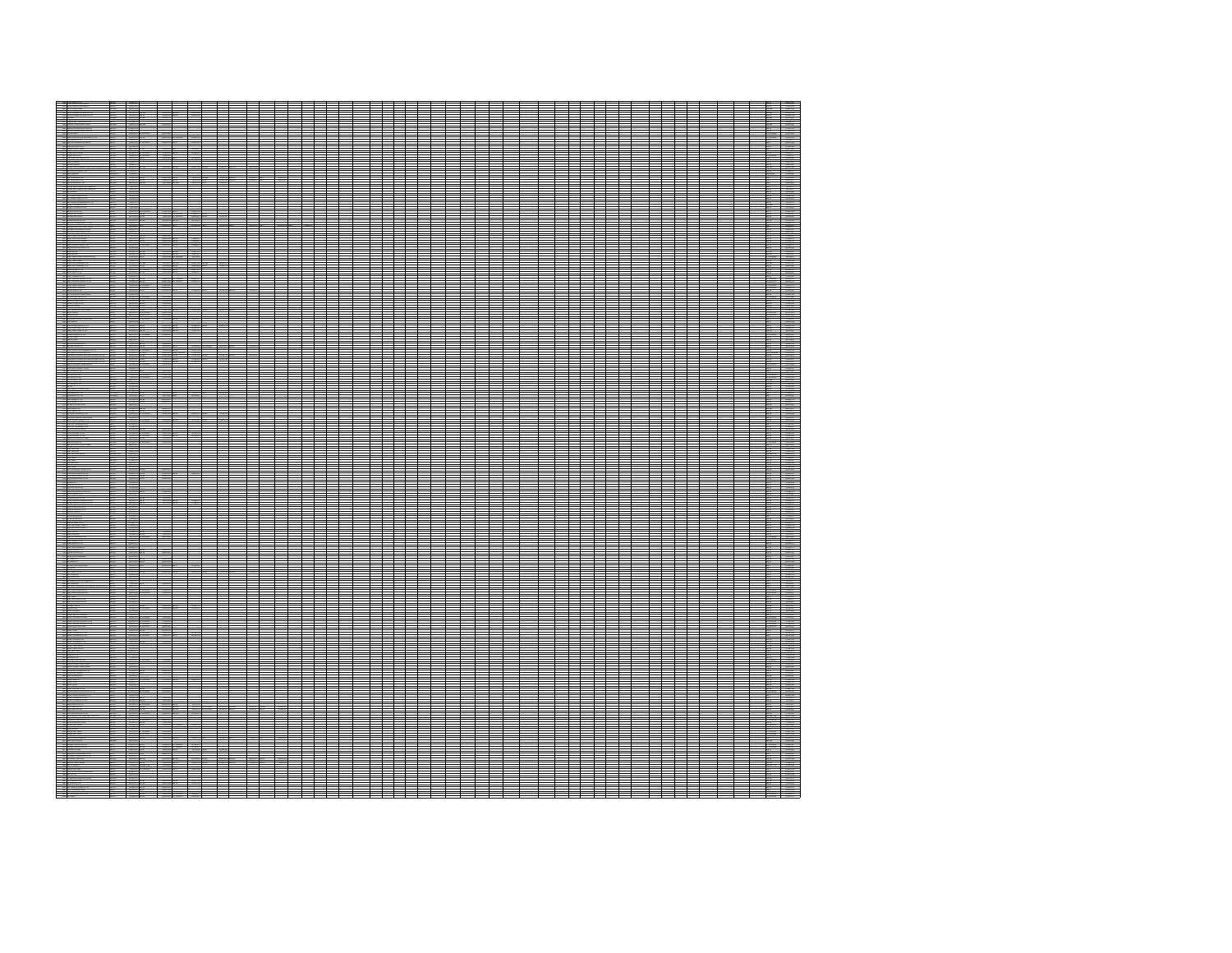| ≕ |   |  |  |  |  |  |  |  |
|---|---|--|--|--|--|--|--|--|
|   |   |  |  |  |  |  |  |  |
|   |   |  |  |  |  |  |  |  |
|   |   |  |  |  |  |  |  |  |
|   |   |  |  |  |  |  |  |  |
|   |   |  |  |  |  |  |  |  |
|   |   |  |  |  |  |  |  |  |
|   |   |  |  |  |  |  |  |  |
|   |   |  |  |  |  |  |  |  |
|   |   |  |  |  |  |  |  |  |
|   | ═ |  |  |  |  |  |  |  |
|   |   |  |  |  |  |  |  |  |
|   |   |  |  |  |  |  |  |  |
|   |   |  |  |  |  |  |  |  |
|   |   |  |  |  |  |  |  |  |
|   |   |  |  |  |  |  |  |  |
|   |   |  |  |  |  |  |  |  |
|   |   |  |  |  |  |  |  |  |
|   |   |  |  |  |  |  |  |  |
| 義 |   |  |  |  |  |  |  |  |
|   |   |  |  |  |  |  |  |  |
|   |   |  |  |  |  |  |  |  |
|   |   |  |  |  |  |  |  |  |
|   |   |  |  |  |  |  |  |  |
|   |   |  |  |  |  |  |  |  |
|   |   |  |  |  |  |  |  |  |
|   |   |  |  |  |  |  |  |  |
|   |   |  |  |  |  |  |  |  |
|   |   |  |  |  |  |  |  |  |
|   |   |  |  |  |  |  |  |  |
|   |   |  |  |  |  |  |  |  |
|   |   |  |  |  |  |  |  |  |
|   |   |  |  |  |  |  |  |  |
|   |   |  |  |  |  |  |  |  |
|   |   |  |  |  |  |  |  |  |
|   |   |  |  |  |  |  |  |  |
|   |   |  |  |  |  |  |  |  |
|   |   |  |  |  |  |  |  |  |
|   |   |  |  |  |  |  |  |  |
|   |   |  |  |  |  |  |  |  |
|   |   |  |  |  |  |  |  |  |
|   |   |  |  |  |  |  |  |  |
|   |   |  |  |  |  |  |  |  |
|   |   |  |  |  |  |  |  |  |
|   |   |  |  |  |  |  |  |  |
|   |   |  |  |  |  |  |  |  |
|   |   |  |  |  |  |  |  |  |
|   |   |  |  |  |  |  |  |  |
|   |   |  |  |  |  |  |  |  |
|   |   |  |  |  |  |  |  |  |
|   |   |  |  |  |  |  |  |  |
|   |   |  |  |  |  |  |  |  |
|   |   |  |  |  |  |  |  |  |
|   |   |  |  |  |  |  |  |  |
|   |   |  |  |  |  |  |  |  |
|   |   |  |  |  |  |  |  |  |
|   |   |  |  |  |  |  |  |  |
|   |   |  |  |  |  |  |  |  |
|   |   |  |  |  |  |  |  |  |
|   |   |  |  |  |  |  |  |  |
|   |   |  |  |  |  |  |  |  |
|   |   |  |  |  |  |  |  |  |
|   |   |  |  |  |  |  |  |  |
|   |   |  |  |  |  |  |  |  |
|   |   |  |  |  |  |  |  |  |
|   |   |  |  |  |  |  |  |  |
|   |   |  |  |  |  |  |  |  |
|   |   |  |  |  |  |  |  |  |
|   |   |  |  |  |  |  |  |  |
|   |   |  |  |  |  |  |  |  |
|   |   |  |  |  |  |  |  |  |
|   |   |  |  |  |  |  |  |  |
|   |   |  |  |  |  |  |  |  |
|   |   |  |  |  |  |  |  |  |
|   |   |  |  |  |  |  |  |  |
|   |   |  |  |  |  |  |  |  |
|   |   |  |  |  |  |  |  |  |
|   |   |  |  |  |  |  |  |  |
|   |   |  |  |  |  |  |  |  |
|   |   |  |  |  |  |  |  |  |
|   |   |  |  |  |  |  |  |  |
|   |   |  |  |  |  |  |  |  |
|   |   |  |  |  |  |  |  |  |
|   |   |  |  |  |  |  |  |  |
|   |   |  |  |  |  |  |  |  |
|   |   |  |  |  |  |  |  |  |
|   |   |  |  |  |  |  |  |  |
|   |   |  |  |  |  |  |  |  |
|   |   |  |  |  |  |  |  |  |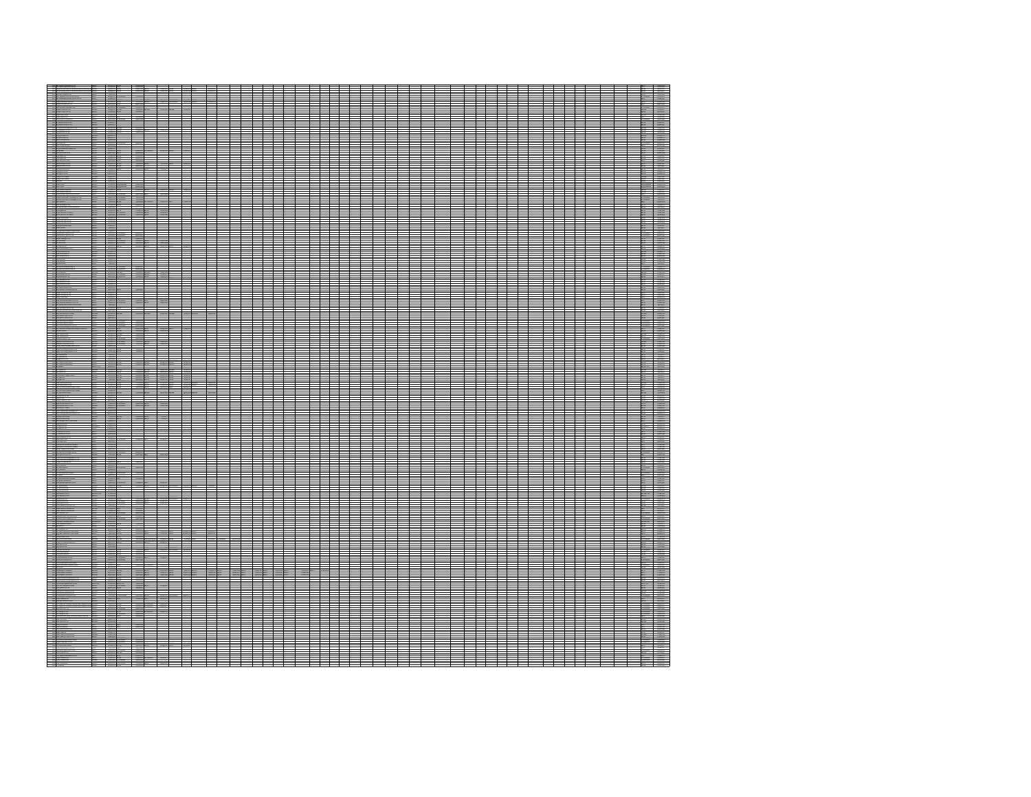|   | ▆<br>ľ        | ═<br>I<br>═ | ═<br>Ξ<br>═╪                  | ┓<br>╕<br>▀                                     | Π<br>▀<br>═ | Ш<br>$\equiv$<br>L<br>Ш | Ξ |
|---|---------------|-------------|-------------------------------|-------------------------------------------------|-------------|-------------------------|---|
|   |               |             | Ш                             | ═                                               |             |                         |   |
|   |               |             |                               |                                                 |             |                         |   |
|   |               |             |                               |                                                 |             |                         |   |
|   |               |             |                               |                                                 |             |                         |   |
|   |               |             |                               |                                                 |             |                         |   |
|   |               |             |                               |                                                 |             |                         |   |
|   |               |             |                               |                                                 |             |                         |   |
|   |               | J,          | ▆<br>$\overline{\phantom{0}}$ | $\overline{\phantom{0}}$<br>$\blacksquare$<br>╛ | ÷.          |                         |   |
|   |               |             |                               |                                                 |             |                         |   |
|   |               |             |                               |                                                 |             |                         |   |
|   |               |             |                               |                                                 |             |                         |   |
|   |               |             |                               |                                                 |             |                         |   |
|   |               |             |                               |                                                 |             |                         |   |
|   |               |             |                               |                                                 |             |                         |   |
|   |               |             | $\overline{\phantom{0}}$      | $\overline{\phantom{0}}$<br>$\equiv$<br>▊       |             |                         |   |
|   |               |             |                               |                                                 |             |                         |   |
|   |               |             |                               |                                                 |             |                         |   |
|   |               |             |                               |                                                 |             |                         |   |
|   |               |             |                               |                                                 |             |                         |   |
| ÷ |               |             |                               |                                                 |             |                         |   |
|   |               |             |                               |                                                 |             |                         |   |
|   |               |             |                               |                                                 |             |                         |   |
|   |               |             |                               |                                                 |             |                         |   |
|   |               |             |                               |                                                 |             |                         |   |
|   |               |             |                               |                                                 |             |                         |   |
|   |               |             |                               |                                                 |             |                         |   |
|   |               |             |                               |                                                 |             |                         |   |
|   |               |             |                               |                                                 |             |                         |   |
|   | $\frac{1}{2}$ |             |                               |                                                 |             |                         |   |
|   |               |             |                               |                                                 |             |                         |   |
|   |               |             |                               |                                                 |             |                         |   |
|   |               |             |                               |                                                 |             |                         |   |
|   |               |             |                               |                                                 |             |                         |   |
|   |               |             |                               |                                                 |             |                         |   |
|   |               |             |                               |                                                 |             |                         |   |
|   |               |             |                               |                                                 |             |                         |   |
|   |               |             |                               |                                                 |             |                         |   |
|   |               |             |                               |                                                 |             |                         |   |
|   |               |             |                               |                                                 |             |                         |   |
|   |               |             |                               |                                                 |             |                         |   |
|   |               |             |                               |                                                 |             |                         |   |
|   |               |             |                               |                                                 |             |                         |   |
|   |               |             |                               |                                                 |             |                         |   |
|   |               |             |                               |                                                 |             |                         |   |
|   |               |             |                               |                                                 |             |                         |   |
|   |               |             |                               |                                                 |             |                         |   |
|   |               |             |                               |                                                 |             |                         |   |
|   |               |             |                               |                                                 |             |                         |   |
|   |               |             |                               |                                                 |             |                         |   |
|   |               |             |                               |                                                 |             |                         |   |
|   |               |             |                               |                                                 |             |                         |   |
|   |               |             |                               |                                                 |             |                         |   |
|   |               |             |                               |                                                 |             |                         |   |
|   |               |             |                               |                                                 |             |                         |   |
|   |               |             |                               |                                                 |             |                         |   |
|   |               |             |                               |                                                 |             |                         |   |
|   |               |             |                               |                                                 |             |                         |   |
|   |               |             |                               |                                                 |             |                         |   |
|   |               |             |                               |                                                 |             |                         |   |
|   |               |             |                               |                                                 |             |                         |   |
|   |               |             |                               |                                                 |             |                         |   |
|   |               |             |                               |                                                 |             |                         |   |
|   |               |             |                               |                                                 |             |                         |   |
|   |               |             |                               |                                                 |             |                         |   |
|   |               |             |                               |                                                 |             |                         |   |
|   |               |             |                               |                                                 |             |                         |   |
|   |               |             |                               |                                                 |             |                         |   |
|   |               |             |                               |                                                 |             |                         |   |
|   |               |             |                               |                                                 |             |                         |   |
|   |               |             |                               |                                                 |             |                         |   |
|   |               |             |                               |                                                 |             |                         |   |
|   |               |             |                               |                                                 |             |                         |   |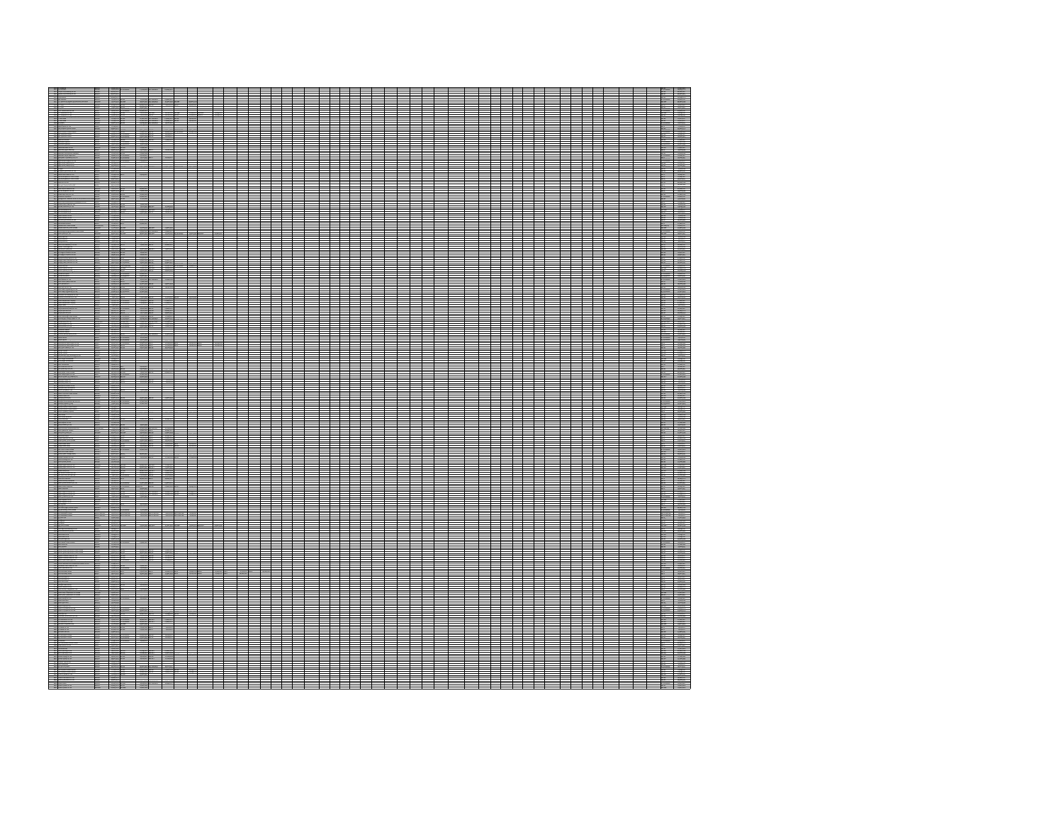|  |    | ÷,            |  |  |  |  |  |  |  |  |
|--|----|---------------|--|--|--|--|--|--|--|--|
|  |    |               |  |  |  |  |  |  |  |  |
|  |    |               |  |  |  |  |  |  |  |  |
|  |    |               |  |  |  |  |  |  |  |  |
|  |    |               |  |  |  |  |  |  |  |  |
|  |    |               |  |  |  |  |  |  |  |  |
|  |    |               |  |  |  |  |  |  |  |  |
|  |    |               |  |  |  |  |  |  |  |  |
|  |    |               |  |  |  |  |  |  |  |  |
|  |    |               |  |  |  |  |  |  |  |  |
|  |    |               |  |  |  |  |  |  |  |  |
|  |    |               |  |  |  |  |  |  |  |  |
|  | ÷  |               |  |  |  |  |  |  |  |  |
|  |    |               |  |  |  |  |  |  |  |  |
|  |    |               |  |  |  |  |  |  |  |  |
|  |    |               |  |  |  |  |  |  |  |  |
|  |    |               |  |  |  |  |  |  |  |  |
|  |    |               |  |  |  |  |  |  |  |  |
|  |    |               |  |  |  |  |  |  |  |  |
|  |    |               |  |  |  |  |  |  |  |  |
|  |    |               |  |  |  |  |  |  |  |  |
|  | 農  | $\frac{1}{2}$ |  |  |  |  |  |  |  |  |
|  |    |               |  |  |  |  |  |  |  |  |
|  |    |               |  |  |  |  |  |  |  |  |
|  |    |               |  |  |  |  |  |  |  |  |
|  |    |               |  |  |  |  |  |  |  |  |
|  |    |               |  |  |  |  |  |  |  |  |
|  |    |               |  |  |  |  |  |  |  |  |
|  |    |               |  |  |  |  |  |  |  |  |
|  |    | 解開            |  |  |  |  |  |  |  |  |
|  |    |               |  |  |  |  |  |  |  |  |
|  |    |               |  |  |  |  |  |  |  |  |
|  |    |               |  |  |  |  |  |  |  |  |
|  |    |               |  |  |  |  |  |  |  |  |
|  |    |               |  |  |  |  |  |  |  |  |
|  |    |               |  |  |  |  |  |  |  |  |
|  |    |               |  |  |  |  |  |  |  |  |
|  |    |               |  |  |  |  |  |  |  |  |
|  | 块壳 |               |  |  |  |  |  |  |  |  |
|  |    |               |  |  |  |  |  |  |  |  |
|  |    |               |  |  |  |  |  |  |  |  |
|  |    |               |  |  |  |  |  |  |  |  |
|  |    |               |  |  |  |  |  |  |  |  |
|  |    |               |  |  |  |  |  |  |  |  |
|  |    |               |  |  |  |  |  |  |  |  |
|  |    |               |  |  |  |  |  |  |  |  |
|  |    |               |  |  |  |  |  |  |  |  |
|  |    |               |  |  |  |  |  |  |  |  |
|  |    |               |  |  |  |  |  |  |  |  |
|  |    |               |  |  |  |  |  |  |  |  |
|  |    |               |  |  |  |  |  |  |  |  |
|  |    |               |  |  |  |  |  |  |  |  |
|  |    |               |  |  |  |  |  |  |  |  |
|  |    |               |  |  |  |  |  |  |  |  |
|  |    |               |  |  |  |  |  |  |  |  |
|  |    |               |  |  |  |  |  |  |  |  |
|  |    |               |  |  |  |  |  |  |  |  |
|  |    |               |  |  |  |  |  |  |  |  |
|  |    |               |  |  |  |  |  |  |  |  |
|  |    |               |  |  |  |  |  |  |  |  |
|  |    |               |  |  |  |  |  |  |  |  |
|  |    |               |  |  |  |  |  |  |  |  |
|  |    |               |  |  |  |  |  |  |  |  |
|  |    |               |  |  |  |  |  |  |  |  |
|  |    |               |  |  |  |  |  |  |  |  |
|  |    |               |  |  |  |  |  |  |  |  |
|  |    |               |  |  |  |  |  |  |  |  |
|  |    |               |  |  |  |  |  |  |  |  |
|  |    |               |  |  |  |  |  |  |  |  |
|  |    |               |  |  |  |  |  |  |  |  |
|  |    |               |  |  |  |  |  |  |  |  |
|  |    |               |  |  |  |  |  |  |  |  |
|  |    |               |  |  |  |  |  |  |  |  |
|  |    |               |  |  |  |  |  |  |  |  |
|  |    |               |  |  |  |  |  |  |  |  |
|  |    |               |  |  |  |  |  |  |  |  |
|  |    |               |  |  |  |  |  |  |  |  |
|  |    |               |  |  |  |  |  |  |  |  |
|  |    |               |  |  |  |  |  |  |  |  |
|  |    |               |  |  |  |  |  |  |  |  |
|  |    |               |  |  |  |  |  |  |  |  |
|  |    | Ĩ             |  |  |  |  |  |  |  |  |
|  |    |               |  |  |  |  |  |  |  |  |
|  | I  |               |  |  |  |  |  |  |  |  |
|  |    |               |  |  |  |  |  |  |  |  |
|  |    |               |  |  |  |  |  |  |  |  |
|  |    |               |  |  |  |  |  |  |  |  |
|  |    |               |  |  |  |  |  |  |  |  |
|  |    |               |  |  |  |  |  |  |  |  |
|  |    |               |  |  |  |  |  |  |  |  |
|  |    |               |  |  |  |  |  |  |  |  |
|  |    |               |  |  |  |  |  |  |  |  |
|  |    |               |  |  |  |  |  |  |  |  |
|  |    |               |  |  |  |  |  |  |  |  |
|  |    |               |  |  |  |  |  |  |  |  |
|  |    |               |  |  |  |  |  |  |  |  |
|  |    |               |  |  |  |  |  |  |  |  |
|  |    |               |  |  |  |  |  |  |  |  |
|  |    |               |  |  |  |  |  |  |  |  |
|  |    |               |  |  |  |  |  |  |  |  |
|  |    |               |  |  |  |  |  |  |  |  |
|  |    |               |  |  |  |  |  |  |  |  |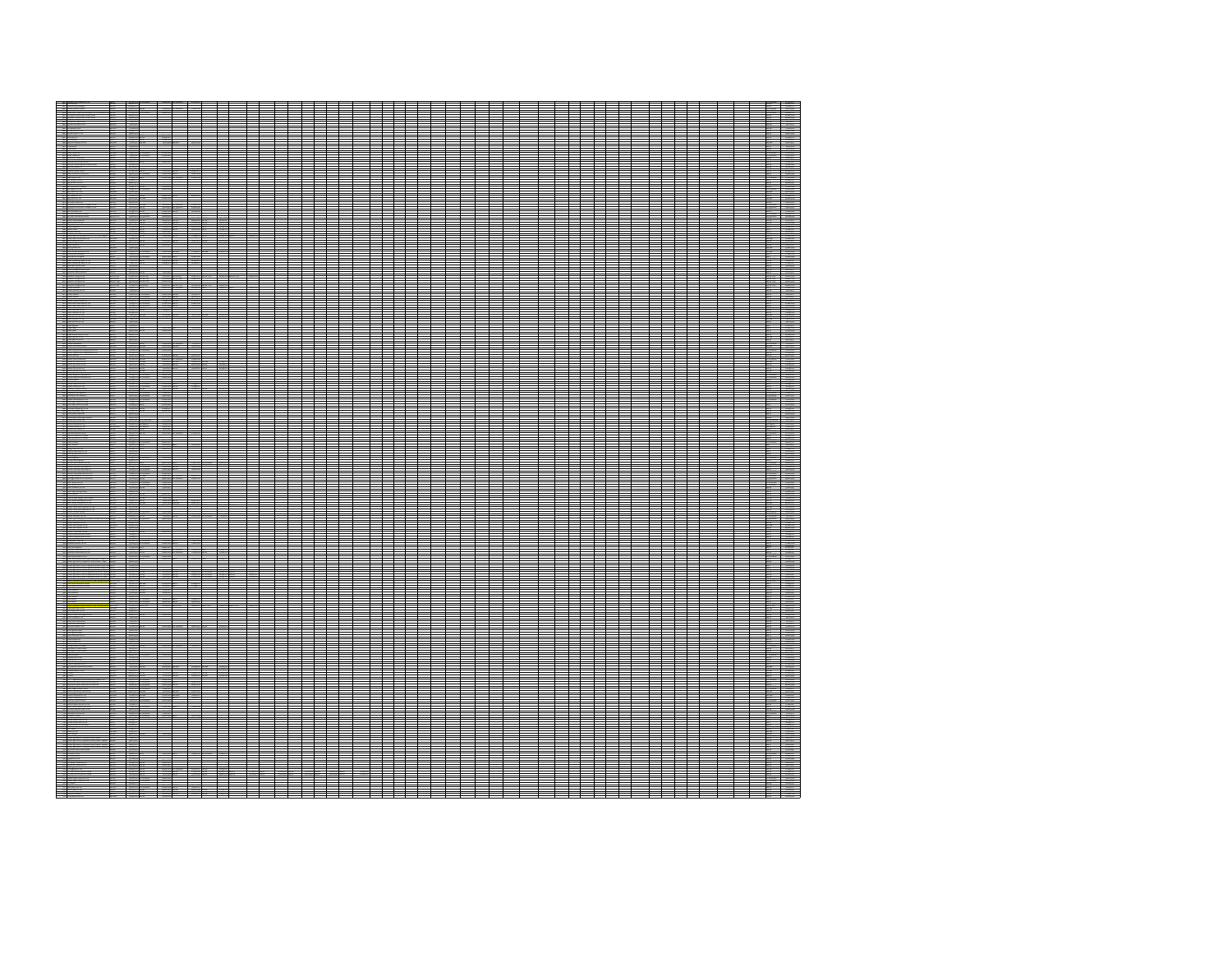| H        | —             | ═                        | ═        |  |  |  |  |  |  |  |  |  |  |  |
|----------|---------------|--------------------------|----------|--|--|--|--|--|--|--|--|--|--|--|
|          |               |                          |          |  |  |  |  |  |  |  |  |  |  |  |
| W        |               |                          |          |  |  |  |  |  |  |  |  |  |  |  |
|          |               |                          |          |  |  |  |  |  |  |  |  |  |  |  |
|          |               |                          |          |  |  |  |  |  |  |  |  |  |  |  |
|          |               |                          |          |  |  |  |  |  |  |  |  |  |  |  |
|          |               |                          |          |  |  |  |  |  |  |  |  |  |  |  |
|          |               |                          |          |  |  |  |  |  |  |  |  |  |  |  |
| ="       | $\frac{1}{2}$ |                          |          |  |  |  |  |  |  |  |  |  |  |  |
|          |               |                          |          |  |  |  |  |  |  |  |  |  |  |  |
| ł        |               |                          |          |  |  |  |  |  |  |  |  |  |  |  |
|          |               |                          |          |  |  |  |  |  |  |  |  |  |  |  |
|          |               |                          |          |  |  |  |  |  |  |  |  |  |  |  |
|          |               |                          |          |  |  |  |  |  |  |  |  |  |  |  |
|          |               |                          |          |  |  |  |  |  |  |  |  |  |  |  |
|          |               | 10000                    | $\equiv$ |  |  |  |  |  |  |  |  |  |  |  |
| ≕        |               |                          |          |  |  |  |  |  |  |  |  |  |  |  |
|          |               |                          |          |  |  |  |  |  |  |  |  |  |  |  |
| $\equiv$ | $\frac{1}{2}$ | $\overline{\phantom{0}}$ |          |  |  |  |  |  |  |  |  |  |  |  |
|          |               |                          |          |  |  |  |  |  |  |  |  |  |  |  |
|          |               |                          |          |  |  |  |  |  |  |  |  |  |  |  |
|          |               |                          |          |  |  |  |  |  |  |  |  |  |  |  |
|          |               |                          |          |  |  |  |  |  |  |  |  |  |  |  |
|          |               |                          |          |  |  |  |  |  |  |  |  |  |  |  |
|          |               |                          |          |  |  |  |  |  |  |  |  |  |  |  |
|          |               |                          |          |  |  |  |  |  |  |  |  |  |  |  |
|          |               |                          |          |  |  |  |  |  |  |  |  |  |  |  |
|          |               |                          |          |  |  |  |  |  |  |  |  |  |  |  |
|          |               |                          |          |  |  |  |  |  |  |  |  |  |  |  |
|          |               |                          |          |  |  |  |  |  |  |  |  |  |  |  |
|          |               |                          |          |  |  |  |  |  |  |  |  |  |  |  |
|          |               |                          |          |  |  |  |  |  |  |  |  |  |  |  |
|          |               |                          |          |  |  |  |  |  |  |  |  |  |  |  |
|          |               |                          |          |  |  |  |  |  |  |  |  |  |  |  |
|          |               |                          |          |  |  |  |  |  |  |  |  |  |  |  |
|          |               |                          |          |  |  |  |  |  |  |  |  |  |  |  |
|          |               |                          |          |  |  |  |  |  |  |  |  |  |  |  |
|          |               |                          |          |  |  |  |  |  |  |  |  |  |  |  |
|          |               |                          |          |  |  |  |  |  |  |  |  |  |  |  |
|          |               |                          |          |  |  |  |  |  |  |  |  |  |  |  |
|          |               |                          |          |  |  |  |  |  |  |  |  |  |  |  |
|          |               |                          |          |  |  |  |  |  |  |  |  |  |  |  |
|          |               |                          |          |  |  |  |  |  |  |  |  |  |  |  |
|          |               |                          |          |  |  |  |  |  |  |  |  |  |  |  |
|          |               |                          |          |  |  |  |  |  |  |  |  |  |  |  |
|          |               |                          |          |  |  |  |  |  |  |  |  |  |  |  |
|          |               |                          |          |  |  |  |  |  |  |  |  |  |  |  |
|          |               |                          |          |  |  |  |  |  |  |  |  |  |  |  |
| ═        |               |                          |          |  |  |  |  |  |  |  |  |  |  |  |
|          |               |                          |          |  |  |  |  |  |  |  |  |  |  |  |
|          |               |                          |          |  |  |  |  |  |  |  |  |  |  |  |
|          |               |                          |          |  |  |  |  |  |  |  |  |  |  |  |
|          |               |                          |          |  |  |  |  |  |  |  |  |  |  |  |
|          |               |                          |          |  |  |  |  |  |  |  |  |  |  |  |
|          |               |                          |          |  |  |  |  |  |  |  |  |  |  |  |
|          |               |                          |          |  |  |  |  |  |  |  |  |  |  |  |
|          |               |                          |          |  |  |  |  |  |  |  |  |  |  |  |
|          |               |                          |          |  |  |  |  |  |  |  |  |  |  |  |
|          |               |                          |          |  |  |  |  |  |  |  |  |  |  |  |
|          |               |                          |          |  |  |  |  |  |  |  |  |  |  |  |
|          |               |                          |          |  |  |  |  |  |  |  |  |  |  |  |
|          |               |                          |          |  |  |  |  |  |  |  |  |  |  |  |
|          |               |                          |          |  |  |  |  |  |  |  |  |  |  |  |
|          |               |                          |          |  |  |  |  |  |  |  |  |  |  |  |
|          |               |                          |          |  |  |  |  |  |  |  |  |  |  |  |
|          |               |                          |          |  |  |  |  |  |  |  |  |  |  |  |
|          |               | $\equiv$                 | E        |  |  |  |  |  |  |  |  |  |  |  |
|          |               |                          |          |  |  |  |  |  |  |  |  |  |  |  |
|          |               |                          |          |  |  |  |  |  |  |  |  |  |  |  |
|          |               |                          |          |  |  |  |  |  |  |  |  |  |  |  |
|          |               |                          |          |  |  |  |  |  |  |  |  |  |  |  |
|          |               |                          |          |  |  |  |  |  |  |  |  |  |  |  |
|          |               |                          |          |  |  |  |  |  |  |  |  |  |  |  |
|          |               |                          |          |  |  |  |  |  |  |  |  |  |  |  |
|          |               |                          |          |  |  |  |  |  |  |  |  |  |  |  |
|          |               |                          |          |  |  |  |  |  |  |  |  |  |  |  |
|          |               |                          |          |  |  |  |  |  |  |  |  |  |  |  |
|          |               |                          |          |  |  |  |  |  |  |  |  |  |  |  |
|          |               |                          |          |  |  |  |  |  |  |  |  |  |  |  |
|          |               |                          |          |  |  |  |  |  |  |  |  |  |  |  |
|          |               |                          |          |  |  |  |  |  |  |  |  |  |  |  |
|          |               |                          |          |  |  |  |  |  |  |  |  |  |  |  |
|          |               |                          |          |  |  |  |  |  |  |  |  |  |  |  |
|          |               |                          |          |  |  |  |  |  |  |  |  |  |  |  |
|          |               |                          |          |  |  |  |  |  |  |  |  |  |  |  |
|          |               |                          |          |  |  |  |  |  |  |  |  |  |  |  |
|          |               |                          |          |  |  |  |  |  |  |  |  |  |  |  |
|          |               |                          |          |  |  |  |  |  |  |  |  |  |  |  |
|          |               |                          |          |  |  |  |  |  |  |  |  |  |  |  |
|          |               |                          |          |  |  |  |  |  |  |  |  |  |  |  |
|          |               |                          |          |  |  |  |  |  |  |  |  |  |  |  |
|          |               |                          |          |  |  |  |  |  |  |  |  |  |  |  |
|          |               |                          |          |  |  |  |  |  |  |  |  |  |  |  |
|          |               |                          |          |  |  |  |  |  |  |  |  |  |  |  |
|          |               |                          |          |  |  |  |  |  |  |  |  |  |  |  |
|          |               |                          |          |  |  |  |  |  |  |  |  |  |  |  |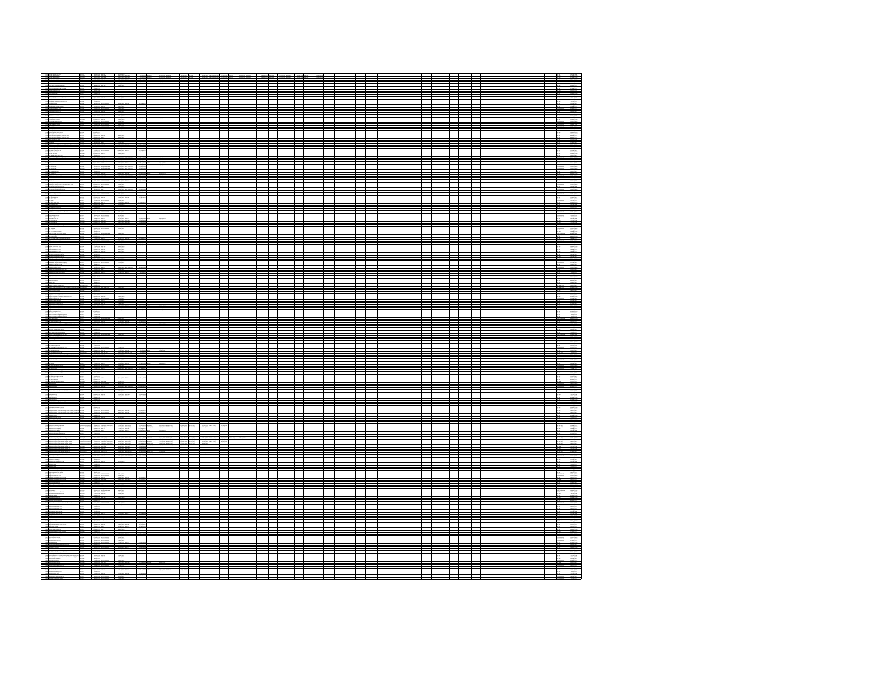|  |  |  | ▆ |  |  |  |  |  |  |  |  |  |  |
|--|--|--|---|--|--|--|--|--|--|--|--|--|--|
|  |  |  |   |  |  |  |  |  |  |  |  |  |  |
|  |  |  |   |  |  |  |  |  |  |  |  |  |  |
|  |  |  |   |  |  |  |  |  |  |  |  |  |  |
|  |  |  |   |  |  |  |  |  |  |  |  |  |  |
|  |  |  |   |  |  |  |  |  |  |  |  |  |  |
|  |  |  |   |  |  |  |  |  |  |  |  |  |  |
|  |  |  |   |  |  |  |  |  |  |  |  |  |  |
|  |  |  |   |  |  |  |  |  |  |  |  |  |  |
|  |  |  |   |  |  |  |  |  |  |  |  |  |  |
|  |  |  |   |  |  |  |  |  |  |  |  |  |  |
|  |  |  |   |  |  |  |  |  |  |  |  |  |  |
|  |  |  |   |  |  |  |  |  |  |  |  |  |  |
|  |  |  |   |  |  |  |  |  |  |  |  |  |  |
|  |  |  |   |  |  |  |  |  |  |  |  |  |  |
|  |  |  |   |  |  |  |  |  |  |  |  |  |  |
|  |  |  |   |  |  |  |  |  |  |  |  |  |  |
|  |  |  |   |  |  |  |  |  |  |  |  |  |  |
|  |  |  |   |  |  |  |  |  |  |  |  |  |  |
|  |  |  |   |  |  |  |  |  |  |  |  |  |  |
|  |  |  |   |  |  |  |  |  |  |  |  |  |  |
|  |  |  |   |  |  |  |  |  |  |  |  |  |  |
|  |  |  |   |  |  |  |  |  |  |  |  |  |  |
|  |  |  |   |  |  |  |  |  |  |  |  |  |  |
|  |  |  |   |  |  |  |  |  |  |  |  |  |  |
|  |  |  |   |  |  |  |  |  |  |  |  |  |  |
|  |  |  |   |  |  |  |  |  |  |  |  |  |  |
|  |  |  |   |  |  |  |  |  |  |  |  |  |  |
|  |  |  |   |  |  |  |  |  |  |  |  |  |  |
|  |  |  |   |  |  |  |  |  |  |  |  |  |  |
|  |  |  |   |  |  |  |  |  |  |  |  |  |  |
|  |  |  |   |  |  |  |  |  |  |  |  |  |  |
|  |  |  |   |  |  |  |  |  |  |  |  |  |  |
|  |  |  |   |  |  |  |  |  |  |  |  |  |  |
|  |  |  |   |  |  |  |  |  |  |  |  |  |  |
|  |  |  |   |  |  |  |  |  |  |  |  |  |  |
|  |  |  |   |  |  |  |  |  |  |  |  |  |  |
|  |  |  |   |  |  |  |  |  |  |  |  |  |  |
|  |  |  |   |  |  |  |  |  |  |  |  |  |  |
|  |  |  |   |  |  |  |  |  |  |  |  |  |  |
|  |  |  |   |  |  |  |  |  |  |  |  |  |  |
|  |  |  |   |  |  |  |  |  |  |  |  |  |  |
|  |  |  |   |  |  |  |  |  |  |  |  |  |  |
|  |  |  |   |  |  |  |  |  |  |  |  |  |  |
|  |  |  |   |  |  |  |  |  |  |  |  |  |  |
|  |  |  |   |  |  |  |  |  |  |  |  |  |  |
|  |  |  |   |  |  |  |  |  |  |  |  |  |  |
|  |  |  |   |  |  |  |  |  |  |  |  |  |  |
|  |  |  |   |  |  |  |  |  |  |  |  |  |  |
|  |  |  |   |  |  |  |  |  |  |  |  |  |  |
|  |  |  |   |  |  |  |  |  |  |  |  |  |  |
|  |  |  |   |  |  |  |  |  |  |  |  |  |  |
|  |  |  |   |  |  |  |  |  |  |  |  |  |  |
|  |  |  |   |  |  |  |  |  |  |  |  |  |  |
|  |  |  |   |  |  |  |  |  |  |  |  |  |  |
|  |  |  |   |  |  |  |  |  |  |  |  |  |  |
|  |  |  |   |  |  |  |  |  |  |  |  |  |  |
|  |  |  |   |  |  |  |  |  |  |  |  |  |  |
|  |  |  |   |  |  |  |  |  |  |  |  |  |  |
|  |  |  |   |  |  |  |  |  |  |  |  |  |  |
|  |  |  |   |  |  |  |  |  |  |  |  |  |  |
|  |  |  |   |  |  |  |  |  |  |  |  |  |  |
|  |  |  |   |  |  |  |  |  |  |  |  |  |  |
|  |  |  |   |  |  |  |  |  |  |  |  |  |  |
|  |  |  |   |  |  |  |  |  |  |  |  |  |  |
|  |  |  |   |  |  |  |  |  |  |  |  |  |  |
|  |  |  |   |  |  |  |  |  |  |  |  |  |  |
|  |  |  |   |  |  |  |  |  |  |  |  |  |  |
|  |  |  |   |  |  |  |  |  |  |  |  |  |  |
|  |  |  |   |  |  |  |  |  |  |  |  |  |  |
|  |  |  |   |  |  |  |  |  |  |  |  |  |  |
|  |  |  |   |  |  |  |  |  |  |  |  |  |  |
|  |  |  |   |  |  |  |  |  |  |  |  |  |  |
|  |  |  |   |  |  |  |  |  |  |  |  |  |  |
|  |  |  |   |  |  |  |  |  |  |  |  |  |  |
|  |  |  |   |  |  |  |  |  |  |  |  |  |  |
|  |  |  |   |  |  |  |  |  |  |  |  |  |  |
|  |  |  |   |  |  |  |  |  |  |  |  |  |  |
|  |  |  |   |  |  |  |  |  |  |  |  |  |  |
|  |  |  |   |  |  |  |  |  |  |  |  |  |  |
|  |  |  |   |  |  |  |  |  |  |  |  |  |  |
|  |  |  |   |  |  |  |  |  |  |  |  |  |  |
|  |  |  |   |  |  |  |  |  |  |  |  |  |  |
|  |  |  |   |  |  |  |  |  |  |  |  |  |  |
|  |  |  |   |  |  |  |  |  |  |  |  |  |  |
|  |  |  |   |  |  |  |  |  |  |  |  |  |  |
|  |  |  |   |  |  |  |  |  |  |  |  |  |  |
|  |  |  |   |  |  |  |  |  |  |  |  |  |  |
|  |  |  |   |  |  |  |  |  |  |  |  |  |  |
|  |  |  |   |  |  |  |  |  |  |  |  |  |  |
|  |  |  |   |  |  |  |  |  |  |  |  |  |  |
|  |  |  |   |  |  |  |  |  |  |  |  |  |  |
|  |  |  |   |  |  |  |  |  |  |  |  |  |  |
|  |  |  |   |  |  |  |  |  |  |  |  |  |  |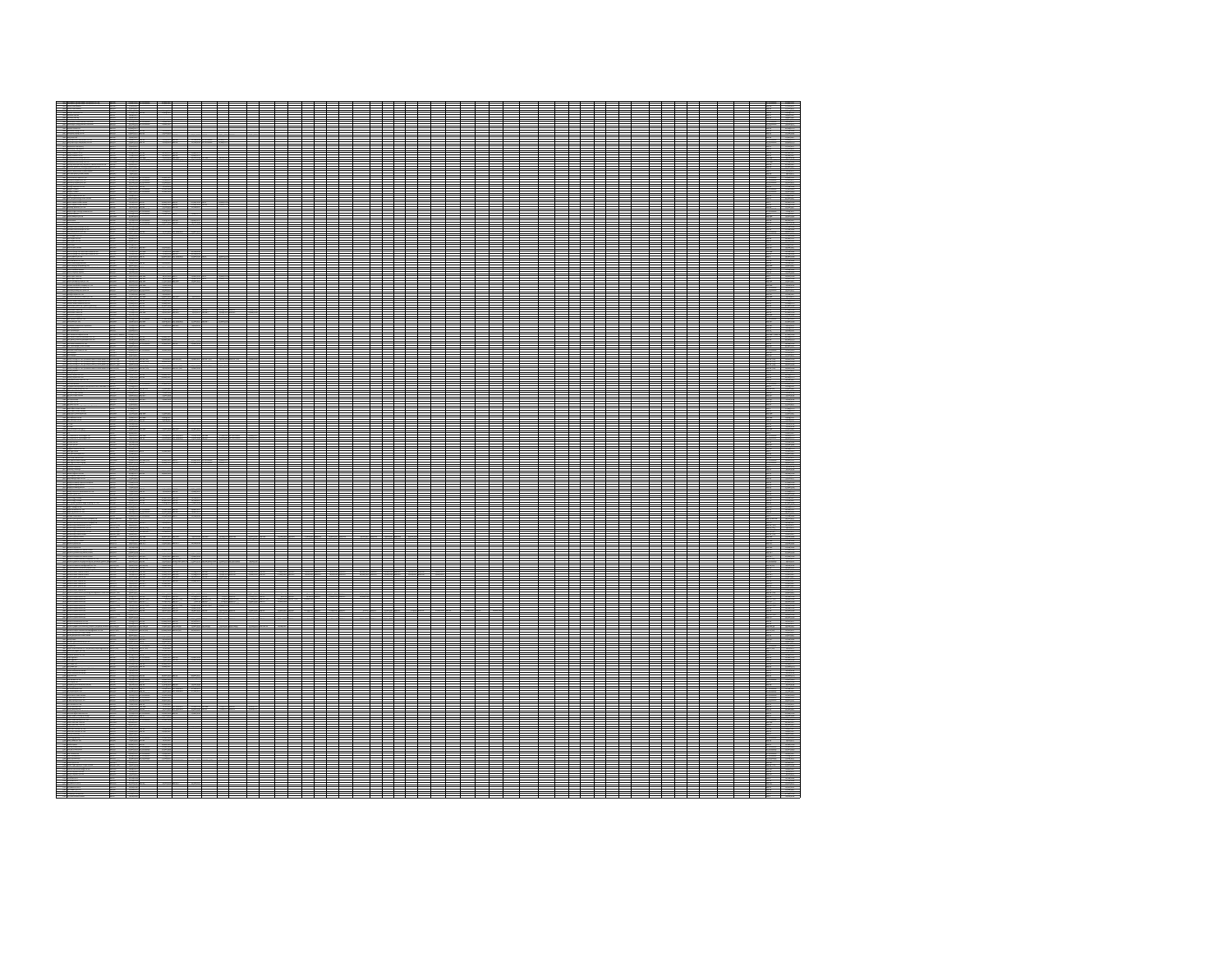|  |  |    |  | $\overline{\phantom{0}}$ |  |  |  |  |  |  |  |  |  |  |  |
|--|--|----|--|--------------------------|--|--|--|--|--|--|--|--|--|--|--|
|  |  |    |  |                          |  |  |  |  |  |  |  |  |  |  |  |
|  |  |    |  |                          |  |  |  |  |  |  |  |  |  |  |  |
|  |  |    |  |                          |  |  |  |  |  |  |  |  |  |  |  |
|  |  |    |  |                          |  |  |  |  |  |  |  |  |  |  |  |
|  |  |    |  |                          |  |  |  |  |  |  |  |  |  |  |  |
|  |  |    |  |                          |  |  |  |  |  |  |  |  |  |  |  |
|  |  |    |  |                          |  |  |  |  |  |  |  |  |  |  |  |
|  |  |    |  |                          |  |  |  |  |  |  |  |  |  |  |  |
|  |  |    |  |                          |  |  |  |  |  |  |  |  |  |  |  |
|  |  |    |  |                          |  |  |  |  |  |  |  |  |  |  |  |
|  |  |    |  |                          |  |  |  |  |  |  |  |  |  |  |  |
|  |  |    |  |                          |  |  |  |  |  |  |  |  |  |  |  |
|  |  |    |  |                          |  |  |  |  |  |  |  |  |  |  |  |
|  |  |    |  |                          |  |  |  |  |  |  |  |  |  |  |  |
|  |  |    |  |                          |  |  |  |  |  |  |  |  |  |  |  |
|  |  |    |  |                          |  |  |  |  |  |  |  |  |  |  |  |
|  |  |    |  |                          |  |  |  |  |  |  |  |  |  |  |  |
|  |  |    |  |                          |  |  |  |  |  |  |  |  |  |  |  |
|  |  |    |  |                          |  |  |  |  |  |  |  |  |  |  |  |
|  |  |    |  |                          |  |  |  |  |  |  |  |  |  |  |  |
|  |  |    |  |                          |  |  |  |  |  |  |  |  |  |  |  |
|  |  |    |  |                          |  |  |  |  |  |  |  |  |  |  |  |
|  |  |    |  |                          |  |  |  |  |  |  |  |  |  |  |  |
|  |  |    |  |                          |  |  |  |  |  |  |  |  |  |  |  |
|  |  |    |  |                          |  |  |  |  |  |  |  |  |  |  |  |
|  |  |    |  |                          |  |  |  |  |  |  |  |  |  |  |  |
|  |  |    |  |                          |  |  |  |  |  |  |  |  |  |  |  |
|  |  |    |  |                          |  |  |  |  |  |  |  |  |  |  |  |
|  |  |    |  |                          |  |  |  |  |  |  |  |  |  |  |  |
|  |  |    |  |                          |  |  |  |  |  |  |  |  |  |  |  |
|  |  |    |  |                          |  |  |  |  |  |  |  |  |  |  |  |
|  |  |    |  |                          |  |  |  |  |  |  |  |  |  |  |  |
|  |  |    |  |                          |  |  |  |  |  |  |  |  |  |  |  |
|  |  |    |  |                          |  |  |  |  |  |  |  |  |  |  |  |
|  |  |    |  |                          |  |  |  |  |  |  |  |  |  |  |  |
|  |  |    |  |                          |  |  |  |  |  |  |  |  |  |  |  |
|  |  |    |  |                          |  |  |  |  |  |  |  |  |  |  |  |
|  |  |    |  |                          |  |  |  |  |  |  |  |  |  |  |  |
|  |  |    |  |                          |  |  |  |  |  |  |  |  |  |  |  |
|  |  |    |  |                          |  |  |  |  |  |  |  |  |  |  |  |
|  |  |    |  |                          |  |  |  |  |  |  |  |  |  |  |  |
|  |  |    |  |                          |  |  |  |  |  |  |  |  |  |  |  |
|  |  |    |  |                          |  |  |  |  |  |  |  |  |  |  |  |
|  |  |    |  |                          |  |  |  |  |  |  |  |  |  |  |  |
|  |  |    |  |                          |  |  |  |  |  |  |  |  |  |  |  |
|  |  |    |  |                          |  |  |  |  |  |  |  |  |  |  |  |
|  |  |    |  |                          |  |  |  |  |  |  |  |  |  |  |  |
|  |  |    |  |                          |  |  |  |  |  |  |  |  |  |  |  |
|  |  |    |  |                          |  |  |  |  |  |  |  |  |  |  |  |
|  |  |    |  |                          |  |  |  |  |  |  |  |  |  |  |  |
|  |  |    |  |                          |  |  |  |  |  |  |  |  |  |  |  |
|  |  |    |  |                          |  |  |  |  |  |  |  |  |  |  |  |
|  |  |    |  |                          |  |  |  |  |  |  |  |  |  |  |  |
|  |  |    |  |                          |  |  |  |  |  |  |  |  |  |  |  |
|  |  |    |  |                          |  |  |  |  |  |  |  |  |  |  |  |
|  |  |    |  |                          |  |  |  |  |  |  |  |  |  |  |  |
|  |  |    |  |                          |  |  |  |  |  |  |  |  |  |  |  |
|  |  | == |  |                          |  |  |  |  |  |  |  |  |  |  |  |
|  |  |    |  | ==                       |  |  |  |  |  |  |  |  |  |  |  |
|  |  |    |  |                          |  |  |  |  |  |  |  |  |  |  |  |
|  |  |    |  |                          |  |  |  |  |  |  |  |  |  |  |  |
|  |  |    |  |                          |  |  |  |  |  |  |  |  |  |  |  |
|  |  |    |  |                          |  |  |  |  |  |  |  |  |  |  |  |
|  |  |    |  |                          |  |  |  |  |  |  |  |  |  |  |  |
|  |  |    |  |                          |  |  |  |  |  |  |  |  |  |  |  |
|  |  |    |  |                          |  |  |  |  |  |  |  |  |  |  |  |
|  |  |    |  |                          |  |  |  |  |  |  |  |  |  |  |  |
|  |  |    |  |                          |  |  |  |  |  |  |  |  |  |  |  |
|  |  |    |  |                          |  |  |  |  |  |  |  |  |  |  |  |
|  |  |    |  |                          |  |  |  |  |  |  |  |  |  |  |  |
|  |  |    |  |                          |  |  |  |  |  |  |  |  |  |  |  |
|  |  |    |  |                          |  |  |  |  |  |  |  |  |  |  |  |
|  |  |    |  |                          |  |  |  |  |  |  |  |  |  |  |  |
|  |  |    |  |                          |  |  |  |  |  |  |  |  |  |  |  |
|  |  |    |  |                          |  |  |  |  |  |  |  |  |  |  |  |
|  |  |    |  |                          |  |  |  |  |  |  |  |  |  |  |  |
|  |  |    |  |                          |  |  |  |  |  |  |  |  |  |  |  |
|  |  |    |  |                          |  |  |  |  |  |  |  |  |  |  |  |
|  |  |    |  |                          |  |  |  |  |  |  |  |  |  |  |  |
|  |  |    |  |                          |  |  |  |  |  |  |  |  |  |  |  |
|  |  |    |  |                          |  |  |  |  |  |  |  |  |  |  |  |
|  |  |    |  |                          |  |  |  |  |  |  |  |  |  |  |  |
|  |  |    |  |                          |  |  |  |  |  |  |  |  |  |  |  |
|  |  |    |  |                          |  |  |  |  |  |  |  |  |  |  |  |
|  |  |    |  |                          |  |  |  |  |  |  |  |  |  |  |  |
|  |  |    |  |                          |  |  |  |  |  |  |  |  |  |  |  |
|  |  |    |  |                          |  |  |  |  |  |  |  |  |  |  |  |
|  |  |    |  |                          |  |  |  |  |  |  |  |  |  |  |  |
|  |  |    |  |                          |  |  |  |  |  |  |  |  |  |  |  |
|  |  |    |  |                          |  |  |  |  |  |  |  |  |  |  |  |
|  |  |    |  |                          |  |  |  |  |  |  |  |  |  |  |  |
|  |  |    |  |                          |  |  |  |  |  |  |  |  |  |  |  |
|  |  |    |  |                          |  |  |  |  |  |  |  |  |  |  |  |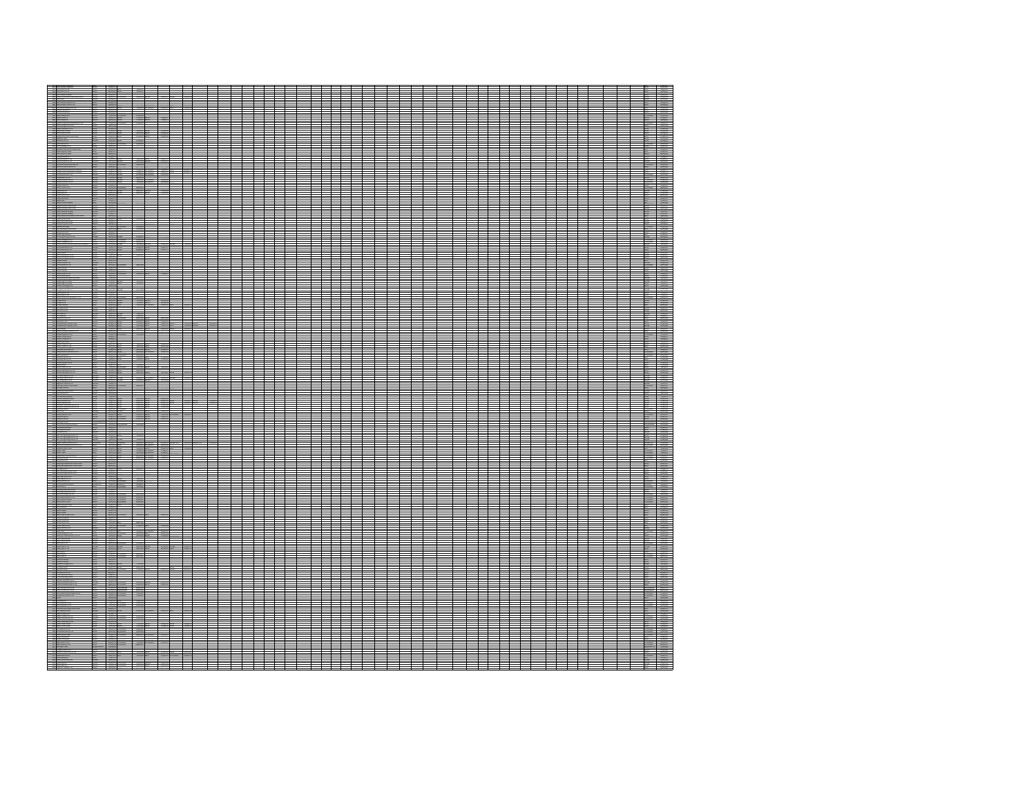|  | Abcom          |  |  | $\equiv$ | Ш |          | ÷. |  |  | Ш | Ξ |  |  |  |  |  |
|--|----------------|--|--|----------|---|----------|----|--|--|---|---|--|--|--|--|--|
|  |                |  |  |          |   |          |    |  |  |   |   |  |  |  |  |  |
|  |                |  |  |          |   |          |    |  |  |   |   |  |  |  |  |  |
|  |                |  |  |          |   |          |    |  |  |   |   |  |  |  |  |  |
|  |                |  |  |          |   |          |    |  |  |   |   |  |  |  |  |  |
|  |                |  |  |          |   |          |    |  |  |   |   |  |  |  |  |  |
|  |                |  |  |          |   |          |    |  |  |   |   |  |  |  |  |  |
|  | 靈              |  |  |          |   | $\equiv$ |    |  |  |   |   |  |  |  |  |  |
|  |                |  |  | ╛        |   |          |    |  |  | ╛ |   |  |  |  |  |  |
|  |                |  |  |          |   |          |    |  |  |   |   |  |  |  |  |  |
|  |                |  |  |          |   |          |    |  |  |   |   |  |  |  |  |  |
|  |                |  |  |          |   |          |    |  |  |   |   |  |  |  |  |  |
|  |                |  |  |          |   |          |    |  |  |   |   |  |  |  |  |  |
|  |                |  |  |          |   |          |    |  |  |   |   |  |  |  |  |  |
|  |                |  |  |          |   |          |    |  |  |   |   |  |  |  |  |  |
|  |                |  |  |          |   |          |    |  |  |   |   |  |  |  |  |  |
|  | $rac{1}{2}$    |  |  |          |   |          |    |  |  |   |   |  |  |  |  |  |
|  |                |  |  |          |   |          |    |  |  |   |   |  |  |  |  |  |
|  |                |  |  |          |   |          |    |  |  |   |   |  |  |  |  |  |
|  |                |  |  |          |   |          |    |  |  |   |   |  |  |  |  |  |
|  |                |  |  |          |   |          |    |  |  |   |   |  |  |  |  |  |
|  |                |  |  |          |   |          |    |  |  |   |   |  |  |  |  |  |
|  |                |  |  |          |   |          |    |  |  |   |   |  |  |  |  |  |
|  |                |  |  |          |   |          |    |  |  |   |   |  |  |  |  |  |
|  | $rac{1}{1000}$ |  |  |          |   |          |    |  |  |   |   |  |  |  |  |  |
|  |                |  |  |          |   |          |    |  |  |   |   |  |  |  |  |  |
|  |                |  |  |          |   |          |    |  |  |   |   |  |  |  |  |  |
|  |                |  |  |          |   |          |    |  |  |   |   |  |  |  |  |  |
|  |                |  |  |          |   |          |    |  |  |   |   |  |  |  |  |  |
|  |                |  |  |          |   |          |    |  |  |   |   |  |  |  |  |  |
|  |                |  |  |          |   |          |    |  |  |   |   |  |  |  |  |  |
|  |                |  |  |          |   |          |    |  |  |   |   |  |  |  |  |  |
|  |                |  |  |          |   |          |    |  |  |   |   |  |  |  |  |  |
|  |                |  |  |          |   |          |    |  |  |   |   |  |  |  |  |  |
|  |                |  |  |          |   |          |    |  |  |   |   |  |  |  |  |  |
|  |                |  |  |          |   |          |    |  |  |   |   |  |  |  |  |  |
|  |                |  |  |          |   |          |    |  |  |   |   |  |  |  |  |  |
|  |                |  |  |          |   |          |    |  |  |   |   |  |  |  |  |  |
|  |                |  |  |          |   |          |    |  |  |   |   |  |  |  |  |  |
|  |                |  |  |          |   |          |    |  |  |   |   |  |  |  |  |  |
|  |                |  |  |          |   |          |    |  |  |   |   |  |  |  |  |  |
|  |                |  |  |          |   |          |    |  |  |   |   |  |  |  |  |  |
|  |                |  |  |          |   |          |    |  |  |   |   |  |  |  |  |  |
|  |                |  |  |          |   |          |    |  |  |   |   |  |  |  |  |  |
|  |                |  |  |          |   |          |    |  |  |   |   |  |  |  |  |  |
|  |                |  |  |          |   |          |    |  |  |   |   |  |  |  |  |  |
|  |                |  |  |          |   |          |    |  |  |   |   |  |  |  |  |  |
|  |                |  |  |          |   |          |    |  |  |   |   |  |  |  |  |  |
|  |                |  |  |          |   |          |    |  |  |   |   |  |  |  |  |  |
|  |                |  |  |          |   |          |    |  |  |   |   |  |  |  |  |  |
|  |                |  |  |          |   |          |    |  |  |   |   |  |  |  |  |  |
|  |                |  |  |          |   |          |    |  |  |   |   |  |  |  |  |  |
|  |                |  |  |          |   |          |    |  |  |   |   |  |  |  |  |  |
|  |                |  |  |          |   |          |    |  |  |   |   |  |  |  |  |  |
|  |                |  |  |          |   |          |    |  |  |   |   |  |  |  |  |  |
|  |                |  |  |          |   |          |    |  |  |   |   |  |  |  |  |  |
|  |                |  |  |          |   |          |    |  |  |   |   |  |  |  |  |  |
|  |                |  |  |          |   |          |    |  |  |   |   |  |  |  |  |  |
|  |                |  |  |          |   |          |    |  |  |   |   |  |  |  |  |  |
|  |                |  |  |          |   |          |    |  |  |   |   |  |  |  |  |  |
|  |                |  |  |          |   |          |    |  |  |   |   |  |  |  |  |  |
|  |                |  |  |          |   |          |    |  |  |   |   |  |  |  |  |  |
|  |                |  |  |          |   |          |    |  |  |   |   |  |  |  |  |  |
|  |                |  |  |          |   |          |    |  |  |   |   |  |  |  |  |  |
|  |                |  |  |          |   |          |    |  |  |   |   |  |  |  |  |  |
|  |                |  |  |          |   |          |    |  |  |   |   |  |  |  |  |  |
|  |                |  |  |          |   |          |    |  |  |   |   |  |  |  |  |  |
|  |                |  |  |          |   |          |    |  |  |   |   |  |  |  |  |  |
|  |                |  |  |          |   |          |    |  |  |   |   |  |  |  |  |  |
|  |                |  |  |          |   |          |    |  |  |   |   |  |  |  |  |  |
|  |                |  |  |          |   |          |    |  |  |   |   |  |  |  |  |  |
|  |                |  |  |          |   |          |    |  |  |   |   |  |  |  |  |  |
|  |                |  |  |          |   |          |    |  |  |   |   |  |  |  |  |  |
|  |                |  |  |          |   |          |    |  |  |   |   |  |  |  |  |  |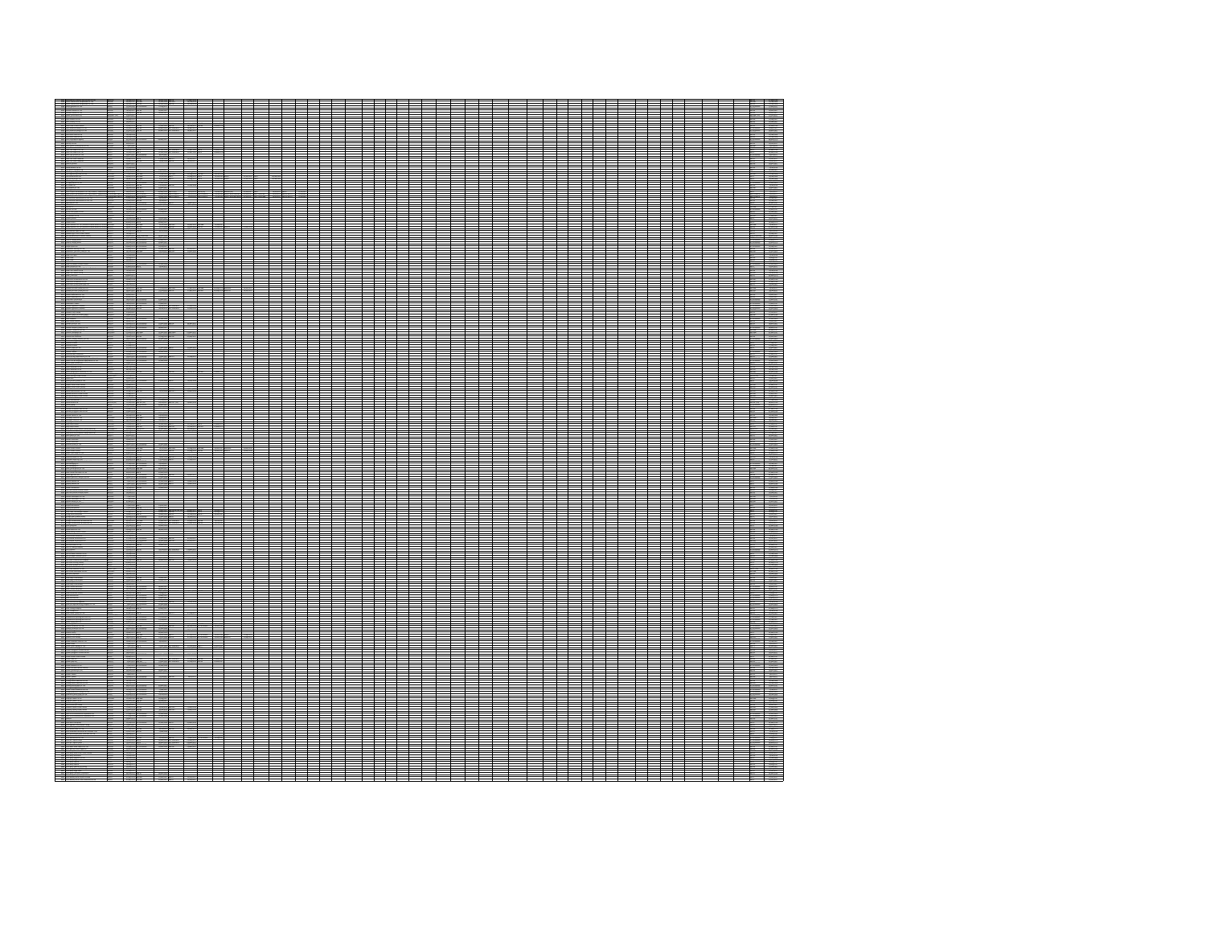|  |  |  | $\equiv$ |  |  |  |  |  |  |  |  |  |  |
|--|--|--|----------|--|--|--|--|--|--|--|--|--|--|
|  |  |  |          |  |  |  |  |  |  |  |  |  |  |
|  |  |  |          |  |  |  |  |  |  |  |  |  |  |
|  |  |  |          |  |  |  |  |  |  |  |  |  |  |
|  |  |  |          |  |  |  |  |  |  |  |  |  |  |
|  |  |  |          |  |  |  |  |  |  |  |  |  |  |
|  |  |  |          |  |  |  |  |  |  |  |  |  |  |
|  |  |  |          |  |  |  |  |  |  |  |  |  |  |
|  |  |  |          |  |  |  |  |  |  |  |  |  |  |
|  |  |  |          |  |  |  |  |  |  |  |  |  |  |
|  |  |  |          |  |  |  |  |  |  |  |  |  |  |
|  |  |  |          |  |  |  |  |  |  |  |  |  |  |
|  |  |  |          |  |  |  |  |  |  |  |  |  |  |
|  |  |  |          |  |  |  |  |  |  |  |  |  |  |
|  |  |  |          |  |  |  |  |  |  |  |  |  |  |
|  |  |  |          |  |  |  |  |  |  |  |  |  |  |
|  |  |  |          |  |  |  |  |  |  |  |  |  |  |
|  |  |  |          |  |  |  |  |  |  |  |  |  |  |
|  |  |  |          |  |  |  |  |  |  |  |  |  |  |
|  |  |  |          |  |  |  |  |  |  |  |  |  |  |
|  |  |  |          |  |  |  |  |  |  |  |  |  |  |
|  |  |  |          |  |  |  |  |  |  |  |  |  |  |
|  |  |  |          |  |  |  |  |  |  |  |  |  |  |
|  |  |  |          |  |  |  |  |  |  |  |  |  |  |
|  |  |  |          |  |  |  |  |  |  |  |  |  |  |
|  |  |  |          |  |  |  |  |  |  |  |  |  |  |
|  |  |  |          |  |  |  |  |  |  |  |  |  |  |
|  |  |  |          |  |  |  |  |  |  |  |  |  |  |
|  |  |  |          |  |  |  |  |  |  |  |  |  |  |
|  |  |  |          |  |  |  |  |  |  |  |  |  |  |
|  |  |  |          |  |  |  |  |  |  |  |  |  |  |
|  |  |  |          |  |  |  |  |  |  |  |  |  |  |
|  |  |  |          |  |  |  |  |  |  |  |  |  |  |
|  |  |  |          |  |  |  |  |  |  |  |  |  |  |
|  |  |  |          |  |  |  |  |  |  |  |  |  |  |
|  |  |  |          |  |  |  |  |  |  |  |  |  |  |
|  |  |  |          |  |  |  |  |  |  |  |  |  |  |
|  |  |  |          |  |  |  |  |  |  |  |  |  |  |
|  |  |  |          |  |  |  |  |  |  |  |  |  |  |
|  |  |  |          |  |  |  |  |  |  |  |  |  |  |
|  |  |  |          |  |  |  |  |  |  |  |  |  |  |
|  |  |  |          |  |  |  |  |  |  |  |  |  |  |
|  |  |  |          |  |  |  |  |  |  |  |  |  |  |
|  |  |  |          |  |  |  |  |  |  |  |  |  |  |
|  |  |  |          |  |  |  |  |  |  |  |  |  |  |
|  |  |  |          |  |  |  |  |  |  |  |  |  |  |
|  |  |  |          |  |  |  |  |  |  |  |  |  |  |
|  |  |  |          |  |  |  |  |  |  |  |  |  |  |
|  |  |  |          |  |  |  |  |  |  |  |  |  |  |
|  |  |  |          |  |  |  |  |  |  |  |  |  |  |
|  |  |  |          |  |  |  |  |  |  |  |  |  |  |
|  |  |  |          |  |  |  |  |  |  |  |  |  |  |
|  |  |  |          |  |  |  |  |  |  |  |  |  |  |
|  |  |  |          |  |  |  |  |  |  |  |  |  |  |
|  |  |  |          |  |  |  |  |  |  |  |  |  |  |
|  |  |  |          |  |  |  |  |  |  |  |  |  |  |
|  |  |  |          |  |  |  |  |  |  |  |  |  |  |
|  |  |  |          |  |  |  |  |  |  |  |  |  |  |
|  |  |  |          |  |  |  |  |  |  |  |  |  |  |
|  |  |  |          |  |  |  |  |  |  |  |  |  |  |
|  |  |  |          |  |  |  |  |  |  |  |  |  |  |
|  |  |  |          |  |  |  |  |  |  |  |  |  |  |
|  |  |  |          |  |  |  |  |  |  |  |  |  |  |
|  |  |  |          |  |  |  |  |  |  |  |  |  |  |
|  |  |  |          |  |  |  |  |  |  |  |  |  |  |
|  |  |  |          |  |  |  |  |  |  |  |  |  |  |
|  |  |  |          |  |  |  |  |  |  |  |  |  |  |
|  |  |  |          |  |  |  |  |  |  |  |  |  |  |
|  |  |  |          |  |  |  |  |  |  |  |  |  |  |
|  |  |  |          |  |  |  |  |  |  |  |  |  |  |
|  |  |  |          |  |  |  |  |  |  |  |  |  |  |
|  |  |  |          |  |  |  |  |  |  |  |  |  |  |
|  |  |  |          |  |  |  |  |  |  |  |  |  |  |
|  |  |  |          |  |  |  |  |  |  |  |  |  |  |
|  |  |  |          |  |  |  |  |  |  |  |  |  |  |
|  |  |  |          |  |  |  |  |  |  |  |  |  |  |
|  |  |  |          |  |  |  |  |  |  |  |  |  |  |
|  |  |  |          |  |  |  |  |  |  |  |  |  |  |
|  |  |  |          |  |  |  |  |  |  |  |  |  |  |
|  |  |  |          |  |  |  |  |  |  |  |  |  |  |
|  |  |  |          |  |  |  |  |  |  |  |  |  |  |
|  |  |  |          |  |  |  |  |  |  |  |  |  |  |
|  |  |  |          |  |  |  |  |  |  |  |  |  |  |
|  |  |  |          |  |  |  |  |  |  |  |  |  |  |
|  |  |  |          |  |  |  |  |  |  |  |  |  |  |
|  |  |  |          |  |  |  |  |  |  |  |  |  |  |
|  |  |  |          |  |  |  |  |  |  |  |  |  |  |
|  |  |  |          |  |  |  |  |  |  |  |  |  |  |
|  |  |  |          |  |  |  |  |  |  |  |  |  |  |
|  |  |  |          |  |  |  |  |  |  |  |  |  |  |
|  |  |  |          |  |  |  |  |  |  |  |  |  |  |
|  |  |  |          |  |  |  |  |  |  |  |  |  |  |
|  |  |  |          |  |  |  |  |  |  |  |  |  |  |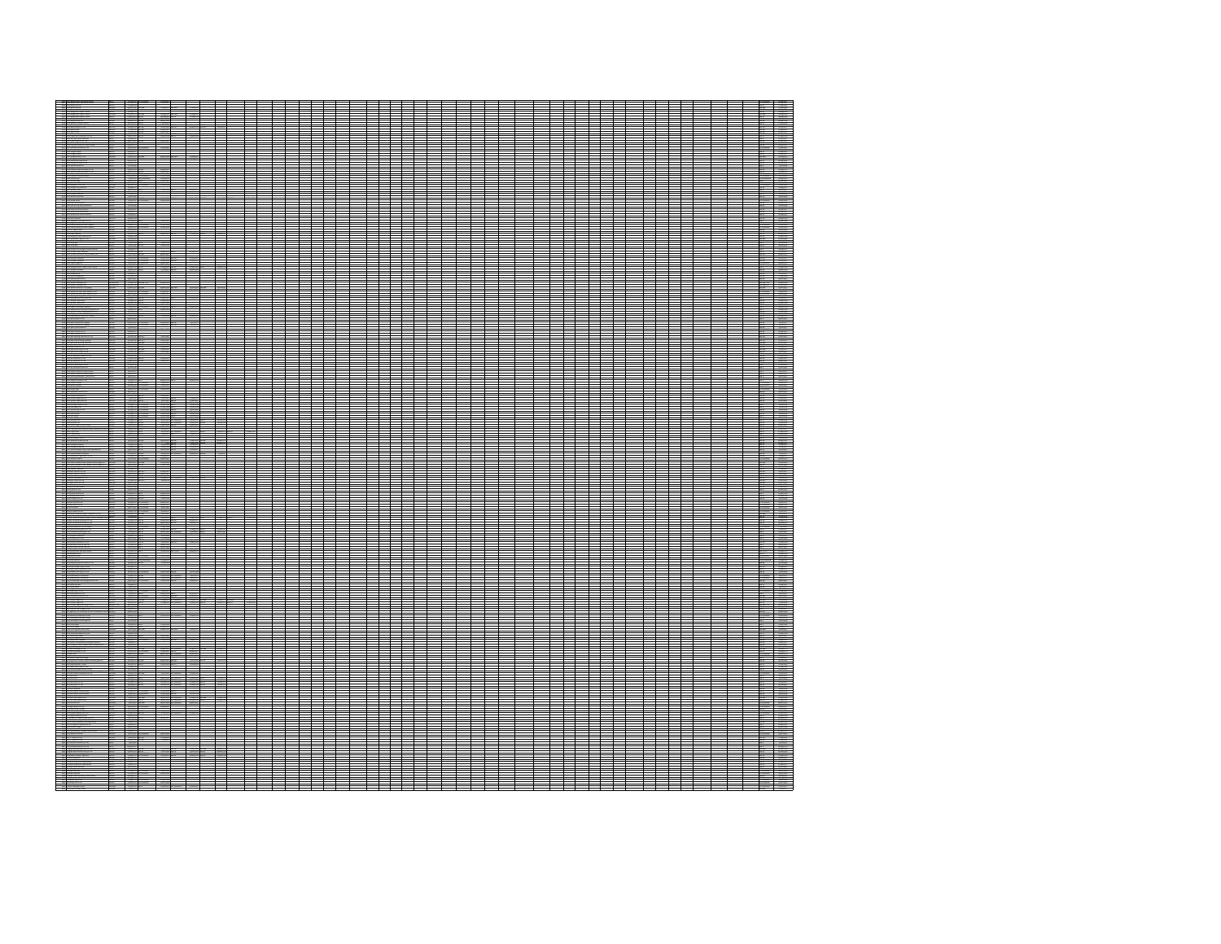|   | <b>Book</b> |          |  |  |  |  |  |  |  |  |  |  |  |
|---|-------------|----------|--|--|--|--|--|--|--|--|--|--|--|
|   |             |          |  |  |  |  |  |  |  |  |  |  |  |
|   |             |          |  |  |  |  |  |  |  |  |  |  |  |
|   |             |          |  |  |  |  |  |  |  |  |  |  |  |
|   |             |          |  |  |  |  |  |  |  |  |  |  |  |
|   |             |          |  |  |  |  |  |  |  |  |  |  |  |
|   |             |          |  |  |  |  |  |  |  |  |  |  |  |
|   |             |          |  |  |  |  |  |  |  |  |  |  |  |
|   |             |          |  |  |  |  |  |  |  |  |  |  |  |
|   |             |          |  |  |  |  |  |  |  |  |  |  |  |
|   |             |          |  |  |  |  |  |  |  |  |  |  |  |
|   |             |          |  |  |  |  |  |  |  |  |  |  |  |
|   | ł           |          |  |  |  |  |  |  |  |  |  |  |  |
| I |             |          |  |  |  |  |  |  |  |  |  |  |  |
|   |             |          |  |  |  |  |  |  |  |  |  |  |  |
|   |             |          |  |  |  |  |  |  |  |  |  |  |  |
|   |             |          |  |  |  |  |  |  |  |  |  |  |  |
|   |             |          |  |  |  |  |  |  |  |  |  |  |  |
|   |             |          |  |  |  |  |  |  |  |  |  |  |  |
|   |             | $\equiv$ |  |  |  |  |  |  |  |  |  |  |  |
|   |             |          |  |  |  |  |  |  |  |  |  |  |  |
|   |             |          |  |  |  |  |  |  |  |  |  |  |  |
|   |             |          |  |  |  |  |  |  |  |  |  |  |  |
|   |             |          |  |  |  |  |  |  |  |  |  |  |  |
|   |             |          |  |  |  |  |  |  |  |  |  |  |  |
|   |             |          |  |  |  |  |  |  |  |  |  |  |  |
|   |             |          |  |  |  |  |  |  |  |  |  |  |  |
|   |             |          |  |  |  |  |  |  |  |  |  |  |  |
|   |             |          |  |  |  |  |  |  |  |  |  |  |  |
|   |             |          |  |  |  |  |  |  |  |  |  |  |  |
|   |             |          |  |  |  |  |  |  |  |  |  |  |  |
|   |             |          |  |  |  |  |  |  |  |  |  |  |  |
|   |             |          |  |  |  |  |  |  |  |  |  |  |  |
|   |             |          |  |  |  |  |  |  |  |  |  |  |  |
|   |             |          |  |  |  |  |  |  |  |  |  |  |  |
|   |             |          |  |  |  |  |  |  |  |  |  |  |  |
|   |             |          |  |  |  |  |  |  |  |  |  |  |  |
|   |             |          |  |  |  |  |  |  |  |  |  |  |  |
|   |             |          |  |  |  |  |  |  |  |  |  |  |  |
|   |             |          |  |  |  |  |  |  |  |  |  |  |  |
|   |             |          |  |  |  |  |  |  |  |  |  |  |  |
|   |             |          |  |  |  |  |  |  |  |  |  |  |  |
|   |             |          |  |  |  |  |  |  |  |  |  |  |  |
|   |             |          |  |  |  |  |  |  |  |  |  |  |  |
|   |             |          |  |  |  |  |  |  |  |  |  |  |  |
|   |             |          |  |  |  |  |  |  |  |  |  |  |  |
|   |             |          |  |  |  |  |  |  |  |  |  |  |  |
|   |             |          |  |  |  |  |  |  |  |  |  |  |  |
|   |             |          |  |  |  |  |  |  |  |  |  |  |  |
|   |             |          |  |  |  |  |  |  |  |  |  |  |  |
|   |             |          |  |  |  |  |  |  |  |  |  |  |  |
|   |             |          |  |  |  |  |  |  |  |  |  |  |  |
|   |             |          |  |  |  |  |  |  |  |  |  |  |  |
|   |             |          |  |  |  |  |  |  |  |  |  |  |  |
|   |             |          |  |  |  |  |  |  |  |  |  |  |  |
|   |             |          |  |  |  |  |  |  |  |  |  |  |  |
|   |             |          |  |  |  |  |  |  |  |  |  |  |  |
|   |             |          |  |  |  |  |  |  |  |  |  |  |  |
|   |             |          |  |  |  |  |  |  |  |  |  |  |  |
|   |             |          |  |  |  |  |  |  |  |  |  |  |  |
|   |             |          |  |  |  |  |  |  |  |  |  |  |  |
|   |             |          |  |  |  |  |  |  |  |  |  |  |  |
|   |             |          |  |  |  |  |  |  |  |  |  |  |  |
|   |             |          |  |  |  |  |  |  |  |  |  |  |  |
|   |             |          |  |  |  |  |  |  |  |  |  |  |  |
|   |             |          |  |  |  |  |  |  |  |  |  |  |  |
|   |             |          |  |  |  |  |  |  |  |  |  |  |  |
|   |             |          |  |  |  |  |  |  |  |  |  |  |  |
|   |             |          |  |  |  |  |  |  |  |  |  |  |  |
|   |             |          |  |  |  |  |  |  |  |  |  |  |  |
|   |             |          |  |  |  |  |  |  |  |  |  |  |  |
|   |             |          |  |  |  |  |  |  |  |  |  |  |  |
|   |             |          |  |  |  |  |  |  |  |  |  |  |  |
|   |             |          |  |  |  |  |  |  |  |  |  |  |  |
|   |             |          |  |  |  |  |  |  |  |  |  |  |  |
|   |             |          |  |  |  |  |  |  |  |  |  |  |  |
|   |             |          |  |  |  |  |  |  |  |  |  |  |  |
|   |             |          |  |  |  |  |  |  |  |  |  |  |  |
|   |             |          |  |  |  |  |  |  |  |  |  |  |  |
|   |             |          |  |  |  |  |  |  |  |  |  |  |  |
|   |             |          |  |  |  |  |  |  |  |  |  |  |  |
|   |             |          |  |  |  |  |  |  |  |  |  |  |  |
|   |             |          |  |  |  |  |  |  |  |  |  |  |  |
|   |             |          |  |  |  |  |  |  |  |  |  |  |  |
|   |             |          |  |  |  |  |  |  |  |  |  |  |  |
|   |             |          |  |  |  |  |  |  |  |  |  |  |  |
|   |             |          |  |  |  |  |  |  |  |  |  |  |  |
|   |             |          |  |  |  |  |  |  |  |  |  |  |  |
|   |             |          |  |  |  |  |  |  |  |  |  |  |  |
|   |             |          |  |  |  |  |  |  |  |  |  |  |  |
|   |             |          |  |  |  |  |  |  |  |  |  |  |  |
|   |             |          |  |  |  |  |  |  |  |  |  |  |  |
|   |             |          |  |  |  |  |  |  |  |  |  |  |  |
|   |             |          |  |  |  |  |  |  |  |  |  |  |  |
|   |             |          |  |  |  |  |  |  |  |  |  |  |  |
|   |             |          |  |  |  |  |  |  |  |  |  |  |  |
|   |             |          |  |  |  |  |  |  |  |  |  |  |  |
|   |             |          |  |  |  |  |  |  |  |  |  |  |  |
|   |             |          |  |  |  |  |  |  |  |  |  |  |  |
|   |             |          |  |  |  |  |  |  |  |  |  |  |  |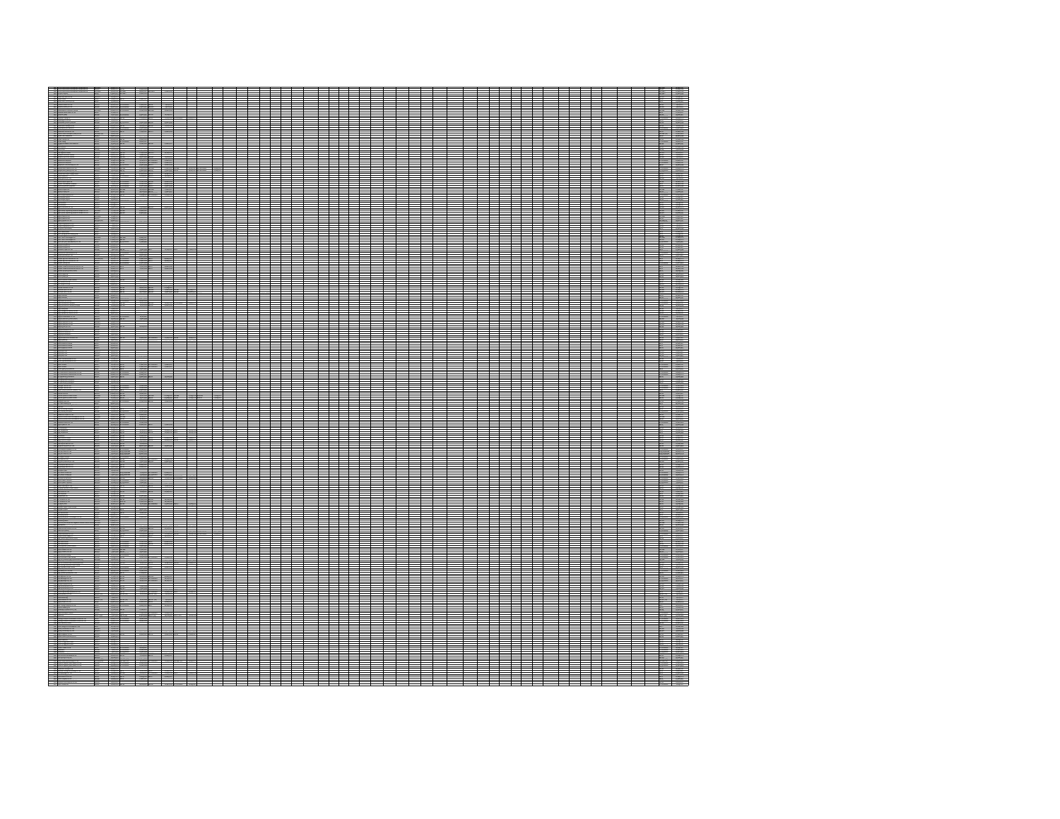| ▊                        |  |  |  |
|--------------------------|--|--|--|
|                          |  |  |  |
|                          |  |  |  |
|                          |  |  |  |
|                          |  |  |  |
|                          |  |  |  |
|                          |  |  |  |
| $\frac{1500}{1500}$<br>▋ |  |  |  |
|                          |  |  |  |
|                          |  |  |  |
|                          |  |  |  |
|                          |  |  |  |
|                          |  |  |  |
|                          |  |  |  |
|                          |  |  |  |
| ilian da                 |  |  |  |
|                          |  |  |  |
|                          |  |  |  |
|                          |  |  |  |
|                          |  |  |  |
|                          |  |  |  |
| æ                        |  |  |  |
|                          |  |  |  |
| ▄                        |  |  |  |
|                          |  |  |  |
|                          |  |  |  |
|                          |  |  |  |
|                          |  |  |  |
|                          |  |  |  |
| H                        |  |  |  |
|                          |  |  |  |
|                          |  |  |  |
|                          |  |  |  |
|                          |  |  |  |
|                          |  |  |  |
|                          |  |  |  |
|                          |  |  |  |
|                          |  |  |  |
|                          |  |  |  |
|                          |  |  |  |
|                          |  |  |  |
|                          |  |  |  |
| <b>Home</b>              |  |  |  |
| ÷                        |  |  |  |
|                          |  |  |  |
|                          |  |  |  |
|                          |  |  |  |
|                          |  |  |  |
|                          |  |  |  |
|                          |  |  |  |
| m                        |  |  |  |
| E                        |  |  |  |
|                          |  |  |  |
| R                        |  |  |  |
|                          |  |  |  |
|                          |  |  |  |
|                          |  |  |  |
| <b>DOM</b>               |  |  |  |
| E                        |  |  |  |
|                          |  |  |  |
|                          |  |  |  |
|                          |  |  |  |
|                          |  |  |  |
|                          |  |  |  |
|                          |  |  |  |
|                          |  |  |  |
|                          |  |  |  |
|                          |  |  |  |
|                          |  |  |  |
|                          |  |  |  |
|                          |  |  |  |
|                          |  |  |  |
|                          |  |  |  |
|                          |  |  |  |
|                          |  |  |  |
|                          |  |  |  |
|                          |  |  |  |
|                          |  |  |  |
|                          |  |  |  |
|                          |  |  |  |
|                          |  |  |  |
|                          |  |  |  |
|                          |  |  |  |
|                          |  |  |  |
|                          |  |  |  |
|                          |  |  |  |
|                          |  |  |  |
|                          |  |  |  |
|                          |  |  |  |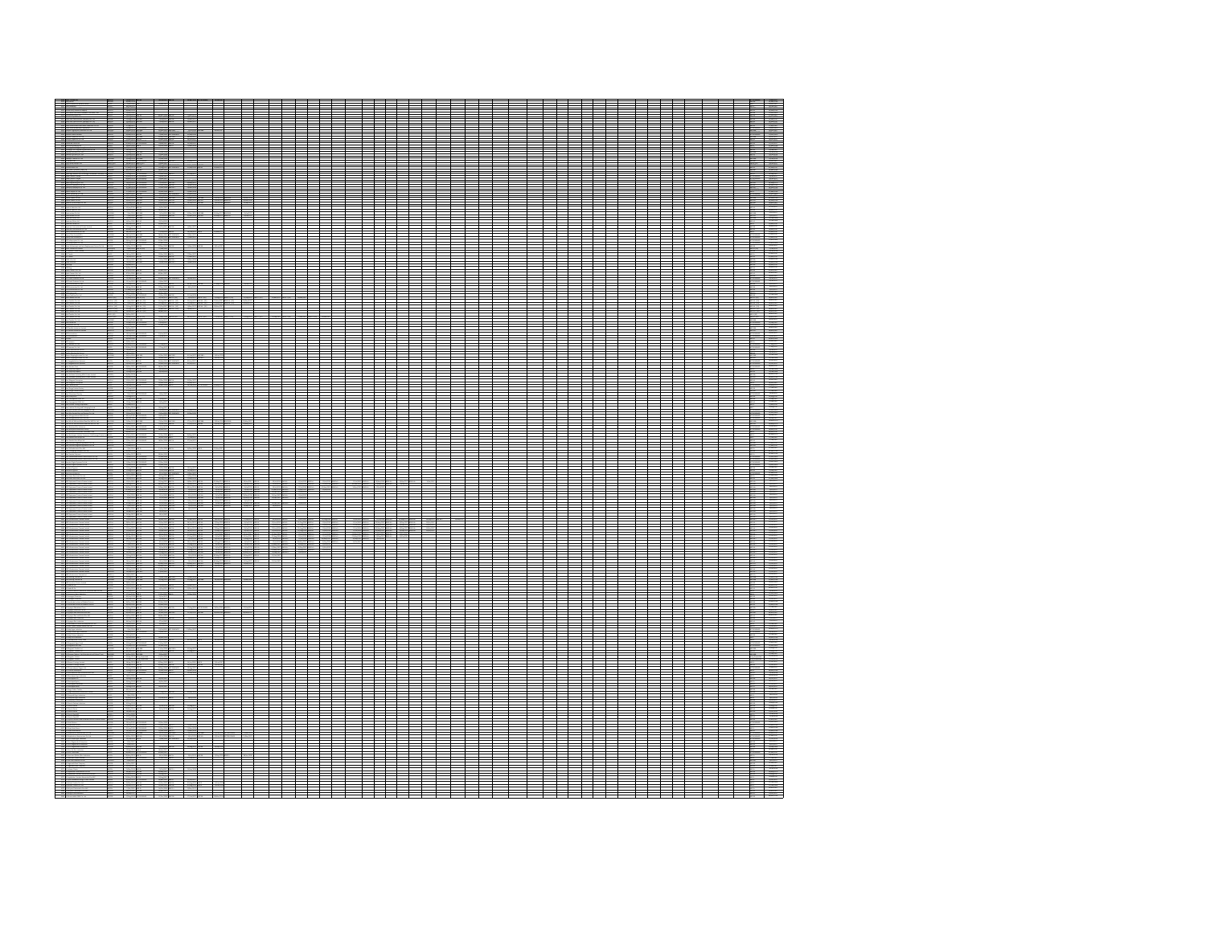|   |  |  |  |  |  |  |  |  |  |  |  |  |  |  |  | 1000年1月<br>1000年1月<br>1000年1月<br>1000年1月<br>1000年1月<br>1000年1月<br>1000年1月 |
|---|--|--|--|--|--|--|--|--|--|--|--|--|--|--|--|---------------------------------------------------------------------------|
|   |  |  |  |  |  |  |  |  |  |  |  |  |  |  |  |                                                                           |
| l |  |  |  |  |  |  |  |  |  |  |  |  |  |  |  |                                                                           |
|   |  |  |  |  |  |  |  |  |  |  |  |  |  |  |  |                                                                           |
|   |  |  |  |  |  |  |  |  |  |  |  |  |  |  |  |                                                                           |
|   |  |  |  |  |  |  |  |  |  |  |  |  |  |  |  |                                                                           |
|   |  |  |  |  |  |  |  |  |  |  |  |  |  |  |  |                                                                           |
|   |  |  |  |  |  |  |  |  |  |  |  |  |  |  |  |                                                                           |
|   |  |  |  |  |  |  |  |  |  |  |  |  |  |  |  |                                                                           |
|   |  |  |  |  |  |  |  |  |  |  |  |  |  |  |  |                                                                           |
|   |  |  |  |  |  |  |  |  |  |  |  |  |  |  |  |                                                                           |
|   |  |  |  |  |  |  |  |  |  |  |  |  |  |  |  |                                                                           |
|   |  |  |  |  |  |  |  |  |  |  |  |  |  |  |  |                                                                           |
|   |  |  |  |  |  |  |  |  |  |  |  |  |  |  |  |                                                                           |
|   |  |  |  |  |  |  |  |  |  |  |  |  |  |  |  |                                                                           |
|   |  |  |  |  |  |  |  |  |  |  |  |  |  |  |  |                                                                           |
|   |  |  |  |  |  |  |  |  |  |  |  |  |  |  |  |                                                                           |
|   |  |  |  |  |  |  |  |  |  |  |  |  |  |  |  |                                                                           |
|   |  |  |  |  |  |  |  |  |  |  |  |  |  |  |  |                                                                           |
|   |  |  |  |  |  |  |  |  |  |  |  |  |  |  |  |                                                                           |
|   |  |  |  |  |  |  |  |  |  |  |  |  |  |  |  |                                                                           |
|   |  |  |  |  |  |  |  |  |  |  |  |  |  |  |  |                                                                           |
|   |  |  |  |  |  |  |  |  |  |  |  |  |  |  |  |                                                                           |
|   |  |  |  |  |  |  |  |  |  |  |  |  |  |  |  |                                                                           |
|   |  |  |  |  |  |  |  |  |  |  |  |  |  |  |  |                                                                           |
|   |  |  |  |  |  |  |  |  |  |  |  |  |  |  |  |                                                                           |
|   |  |  |  |  |  |  |  |  |  |  |  |  |  |  |  |                                                                           |
|   |  |  |  |  |  |  |  |  |  |  |  |  |  |  |  |                                                                           |
|   |  |  |  |  |  |  |  |  |  |  |  |  |  |  |  |                                                                           |
|   |  |  |  |  |  |  |  |  |  |  |  |  |  |  |  |                                                                           |
|   |  |  |  |  |  |  |  |  |  |  |  |  |  |  |  |                                                                           |
|   |  |  |  |  |  |  |  |  |  |  |  |  |  |  |  |                                                                           |
|   |  |  |  |  |  |  |  |  |  |  |  |  |  |  |  |                                                                           |
|   |  |  |  |  |  |  |  |  |  |  |  |  |  |  |  |                                                                           |
|   |  |  |  |  |  |  |  |  |  |  |  |  |  |  |  |                                                                           |
|   |  |  |  |  |  |  |  |  |  |  |  |  |  |  |  |                                                                           |
|   |  |  |  |  |  |  |  |  |  |  |  |  |  |  |  |                                                                           |
|   |  |  |  |  |  |  |  |  |  |  |  |  |  |  |  |                                                                           |
|   |  |  |  |  |  |  |  |  |  |  |  |  |  |  |  |                                                                           |
|   |  |  |  |  |  |  |  |  |  |  |  |  |  |  |  |                                                                           |
|   |  |  |  |  |  |  |  |  |  |  |  |  |  |  |  |                                                                           |
|   |  |  |  |  |  |  |  |  |  |  |  |  |  |  |  |                                                                           |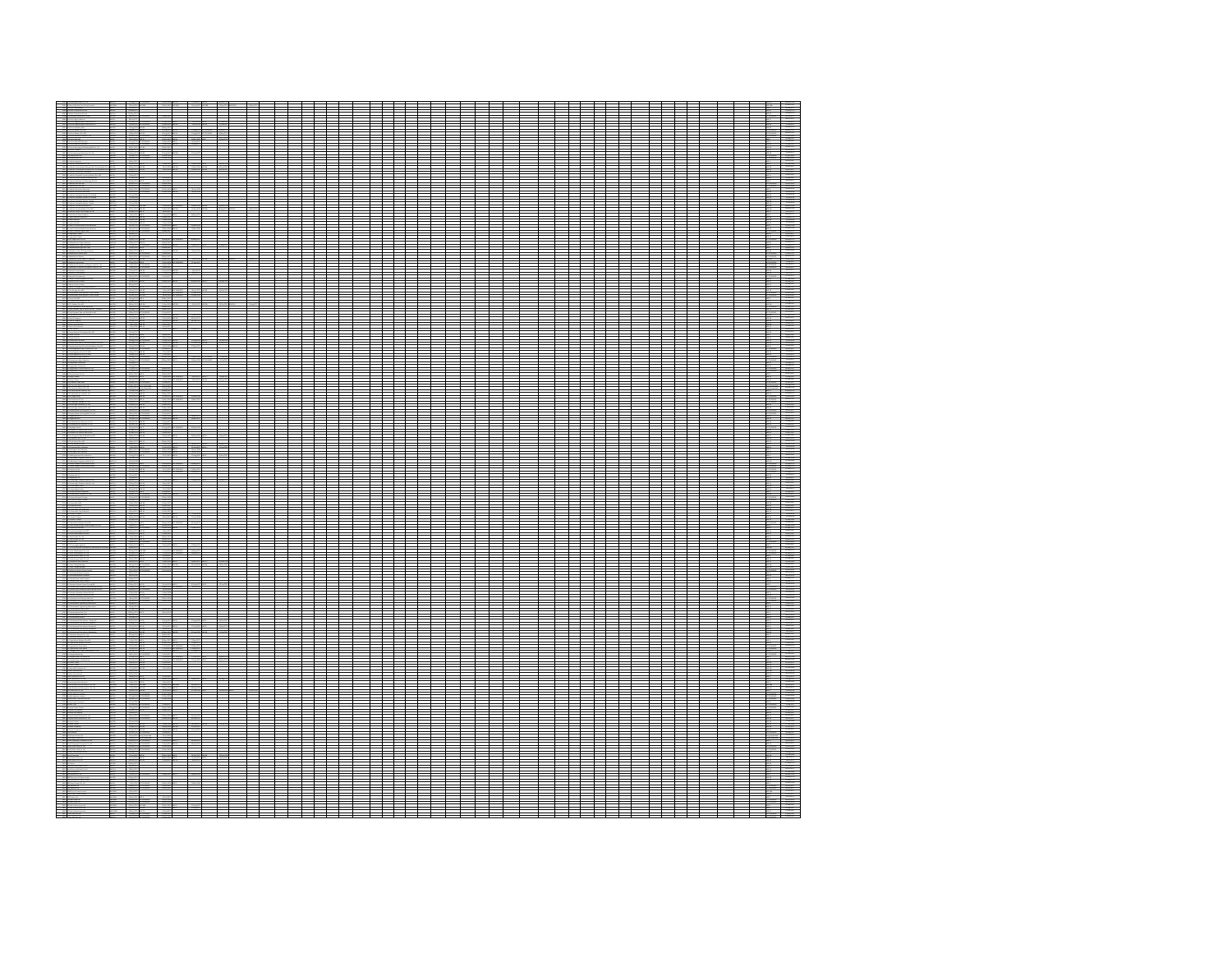|  |  |  |  |  |  |  |  |  |  |  |  |  |  | <b>ANGELES</b> |
|--|--|--|--|--|--|--|--|--|--|--|--|--|--|----------------|
|  |  |  |  |  |  |  |  |  |  |  |  |  |  |                |
|  |  |  |  |  |  |  |  |  |  |  |  |  |  |                |
|  |  |  |  |  |  |  |  |  |  |  |  |  |  |                |
|  |  |  |  |  |  |  |  |  |  |  |  |  |  |                |
|  |  |  |  |  |  |  |  |  |  |  |  |  |  |                |
|  |  |  |  |  |  |  |  |  |  |  |  |  |  |                |
|  |  |  |  |  |  |  |  |  |  |  |  |  |  |                |
|  |  |  |  |  |  |  |  |  |  |  |  |  |  |                |
|  |  |  |  |  |  |  |  |  |  |  |  |  |  |                |
|  |  |  |  |  |  |  |  |  |  |  |  |  |  |                |
|  |  |  |  |  |  |  |  |  |  |  |  |  |  |                |
|  |  |  |  |  |  |  |  |  |  |  |  |  |  |                |
|  |  |  |  |  |  |  |  |  |  |  |  |  |  |                |
|  |  |  |  |  |  |  |  |  |  |  |  |  |  |                |
|  |  |  |  |  |  |  |  |  |  |  |  |  |  |                |
|  |  |  |  |  |  |  |  |  |  |  |  |  |  |                |
|  |  |  |  |  |  |  |  |  |  |  |  |  |  |                |
|  |  |  |  |  |  |  |  |  |  |  |  |  |  |                |
|  |  |  |  |  |  |  |  |  |  |  |  |  |  |                |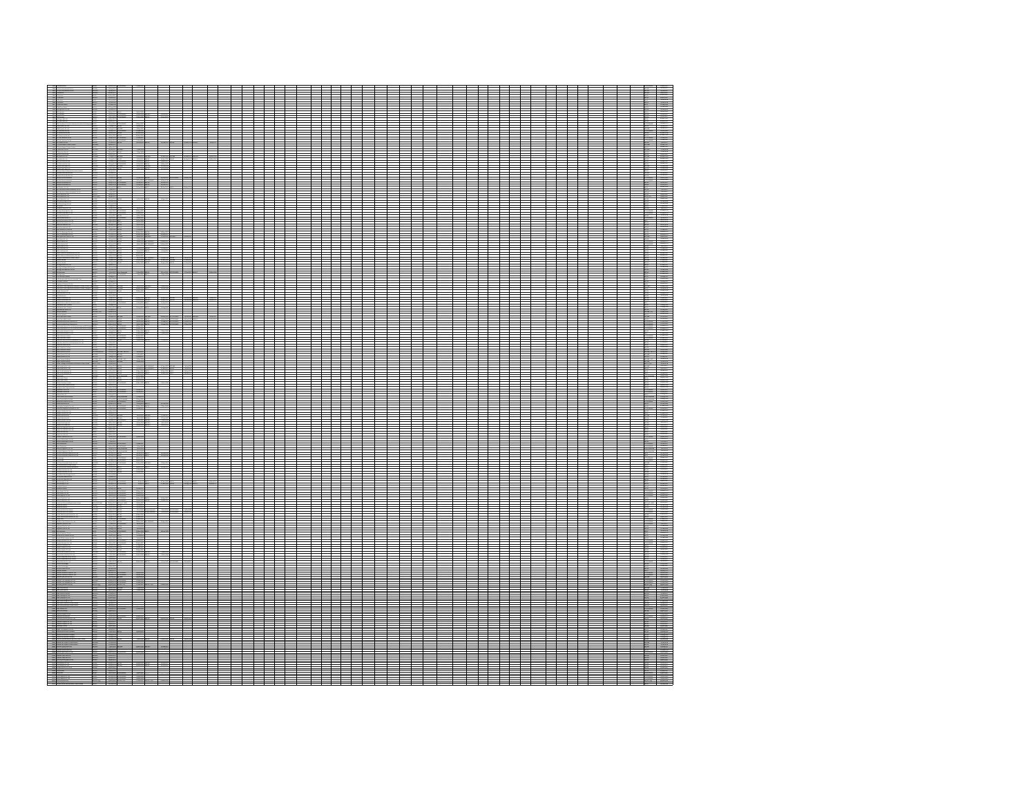|  |  |  |  |  |  |  |  |  |  |  |  |  |  |  | 1999年1月11日 - 1999年1月11日 - 1999年1月11日 - 1999年1月11日 - 1999年1月11日 - 1999年1月11日 - 1999年1月11日 - 1999年1月11日 - 1999年1<br>- 1999年1月11日 - 1999年1月11日 - 1999年1月11日 - 1999年1月11日 - 1999年1月11日 - 1999年1月11日 - 1999年1月11日 - 1999年1月11日 - 199 |
|--|--|--|--|--|--|--|--|--|--|--|--|--|--|--|---------------------------------------------------------------------------------------------------------------------------------------------------------------------------------------------------------------------------------|
|  |  |  |  |  |  |  |  |  |  |  |  |  |  |  |                                                                                                                                                                                                                                 |
|  |  |  |  |  |  |  |  |  |  |  |  |  |  |  |                                                                                                                                                                                                                                 |
|  |  |  |  |  |  |  |  |  |  |  |  |  |  |  |                                                                                                                                                                                                                                 |
|  |  |  |  |  |  |  |  |  |  |  |  |  |  |  |                                                                                                                                                                                                                                 |
|  |  |  |  |  |  |  |  |  |  |  |  |  |  |  |                                                                                                                                                                                                                                 |
|  |  |  |  |  |  |  |  |  |  |  |  |  |  |  |                                                                                                                                                                                                                                 |
|  |  |  |  |  |  |  |  |  |  |  |  |  |  |  |                                                                                                                                                                                                                                 |
|  |  |  |  |  |  |  |  |  |  |  |  |  |  |  |                                                                                                                                                                                                                                 |
|  |  |  |  |  |  |  |  |  |  |  |  |  |  |  |                                                                                                                                                                                                                                 |
|  |  |  |  |  |  |  |  |  |  |  |  |  |  |  |                                                                                                                                                                                                                                 |
|  |  |  |  |  |  |  |  |  |  |  |  |  |  |  |                                                                                                                                                                                                                                 |
|  |  |  |  |  |  |  |  |  |  |  |  |  |  |  |                                                                                                                                                                                                                                 |
|  |  |  |  |  |  |  |  |  |  |  |  |  |  |  |                                                                                                                                                                                                                                 |
|  |  |  |  |  |  |  |  |  |  |  |  |  |  |  |                                                                                                                                                                                                                                 |
|  |  |  |  |  |  |  |  |  |  |  |  |  |  |  |                                                                                                                                                                                                                                 |
|  |  |  |  |  |  |  |  |  |  |  |  |  |  |  |                                                                                                                                                                                                                                 |
|  |  |  |  |  |  |  |  |  |  |  |  |  |  |  |                                                                                                                                                                                                                                 |
|  |  |  |  |  |  |  |  |  |  |  |  |  |  |  |                                                                                                                                                                                                                                 |
|  |  |  |  |  |  |  |  |  |  |  |  |  |  |  |                                                                                                                                                                                                                                 |
|  |  |  |  |  |  |  |  |  |  |  |  |  |  |  |                                                                                                                                                                                                                                 |
|  |  |  |  |  |  |  |  |  |  |  |  |  |  |  |                                                                                                                                                                                                                                 |
|  |  |  |  |  |  |  |  |  |  |  |  |  |  |  |                                                                                                                                                                                                                                 |
|  |  |  |  |  |  |  |  |  |  |  |  |  |  |  |                                                                                                                                                                                                                                 |
|  |  |  |  |  |  |  |  |  |  |  |  |  |  |  |                                                                                                                                                                                                                                 |
|  |  |  |  |  |  |  |  |  |  |  |  |  |  |  |                                                                                                                                                                                                                                 |
|  |  |  |  |  |  |  |  |  |  |  |  |  |  |  |                                                                                                                                                                                                                                 |
|  |  |  |  |  |  |  |  |  |  |  |  |  |  |  |                                                                                                                                                                                                                                 |
|  |  |  |  |  |  |  |  |  |  |  |  |  |  |  |                                                                                                                                                                                                                                 |
|  |  |  |  |  |  |  |  |  |  |  |  |  |  |  |                                                                                                                                                                                                                                 |
|  |  |  |  |  |  |  |  |  |  |  |  |  |  |  |                                                                                                                                                                                                                                 |
|  |  |  |  |  |  |  |  |  |  |  |  |  |  |  |                                                                                                                                                                                                                                 |
|  |  |  |  |  |  |  |  |  |  |  |  |  |  |  |                                                                                                                                                                                                                                 |
|  |  |  |  |  |  |  |  |  |  |  |  |  |  |  |                                                                                                                                                                                                                                 |
|  |  |  |  |  |  |  |  |  |  |  |  |  |  |  |                                                                                                                                                                                                                                 |
|  |  |  |  |  |  |  |  |  |  |  |  |  |  |  |                                                                                                                                                                                                                                 |
|  |  |  |  |  |  |  |  |  |  |  |  |  |  |  |                                                                                                                                                                                                                                 |
|  |  |  |  |  |  |  |  |  |  |  |  |  |  |  |                                                                                                                                                                                                                                 |
|  |  |  |  |  |  |  |  |  |  |  |  |  |  |  |                                                                                                                                                                                                                                 |
|  |  |  |  |  |  |  |  |  |  |  |  |  |  |  |                                                                                                                                                                                                                                 |
|  |  |  |  |  |  |  |  |  |  |  |  |  |  |  |                                                                                                                                                                                                                                 |
|  |  |  |  |  |  |  |  |  |  |  |  |  |  |  |                                                                                                                                                                                                                                 |
|  |  |  |  |  |  |  |  |  |  |  |  |  |  |  |                                                                                                                                                                                                                                 |
|  |  |  |  |  |  |  |  |  |  |  |  |  |  |  |                                                                                                                                                                                                                                 |
|  |  |  |  |  |  |  |  |  |  |  |  |  |  |  |                                                                                                                                                                                                                                 |
|  |  |  |  |  |  |  |  |  |  |  |  |  |  |  |                                                                                                                                                                                                                                 |
|  |  |  |  |  |  |  |  |  |  |  |  |  |  |  |                                                                                                                                                                                                                                 |
|  |  |  |  |  |  |  |  |  |  |  |  |  |  |  |                                                                                                                                                                                                                                 |
|  |  |  |  |  |  |  |  |  |  |  |  |  |  |  |                                                                                                                                                                                                                                 |
|  |  |  |  |  |  |  |  |  |  |  |  |  |  |  |                                                                                                                                                                                                                                 |
|  |  |  |  |  |  |  |  |  |  |  |  |  |  |  |                                                                                                                                                                                                                                 |
|  |  |  |  |  |  |  |  |  |  |  |  |  |  |  |                                                                                                                                                                                                                                 |
|  |  |  |  |  |  |  |  |  |  |  |  |  |  |  | North Maria                                                                                                                                                                                                                     |
|  |  |  |  |  |  |  |  |  |  |  |  |  |  |  |                                                                                                                                                                                                                                 |
|  |  |  |  |  |  |  |  |  |  |  |  |  |  |  |                                                                                                                                                                                                                                 |
|  |  |  |  |  |  |  |  |  |  |  |  |  |  |  |                                                                                                                                                                                                                                 |
|  |  |  |  |  |  |  |  |  |  |  |  |  |  |  |                                                                                                                                                                                                                                 |
|  |  |  |  |  |  |  |  |  |  |  |  |  |  |  |                                                                                                                                                                                                                                 |
|  |  |  |  |  |  |  |  |  |  |  |  |  |  |  |                                                                                                                                                                                                                                 |
|  |  |  |  |  |  |  |  |  |  |  |  |  |  |  | Africana<br>Montes<br>Montes                                                                                                                                                                                                    |
|  |  |  |  |  |  |  |  |  |  |  |  |  |  |  |                                                                                                                                                                                                                                 |
|  |  |  |  |  |  |  |  |  |  |  |  |  |  |  |                                                                                                                                                                                                                                 |
|  |  |  |  |  |  |  |  |  |  |  |  |  |  |  |                                                                                                                                                                                                                                 |
|  |  |  |  |  |  |  |  |  |  |  |  |  |  |  |                                                                                                                                                                                                                                 |
|  |  |  |  |  |  |  |  |  |  |  |  |  |  |  |                                                                                                                                                                                                                                 |
|  |  |  |  |  |  |  |  |  |  |  |  |  |  |  |                                                                                                                                                                                                                                 |
|  |  |  |  |  |  |  |  |  |  |  |  |  |  |  |                                                                                                                                                                                                                                 |
|  |  |  |  |  |  |  |  |  |  |  |  |  |  |  |                                                                                                                                                                                                                                 |
|  |  |  |  |  |  |  |  |  |  |  |  |  |  |  |                                                                                                                                                                                                                                 |
|  |  |  |  |  |  |  |  |  |  |  |  |  |  |  |                                                                                                                                                                                                                                 |
|  |  |  |  |  |  |  |  |  |  |  |  |  |  |  |                                                                                                                                                                                                                                 |
|  |  |  |  |  |  |  |  |  |  |  |  |  |  |  |                                                                                                                                                                                                                                 |
|  |  |  |  |  |  |  |  |  |  |  |  |  |  |  |                                                                                                                                                                                                                                 |
|  |  |  |  |  |  |  |  |  |  |  |  |  |  |  |                                                                                                                                                                                                                                 |
|  |  |  |  |  |  |  |  |  |  |  |  |  |  |  |                                                                                                                                                                                                                                 |
|  |  |  |  |  |  |  |  |  |  |  |  |  |  |  |                                                                                                                                                                                                                                 |
|  |  |  |  |  |  |  |  |  |  |  |  |  |  |  |                                                                                                                                                                                                                                 |
|  |  |  |  |  |  |  |  |  |  |  |  |  |  |  |                                                                                                                                                                                                                                 |
|  |  |  |  |  |  |  |  |  |  |  |  |  |  |  |                                                                                                                                                                                                                                 |
|  |  |  |  |  |  |  |  |  |  |  |  |  |  |  |                                                                                                                                                                                                                                 |
|  |  |  |  |  |  |  |  |  |  |  |  |  |  |  |                                                                                                                                                                                                                                 |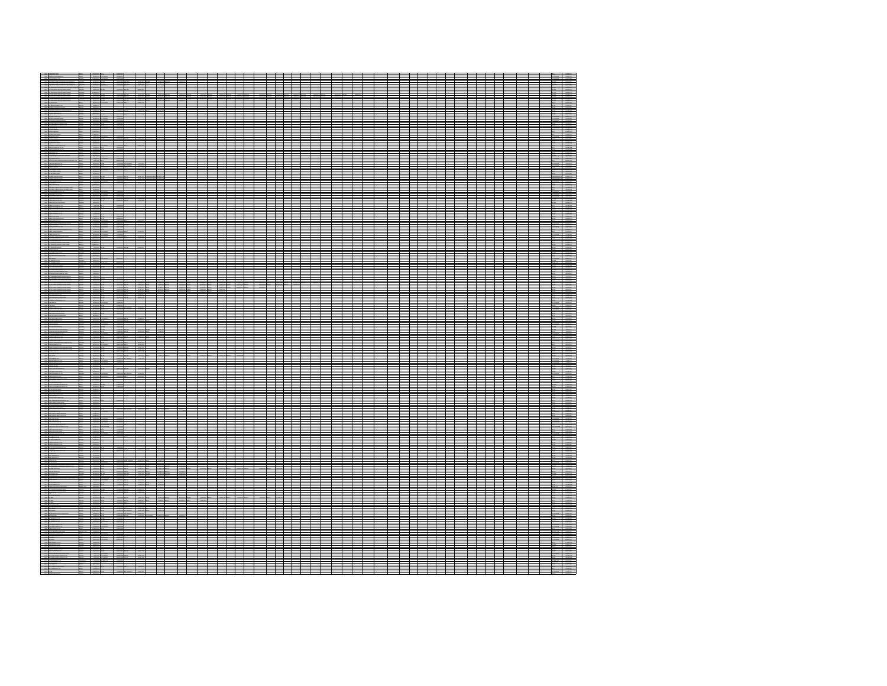|  | $\equiv$ |  |  |  |  |  |  |  |  |  |
|--|----------|--|--|--|--|--|--|--|--|--|
|  |          |  |  |  |  |  |  |  |  |  |
|  |          |  |  |  |  |  |  |  |  |  |
|  |          |  |  |  |  |  |  |  |  |  |
|  |          |  |  |  |  |  |  |  |  |  |
|  |          |  |  |  |  |  |  |  |  |  |
|  |          |  |  |  |  |  |  |  |  |  |
|  |          |  |  |  |  |  |  |  |  |  |
|  |          |  |  |  |  |  |  |  |  |  |
|  |          |  |  |  |  |  |  |  |  |  |
|  |          |  |  |  |  |  |  |  |  |  |
|  |          |  |  |  |  |  |  |  |  |  |
|  |          |  |  |  |  |  |  |  |  |  |
|  |          |  |  |  |  |  |  |  |  |  |
|  |          |  |  |  |  |  |  |  |  |  |
|  |          |  |  |  |  |  |  |  |  |  |
|  |          |  |  |  |  |  |  |  |  |  |
|  |          |  |  |  |  |  |  |  |  |  |
|  |          |  |  |  |  |  |  |  |  |  |
|  |          |  |  |  |  |  |  |  |  |  |
|  |          |  |  |  |  |  |  |  |  |  |
|  |          |  |  |  |  |  |  |  |  |  |
|  |          |  |  |  |  |  |  |  |  |  |
|  |          |  |  |  |  |  |  |  |  |  |
|  |          |  |  |  |  |  |  |  |  |  |
|  |          |  |  |  |  |  |  |  |  |  |
|  |          |  |  |  |  |  |  |  |  |  |
|  |          |  |  |  |  |  |  |  |  |  |
|  |          |  |  |  |  |  |  |  |  |  |
|  |          |  |  |  |  |  |  |  |  |  |
|  |          |  |  |  |  |  |  |  |  |  |
|  |          |  |  |  |  |  |  |  |  |  |
|  |          |  |  |  |  |  |  |  |  |  |
|  |          |  |  |  |  |  |  |  |  |  |
|  |          |  |  |  |  |  |  |  |  |  |
|  |          |  |  |  |  |  |  |  |  |  |
|  |          |  |  |  |  |  |  |  |  |  |
|  |          |  |  |  |  |  |  |  |  |  |
|  |          |  |  |  |  |  |  |  |  |  |
|  |          |  |  |  |  |  |  |  |  |  |
|  |          |  |  |  |  |  |  |  |  |  |
|  |          |  |  |  |  |  |  |  |  |  |
|  |          |  |  |  |  |  |  |  |  |  |
|  |          |  |  |  |  |  |  |  |  |  |
|  |          |  |  |  |  |  |  |  |  |  |
|  |          |  |  |  |  |  |  |  |  |  |
|  |          |  |  |  |  |  |  |  |  |  |
|  |          |  |  |  |  |  |  |  |  |  |
|  |          |  |  |  |  |  |  |  |  |  |
|  |          |  |  |  |  |  |  |  |  |  |
|  |          |  |  |  |  |  |  |  |  |  |
|  |          |  |  |  |  |  |  |  |  |  |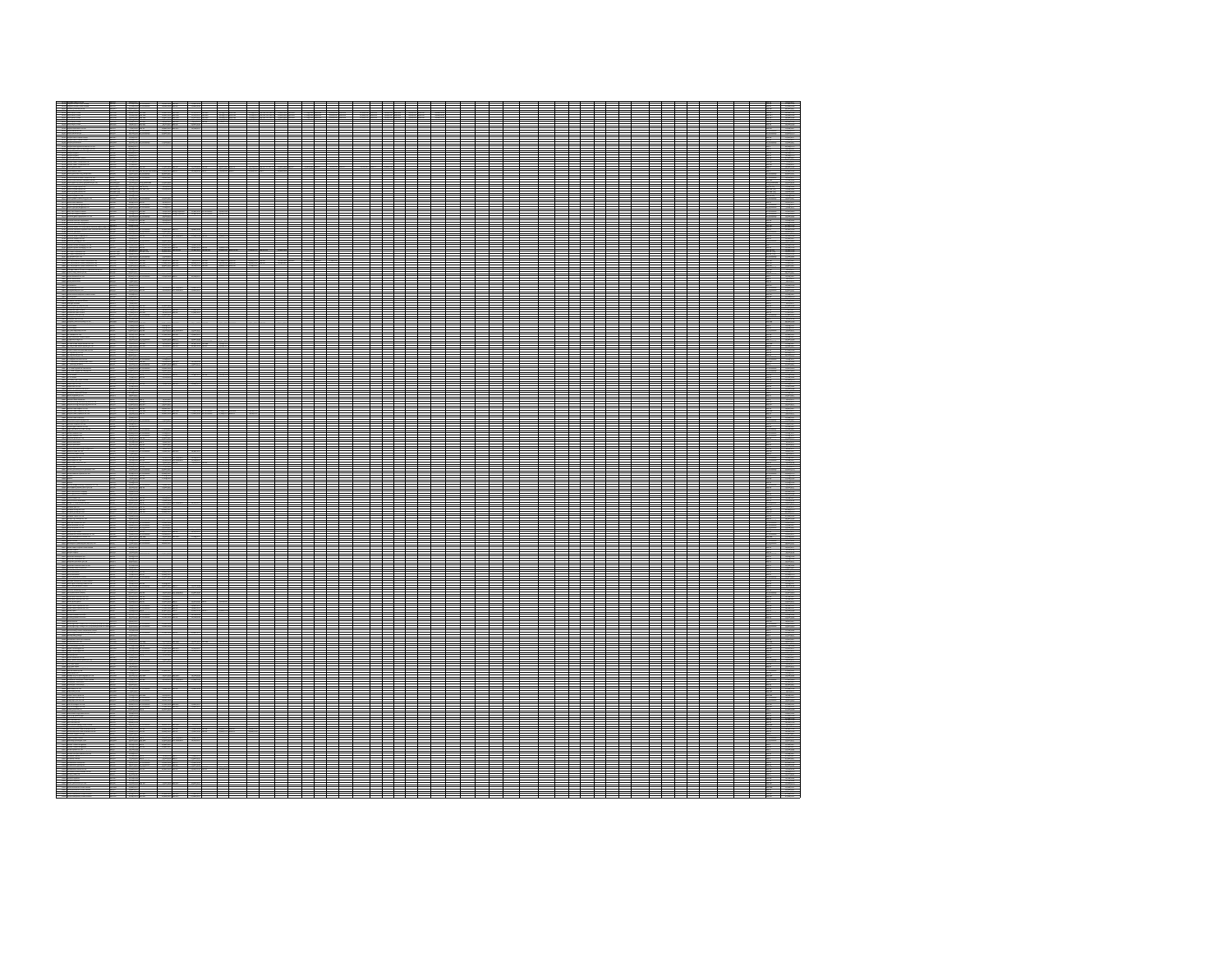|    |                 | – |  |  | –   |  |  |  |  |  |  |  |
|----|-----------------|---|--|--|-----|--|--|--|--|--|--|--|
|    |                 |   |  |  |     |  |  |  |  |  |  |  |
|    |                 |   |  |  |     |  |  |  |  |  |  |  |
|    |                 |   |  |  |     |  |  |  |  |  |  |  |
|    |                 |   |  |  |     |  |  |  |  |  |  |  |
|    |                 |   |  |  |     |  |  |  |  |  |  |  |
|    |                 |   |  |  |     |  |  |  |  |  |  |  |
|    |                 |   |  |  |     |  |  |  |  |  |  |  |
|    |                 |   |  |  |     |  |  |  |  |  |  |  |
|    | 置               |   |  |  |     |  |  |  |  |  |  |  |
|    |                 |   |  |  |     |  |  |  |  |  |  |  |
|    | $\frac{1}{1}$   |   |  |  | ▆▅▅ |  |  |  |  |  |  |  |
|    |                 |   |  |  |     |  |  |  |  |  |  |  |
|    |                 |   |  |  |     |  |  |  |  |  |  |  |
|    |                 |   |  |  |     |  |  |  |  |  |  |  |
|    |                 |   |  |  |     |  |  |  |  |  |  |  |
|    |                 |   |  |  |     |  |  |  |  |  |  |  |
|    |                 |   |  |  |     |  |  |  |  |  |  |  |
|    | m               |   |  |  |     |  |  |  |  |  |  |  |
|    | ♦               |   |  |  |     |  |  |  |  |  |  |  |
|    |                 |   |  |  |     |  |  |  |  |  |  |  |
|    |                 |   |  |  |     |  |  |  |  |  |  |  |
|    |                 |   |  |  |     |  |  |  |  |  |  |  |
|    |                 |   |  |  |     |  |  |  |  |  |  |  |
|    |                 |   |  |  |     |  |  |  |  |  |  |  |
|    |                 |   |  |  |     |  |  |  |  |  |  |  |
|    |                 |   |  |  |     |  |  |  |  |  |  |  |
|    |                 |   |  |  |     |  |  |  |  |  |  |  |
| 端  |                 |   |  |  |     |  |  |  |  |  |  |  |
|    |                 |   |  |  |     |  |  |  |  |  |  |  |
|    |                 |   |  |  |     |  |  |  |  |  |  |  |
|    |                 |   |  |  |     |  |  |  |  |  |  |  |
|    |                 |   |  |  |     |  |  |  |  |  |  |  |
|    |                 |   |  |  |     |  |  |  |  |  |  |  |
|    |                 |   |  |  |     |  |  |  |  |  |  |  |
|    |                 |   |  |  |     |  |  |  |  |  |  |  |
|    |                 |   |  |  |     |  |  |  |  |  |  |  |
|    |                 |   |  |  |     |  |  |  |  |  |  |  |
|    |                 |   |  |  |     |  |  |  |  |  |  |  |
|    |                 |   |  |  |     |  |  |  |  |  |  |  |
|    |                 |   |  |  |     |  |  |  |  |  |  |  |
|    |                 |   |  |  |     |  |  |  |  |  |  |  |
|    |                 |   |  |  |     |  |  |  |  |  |  |  |
|    |                 |   |  |  |     |  |  |  |  |  |  |  |
|    |                 |   |  |  |     |  |  |  |  |  |  |  |
|    |                 |   |  |  |     |  |  |  |  |  |  |  |
|    |                 |   |  |  |     |  |  |  |  |  |  |  |
| W  |                 |   |  |  |     |  |  |  |  |  |  |  |
|    |                 |   |  |  |     |  |  |  |  |  |  |  |
|    |                 |   |  |  |     |  |  |  |  |  |  |  |
|    |                 |   |  |  |     |  |  |  |  |  |  |  |
|    |                 |   |  |  |     |  |  |  |  |  |  |  |
|    |                 |   |  |  |     |  |  |  |  |  |  |  |
|    |                 |   |  |  |     |  |  |  |  |  |  |  |
|    |                 |   |  |  |     |  |  |  |  |  |  |  |
|    |                 |   |  |  |     |  |  |  |  |  |  |  |
| ÷  | =               |   |  |  |     |  |  |  |  |  |  |  |
|    |                 |   |  |  |     |  |  |  |  |  |  |  |
|    |                 |   |  |  |     |  |  |  |  |  |  |  |
|    |                 |   |  |  |     |  |  |  |  |  |  |  |
|    |                 |   |  |  |     |  |  |  |  |  |  |  |
|    |                 |   |  |  |     |  |  |  |  |  |  |  |
|    |                 |   |  |  |     |  |  |  |  |  |  |  |
|    |                 |   |  |  |     |  |  |  |  |  |  |  |
|    |                 |   |  |  |     |  |  |  |  |  |  |  |
|    |                 |   |  |  |     |  |  |  |  |  |  |  |
|    |                 |   |  |  |     |  |  |  |  |  |  |  |
|    |                 |   |  |  |     |  |  |  |  |  |  |  |
|    |                 |   |  |  |     |  |  |  |  |  |  |  |
|    |                 |   |  |  |     |  |  |  |  |  |  |  |
|    |                 |   |  |  |     |  |  |  |  |  |  |  |
|    |                 |   |  |  |     |  |  |  |  |  |  |  |
|    |                 |   |  |  |     |  |  |  |  |  |  |  |
| W  |                 |   |  |  |     |  |  |  |  |  |  |  |
|    |                 |   |  |  |     |  |  |  |  |  |  |  |
|    |                 |   |  |  |     |  |  |  |  |  |  |  |
| 篇章 | $\frac{1}{100}$ |   |  |  |     |  |  |  |  |  |  |  |
|    |                 |   |  |  |     |  |  |  |  |  |  |  |
|    |                 |   |  |  |     |  |  |  |  |  |  |  |
|    |                 |   |  |  |     |  |  |  |  |  |  |  |
|    |                 |   |  |  |     |  |  |  |  |  |  |  |
|    |                 |   |  |  |     |  |  |  |  |  |  |  |
|    |                 |   |  |  |     |  |  |  |  |  |  |  |
|    |                 |   |  |  |     |  |  |  |  |  |  |  |
|    |                 |   |  |  |     |  |  |  |  |  |  |  |
|    |                 |   |  |  |     |  |  |  |  |  |  |  |
|    |                 |   |  |  |     |  |  |  |  |  |  |  |
|    |                 |   |  |  |     |  |  |  |  |  |  |  |
|    |                 |   |  |  |     |  |  |  |  |  |  |  |
|    |                 |   |  |  |     |  |  |  |  |  |  |  |
|    |                 |   |  |  |     |  |  |  |  |  |  |  |
|    |                 |   |  |  |     |  |  |  |  |  |  |  |
|    |                 |   |  |  |     |  |  |  |  |  |  |  |
|    |                 |   |  |  |     |  |  |  |  |  |  |  |
|    |                 |   |  |  |     |  |  |  |  |  |  |  |
|    |                 |   |  |  |     |  |  |  |  |  |  |  |
|    |                 |   |  |  |     |  |  |  |  |  |  |  |
|    |                 |   |  |  |     |  |  |  |  |  |  |  |
|    |                 |   |  |  |     |  |  |  |  |  |  |  |
|    |                 |   |  |  |     |  |  |  |  |  |  |  |
|    |                 |   |  |  |     |  |  |  |  |  |  |  |
|    |                 |   |  |  |     |  |  |  |  |  |  |  |
|    |                 |   |  |  |     |  |  |  |  |  |  |  |
|    |                 |   |  |  |     |  |  |  |  |  |  |  |
|    |                 |   |  |  |     |  |  |  |  |  |  |  |
|    |                 |   |  |  |     |  |  |  |  |  |  |  |
|    |                 |   |  |  |     |  |  |  |  |  |  |  |
|    |                 |   |  |  |     |  |  |  |  |  |  |  |
|    |                 |   |  |  |     |  |  |  |  |  |  |  |
|    |                 |   |  |  |     |  |  |  |  |  |  |  |
|    |                 |   |  |  |     |  |  |  |  |  |  |  |